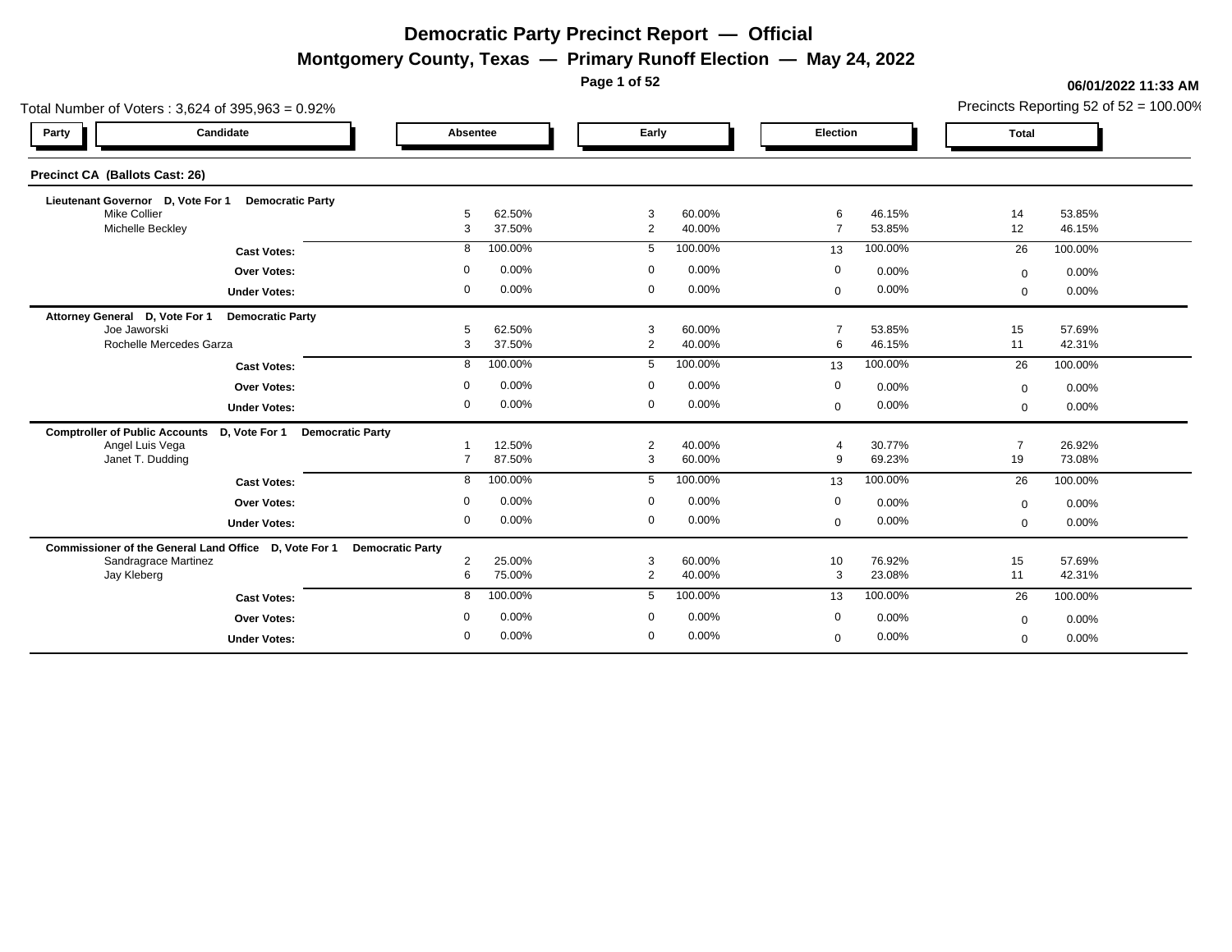# Democratic Party Precinct Report — Official

## Montgomery County, Texas — Primary Runoff Election — May 24, 2022

06/01/2022 11:33 AM

Total Number of Voters : 3,624 of 395,963 = 0.92%

Precincts Reporting 52 of 52 = 100.00%

### Precinct CA (Ballots Cast: 26)

| Party / Candidate | Absentee | | Early | | Election | | Total | |
|---|---|---|---|---|---|---|---|---|
| **Lieutenant Governor D, Vote For 1 Democratic Party** | | | | | | | | |
| Mike Collier | 5 | 62.50% | 3 | 60.00% | 6 | 46.15% | 14 | 53.85% |
| Michelle Beckley | 3 | 37.50% | 2 | 40.00% | 7 | 53.85% | 12 | 46.15% |
| **Cast Votes:** | 8 | 100.00% | 5 | 100.00% | 13 | 100.00% | 26 | 100.00% |
| **Over Votes:** | 0 | 0.00% | 0 | 0.00% | 0 | 0.00% | 0 | 0.00% |
| **Under Votes:** | 0 | 0.00% | 0 | 0.00% | 0 | 0.00% | 0 | 0.00% |
| **Attorney General D, Vote For 1 Democratic Party** | | | | | | | | |
| Joe Jaworski | 5 | 62.50% | 3 | 60.00% | 7 | 53.85% | 15 | 57.69% |
| Rochelle Mercedes Garza | 3 | 37.50% | 2 | 40.00% | 6 | 46.15% | 11 | 42.31% |
| **Cast Votes:** | 8 | 100.00% | 5 | 100.00% | 13 | 100.00% | 26 | 100.00% |
| **Over Votes:** | 0 | 0.00% | 0 | 0.00% | 0 | 0.00% | 0 | 0.00% |
| **Under Votes:** | 0 | 0.00% | 0 | 0.00% | 0 | 0.00% | 0 | 0.00% |
| **Comptroller of Public Accounts D, Vote For 1 Democratic Party** | | | | | | | | |
| Angel Luis Vega | 1 | 12.50% | 2 | 40.00% | 4 | 30.77% | 7 | 26.92% |
| Janet T. Dudding | 7 | 87.50% | 3 | 60.00% | 9 | 69.23% | 19 | 73.08% |
| **Cast Votes:** | 8 | 100.00% | 5 | 100.00% | 13 | 100.00% | 26 | 100.00% |
| **Over Votes:** | 0 | 0.00% | 0 | 0.00% | 0 | 0.00% | 0 | 0.00% |
| **Under Votes:** | 0 | 0.00% | 0 | 0.00% | 0 | 0.00% | 0 | 0.00% |
| **Commissioner of the General Land Office D, Vote For 1 Democratic Party** | | | | | | | | |
| Sandragrace Martinez | 2 | 25.00% | 3 | 60.00% | 10 | 76.92% | 15 | 57.69% |
| Jay Kleberg | 6 | 75.00% | 2 | 40.00% | 3 | 23.08% | 11 | 42.31% |
| **Cast Votes:** | 8 | 100.00% | 5 | 100.00% | 13 | 100.00% | 26 | 100.00% |
| **Over Votes:** | 0 | 0.00% | 0 | 0.00% | 0 | 0.00% | 0 | 0.00% |
| **Under Votes:** | 0 | 0.00% | 0 | 0.00% | 0 | 0.00% | 0 | 0.00% |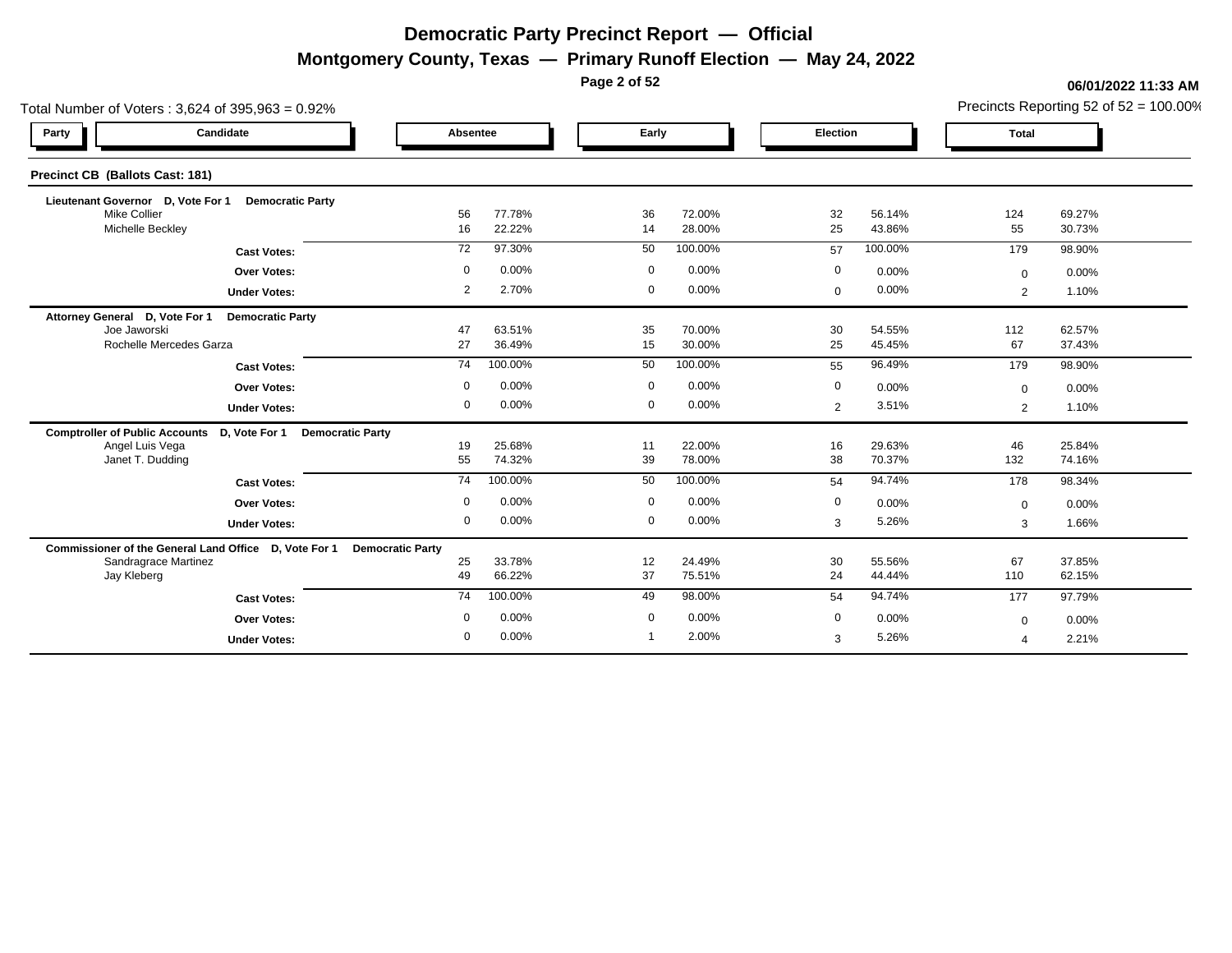# Democratic Party Precinct Report — Official

## Montgomery County, Texas — Primary Runoff Election — May 24, 2022

**06/01/2022 11:33 AM**

Total Number of Voters : 3,624 of 395,963 = 0.92%

Precincts Reporting 52 of 52 = 100.00%

### Precinct CB (Ballots Cast: 181)

| Party / Candidate | Absentee | | Early | | Election | | Total | |
|---|---|---|---|---|---|---|---|---|
| **Lieutenant Governor D, Vote For 1 Democratic Party** | | | | | | | | |
| Mike Collier | 56 | 77.78% | 36 | 72.00% | 32 | 56.14% | 124 | 69.27% |
| Michelle Beckley | 16 | 22.22% | 14 | 28.00% | 25 | 43.86% | 55 | 30.73% |
| **Cast Votes:** | 72 | 97.30% | 50 | 100.00% | 57 | 100.00% | 179 | 98.90% |
| **Over Votes:** | 0 | 0.00% | 0 | 0.00% | 0 | 0.00% | 0 | 0.00% |
| **Under Votes:** | 2 | 2.70% | 0 | 0.00% | 0 | 0.00% | 2 | 1.10% |
| **Attorney General D, Vote For 1 Democratic Party** | | | | | | | | |
| Joe Jaworski | 47 | 63.51% | 35 | 70.00% | 30 | 54.55% | 112 | 62.57% |
| Rochelle Mercedes Garza | 27 | 36.49% | 15 | 30.00% | 25 | 45.45% | 67 | 37.43% |
| **Cast Votes:** | 74 | 100.00% | 50 | 100.00% | 55 | 96.49% | 179 | 98.90% |
| **Over Votes:** | 0 | 0.00% | 0 | 0.00% | 0 | 0.00% | 0 | 0.00% |
| **Under Votes:** | 0 | 0.00% | 0 | 0.00% | 2 | 3.51% | 2 | 1.10% |
| **Comptroller of Public Accounts D, Vote For 1 Democratic Party** | | | | | | | | |
| Angel Luis Vega | 19 | 25.68% | 11 | 22.00% | 16 | 29.63% | 46 | 25.84% |
| Janet T. Dudding | 55 | 74.32% | 39 | 78.00% | 38 | 70.37% | 132 | 74.16% |
| **Cast Votes:** | 74 | 100.00% | 50 | 100.00% | 54 | 94.74% | 178 | 98.34% |
| **Over Votes:** | 0 | 0.00% | 0 | 0.00% | 0 | 0.00% | 0 | 0.00% |
| **Under Votes:** | 0 | 0.00% | 0 | 0.00% | 3 | 5.26% | 3 | 1.66% |
| **Commissioner of the General Land Office D, Vote For 1 Democratic Party** | | | | | | | | |
| Sandragrace Martinez | 25 | 33.78% | 12 | 24.49% | 30 | 55.56% | 67 | 37.85% |
| Jay Kleberg | 49 | 66.22% | 37 | 75.51% | 24 | 44.44% | 110 | 62.15% |
| **Cast Votes:** | 74 | 100.00% | 49 | 98.00% | 54 | 94.74% | 177 | 97.79% |
| **Over Votes:** | 0 | 0.00% | 0 | 0.00% | 0 | 0.00% | 0 | 0.00% |
| **Under Votes:** | 0 | 0.00% | 1 | 2.00% | 3 | 5.26% | 4 | 2.21% |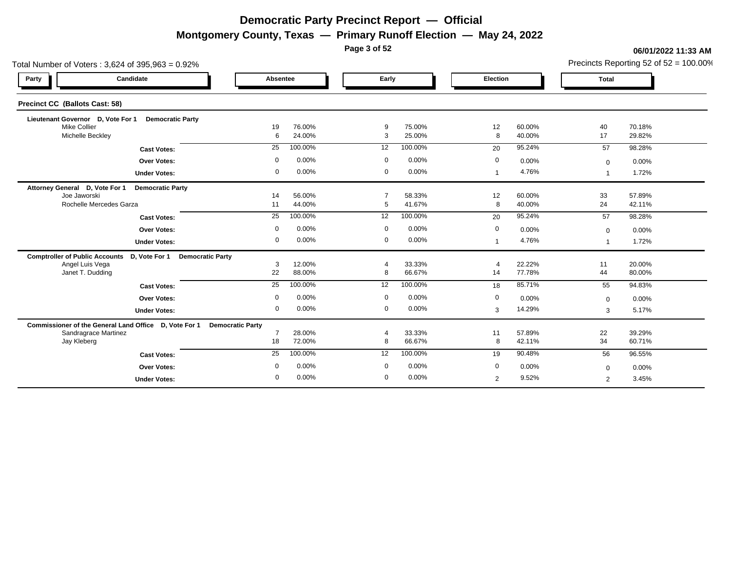# Democratic Party Precinct Report — Official

## Montgomery County, Texas — Primary Runoff Election — May 24, 2022

06/01/2022 11:33 AM

Total Number of Voters : 3,624 of 395,963 = 0.92%

Precincts Reporting 52 of 52 = 100.00%

### Precinct CC (Ballots Cast: 58)

| Party | Candidate | Absentee | | Early | | Election | | Total | |
|---|---|---|---|---|---|---|---|---|---|
| **Lieutenant Governor D, Vote For 1 Democratic Party** | | | | | | | | | |
| | Mike Collier | 19 | 76.00% | 9 | 75.00% | 12 | 60.00% | 40 | 70.18% |
| | Michelle Beckley | 6 | 24.00% | 3 | 25.00% | 8 | 40.00% | 17 | 29.82% |
| | **Cast Votes:** | 25 | 100.00% | 12 | 100.00% | 20 | 95.24% | 57 | 98.28% |
| | **Over Votes:** | 0 | 0.00% | 0 | 0.00% | 0 | 0.00% | 0 | 0.00% |
| | **Under Votes:** | 0 | 0.00% | 0 | 0.00% | 1 | 4.76% | 1 | 1.72% |
| **Attorney General D, Vote For 1 Democratic Party** | | | | | | | | | |
| | Joe Jaworski | 14 | 56.00% | 7 | 58.33% | 12 | 60.00% | 33 | 57.89% |
| | Rochelle Mercedes Garza | 11 | 44.00% | 5 | 41.67% | 8 | 40.00% | 24 | 42.11% |
| | **Cast Votes:** | 25 | 100.00% | 12 | 100.00% | 20 | 95.24% | 57 | 98.28% |
| | **Over Votes:** | 0 | 0.00% | 0 | 0.00% | 0 | 0.00% | 0 | 0.00% |
| | **Under Votes:** | 0 | 0.00% | 0 | 0.00% | 1 | 4.76% | 1 | 1.72% |
| **Comptroller of Public Accounts D, Vote For 1 Democratic Party** | | | | | | | | | |
| | Angel Luis Vega | 3 | 12.00% | 4 | 33.33% | 4 | 22.22% | 11 | 20.00% |
| | Janet T. Dudding | 22 | 88.00% | 8 | 66.67% | 14 | 77.78% | 44 | 80.00% |
| | **Cast Votes:** | 25 | 100.00% | 12 | 100.00% | 18 | 85.71% | 55 | 94.83% |
| | **Over Votes:** | 0 | 0.00% | 0 | 0.00% | 0 | 0.00% | 0 | 0.00% |
| | **Under Votes:** | 0 | 0.00% | 0 | 0.00% | 3 | 14.29% | 3 | 5.17% |
| **Commissioner of the General Land Office D, Vote For 1 Democratic Party** | | | | | | | | | |
| | Sandragrace Martinez | 7 | 28.00% | 4 | 33.33% | 11 | 57.89% | 22 | 39.29% |
| | Jay Kleberg | 18 | 72.00% | 8 | 66.67% | 8 | 42.11% | 34 | 60.71% |
| | **Cast Votes:** | 25 | 100.00% | 12 | 100.00% | 19 | 90.48% | 56 | 96.55% |
| | **Over Votes:** | 0 | 0.00% | 0 | 0.00% | 0 | 0.00% | 0 | 0.00% |
| | **Under Votes:** | 0 | 0.00% | 0 | 0.00% | 2 | 9.52% | 2 | 3.45% |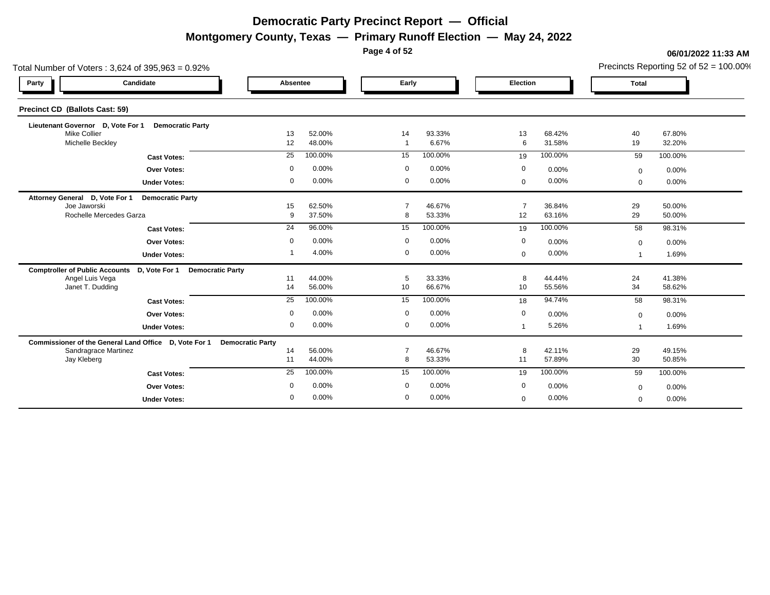# Democratic Party Precinct Report — Official

## Montgomery County, Texas — Primary Runoff Election — May 24, 2022

06/01/2022 11:33 AM

Total Number of Voters : 3,624 of 395,963 = 0.92%

Precincts Reporting 52 of 52 = 100.00%

### Precinct CD (Ballots Cast: 59)

| Party | Candidate | Absentee | | Early | | Election | | Total | |
|---|---|---|---|---|---|---|---|---|---|
| **Lieutenant Governor D, Vote For 1** | **Democratic Party** | | | | | | | | |
| | Mike Collier | 13 | 52.00% | 14 | 93.33% | 13 | 68.42% | 40 | 67.80% |
| | Michelle Beckley | 12 | 48.00% | 1 | 6.67% | 6 | 31.58% | 19 | 32.20% |
| | **Cast Votes:** | 25 | 100.00% | 15 | 100.00% | 19 | 100.00% | 59 | 100.00% |
| | **Over Votes:** | 0 | 0.00% | 0 | 0.00% | 0 | 0.00% | 0 | 0.00% |
| | **Under Votes:** | 0 | 0.00% | 0 | 0.00% | 0 | 0.00% | 0 | 0.00% |
| **Attorney General D, Vote For 1** | **Democratic Party** | | | | | | | | |
| | Joe Jaworski | 15 | 62.50% | 7 | 46.67% | 7 | 36.84% | 29 | 50.00% |
| | Rochelle Mercedes Garza | 9 | 37.50% | 8 | 53.33% | 12 | 63.16% | 29 | 50.00% |
| | **Cast Votes:** | 24 | 96.00% | 15 | 100.00% | 19 | 100.00% | 58 | 98.31% |
| | **Over Votes:** | 0 | 0.00% | 0 | 0.00% | 0 | 0.00% | 0 | 0.00% |
| | **Under Votes:** | 1 | 4.00% | 0 | 0.00% | 0 | 0.00% | 1 | 1.69% |
| **Comptroller of Public Accounts D, Vote For 1** | **Democratic Party** | | | | | | | | |
| | Angel Luis Vega | 11 | 44.00% | 5 | 33.33% | 8 | 44.44% | 24 | 41.38% |
| | Janet T. Dudding | 14 | 56.00% | 10 | 66.67% | 10 | 55.56% | 34 | 58.62% |
| | **Cast Votes:** | 25 | 100.00% | 15 | 100.00% | 18 | 94.74% | 58 | 98.31% |
| | **Over Votes:** | 0 | 0.00% | 0 | 0.00% | 0 | 0.00% | 0 | 0.00% |
| | **Under Votes:** | 0 | 0.00% | 0 | 0.00% | 1 | 5.26% | 1 | 1.69% |
| **Commissioner of the General Land Office D, Vote For 1** | **Democratic Party** | | | | | | | | |
| | Sandragrace Martinez | 14 | 56.00% | 7 | 46.67% | 8 | 42.11% | 29 | 49.15% |
| | Jay Kleberg | 11 | 44.00% | 8 | 53.33% | 11 | 57.89% | 30 | 50.85% |
| | **Cast Votes:** | 25 | 100.00% | 15 | 100.00% | 19 | 100.00% | 59 | 100.00% |
| | **Over Votes:** | 0 | 0.00% | 0 | 0.00% | 0 | 0.00% | 0 | 0.00% |
| | **Under Votes:** | 0 | 0.00% | 0 | 0.00% | 0 | 0.00% | 0 | 0.00% |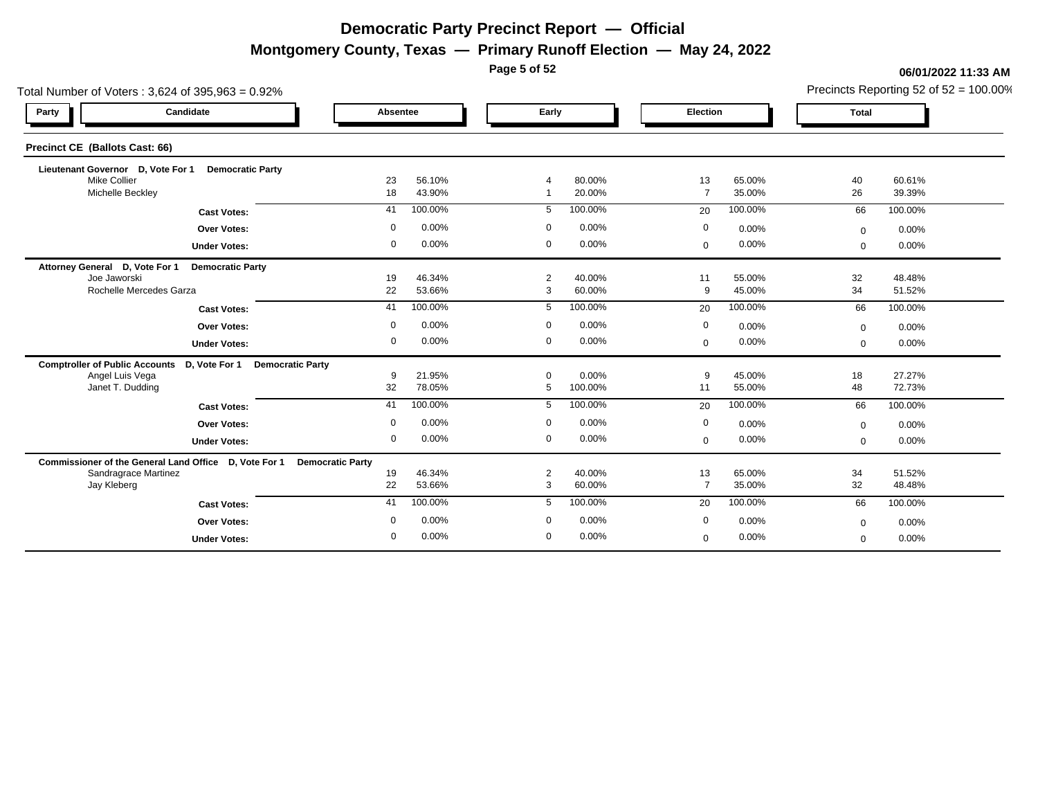# Democratic Party Precinct Report — Official

## Montgomery County, Texas — Primary Runoff Election — May 24, 2022

**06/01/2022 11:33 AM**

Total Number of Voters : 3,624 of 395,963 = 0.92%

Precincts Reporting 52 of 52 = 100.00%

### Precinct CE (Ballots Cast: 66)

| Party | Candidate | Absentee | | Early | | Election | | Total | |
|---|---|---|---|---|---|---|---|---|---|
| **Lieutenant Governor D, Vote For 1 Democratic Party** | | | | | | | | | |
| | Mike Collier | 23 | 56.10% | 4 | 80.00% | 13 | 65.00% | 40 | 60.61% |
| | Michelle Beckley | 18 | 43.90% | 1 | 20.00% | 7 | 35.00% | 26 | 39.39% |
| | **Cast Votes:** | 41 | 100.00% | 5 | 100.00% | 20 | 100.00% | 66 | 100.00% |
| | **Over Votes:** | 0 | 0.00% | 0 | 0.00% | 0 | 0.00% | 0 | 0.00% |
| | **Under Votes:** | 0 | 0.00% | 0 | 0.00% | 0 | 0.00% | 0 | 0.00% |
| **Attorney General D, Vote For 1 Democratic Party** | | | | | | | | | |
| | Joe Jaworski | 19 | 46.34% | 2 | 40.00% | 11 | 55.00% | 32 | 48.48% |
| | Rochelle Mercedes Garza | 22 | 53.66% | 3 | 60.00% | 9 | 45.00% | 34 | 51.52% |
| | **Cast Votes:** | 41 | 100.00% | 5 | 100.00% | 20 | 100.00% | 66 | 100.00% |
| | **Over Votes:** | 0 | 0.00% | 0 | 0.00% | 0 | 0.00% | 0 | 0.00% |
| | **Under Votes:** | 0 | 0.00% | 0 | 0.00% | 0 | 0.00% | 0 | 0.00% |
| **Comptroller of Public Accounts D, Vote For 1 Democratic Party** | | | | | | | | | |
| | Angel Luis Vega | 9 | 21.95% | 0 | 0.00% | 9 | 45.00% | 18 | 27.27% |
| | Janet T. Dudding | 32 | 78.05% | 5 | 100.00% | 11 | 55.00% | 48 | 72.73% |
| | **Cast Votes:** | 41 | 100.00% | 5 | 100.00% | 20 | 100.00% | 66 | 100.00% |
| | **Over Votes:** | 0 | 0.00% | 0 | 0.00% | 0 | 0.00% | 0 | 0.00% |
| | **Under Votes:** | 0 | 0.00% | 0 | 0.00% | 0 | 0.00% | 0 | 0.00% |
| **Commissioner of the General Land Office D, Vote For 1 Democratic Party** | | | | | | | | | |
| | Sandragrace Martinez | 19 | 46.34% | 2 | 40.00% | 13 | 65.00% | 34 | 51.52% |
| | Jay Kleberg | 22 | 53.66% | 3 | 60.00% | 7 | 35.00% | 32 | 48.48% |
| | **Cast Votes:** | 41 | 100.00% | 5 | 100.00% | 20 | 100.00% | 66 | 100.00% |
| | **Over Votes:** | 0 | 0.00% | 0 | 0.00% | 0 | 0.00% | 0 | 0.00% |
| | **Under Votes:** | 0 | 0.00% | 0 | 0.00% | 0 | 0.00% | 0 | 0.00% |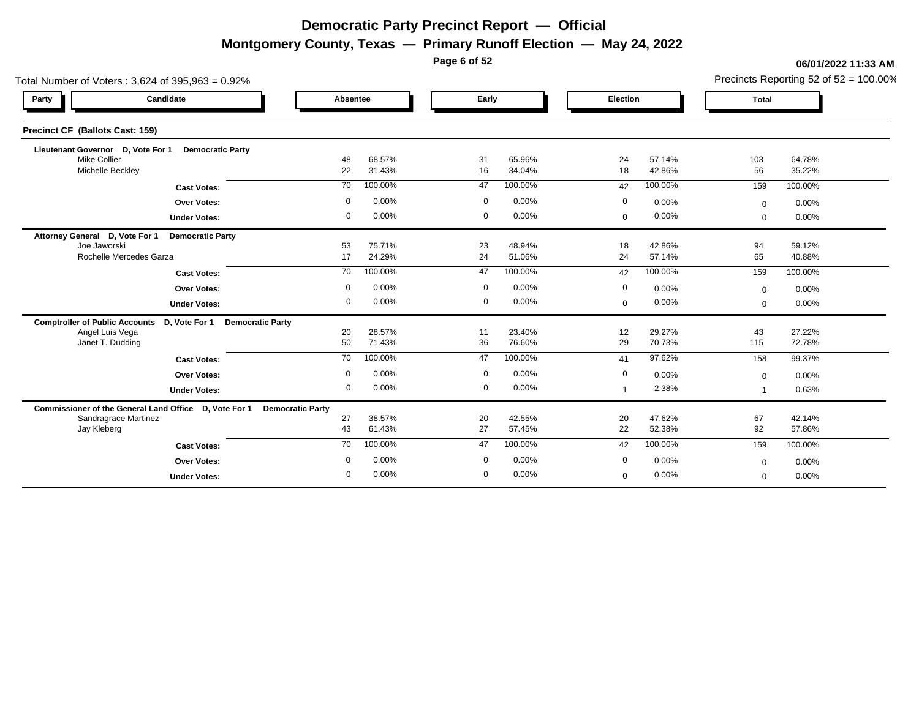# Democratic Party Precinct Report — Official

## Montgomery County, Texas — Primary Runoff Election — May 24, 2022

Total Number of Voters : 3,624 of 395,963 = 0.92%

06/01/2022 11:33 AM

Precincts Reporting 52 of 52 = 100.00%

### Precinct CF (Ballots Cast: 159)

| Party / Candidate | Absentee | | Early | | Election | | Total | |
|---|---|---|---|---|---|---|---|---|
| **Lieutenant Governor D, Vote For 1 Democratic Party** | | | | | | | | |
| Mike Collier | 48 | 68.57% | 31 | 65.96% | 24 | 57.14% | 103 | 64.78% |
| Michelle Beckley | 22 | 31.43% | 16 | 34.04% | 18 | 42.86% | 56 | 35.22% |
| **Cast Votes:** | 70 | 100.00% | 47 | 100.00% | 42 | 100.00% | 159 | 100.00% |
| **Over Votes:** | 0 | 0.00% | 0 | 0.00% | 0 | 0.00% | 0 | 0.00% |
| **Under Votes:** | 0 | 0.00% | 0 | 0.00% | 0 | 0.00% | 0 | 0.00% |
| **Attorney General D, Vote For 1 Democratic Party** | | | | | | | | |
| Joe Jaworski | 53 | 75.71% | 23 | 48.94% | 18 | 42.86% | 94 | 59.12% |
| Rochelle Mercedes Garza | 17 | 24.29% | 24 | 51.06% | 24 | 57.14% | 65 | 40.88% |
| **Cast Votes:** | 70 | 100.00% | 47 | 100.00% | 42 | 100.00% | 159 | 100.00% |
| **Over Votes:** | 0 | 0.00% | 0 | 0.00% | 0 | 0.00% | 0 | 0.00% |
| **Under Votes:** | 0 | 0.00% | 0 | 0.00% | 0 | 0.00% | 0 | 0.00% |
| **Comptroller of Public Accounts D, Vote For 1 Democratic Party** | | | | | | | | |
| Angel Luis Vega | 20 | 28.57% | 11 | 23.40% | 12 | 29.27% | 43 | 27.22% |
| Janet T. Dudding | 50 | 71.43% | 36 | 76.60% | 29 | 70.73% | 115 | 72.78% |
| **Cast Votes:** | 70 | 100.00% | 47 | 100.00% | 41 | 97.62% | 158 | 99.37% |
| **Over Votes:** | 0 | 0.00% | 0 | 0.00% | 0 | 0.00% | 0 | 0.00% |
| **Under Votes:** | 0 | 0.00% | 0 | 0.00% | 1 | 2.38% | 1 | 0.63% |
| **Commissioner of the General Land Office D, Vote For 1 Democratic Party** | | | | | | | | |
| Sandragrace Martinez | 27 | 38.57% | 20 | 42.55% | 20 | 47.62% | 67 | 42.14% |
| Jay Kleberg | 43 | 61.43% | 27 | 57.45% | 22 | 52.38% | 92 | 57.86% |
| **Cast Votes:** | 70 | 100.00% | 47 | 100.00% | 42 | 100.00% | 159 | 100.00% |
| **Over Votes:** | 0 | 0.00% | 0 | 0.00% | 0 | 0.00% | 0 | 0.00% |
| **Under Votes:** | 0 | 0.00% | 0 | 0.00% | 0 | 0.00% | 0 | 0.00% |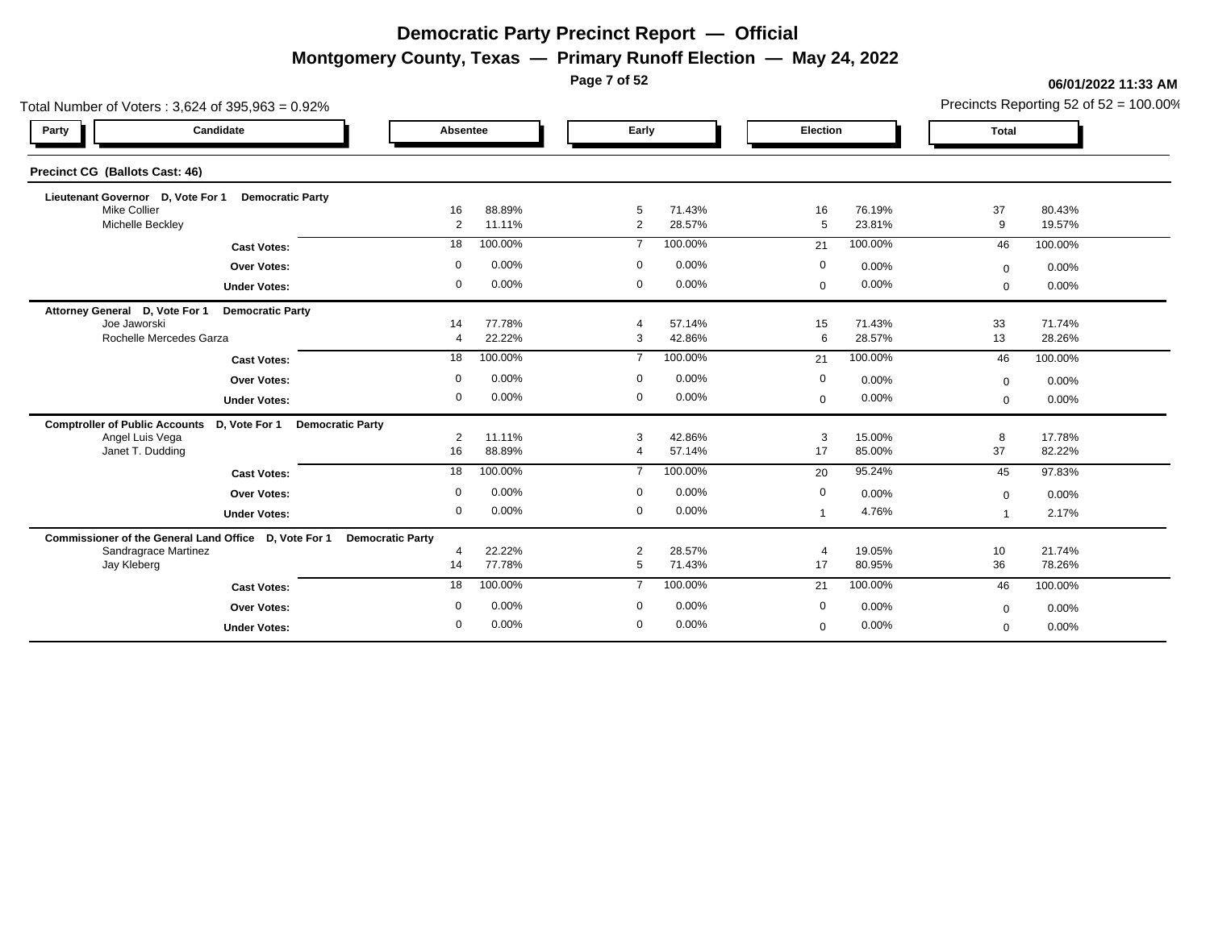# Democratic Party Precinct Report — Official

## Montgomery County, Texas — Primary Runoff Election — May 24, 2022

**06/01/2022 11:33 AM**

Total Number of Voters : 3,624 of 395,963 = 0.92%

Precincts Reporting 52 of 52 = 100.00%

### Precinct CG (Ballots Cast: 46)

| Party / Candidate | Absentee | | Early | | Election | | Total | |
|---|---|---|---|---|---|---|---|---|
| **Lieutenant Governor D, Vote For 1 Democratic Party** | | | | | | | | |
| Mike Collier | 16 | 88.89% | 5 | 71.43% | 16 | 76.19% | 37 | 80.43% |
| Michelle Beckley | 2 | 11.11% | 2 | 28.57% | 5 | 23.81% | 9 | 19.57% |
| **Cast Votes:** | 18 | 100.00% | 7 | 100.00% | 21 | 100.00% | 46 | 100.00% |
| **Over Votes:** | 0 | 0.00% | 0 | 0.00% | 0 | 0.00% | 0 | 0.00% |
| **Under Votes:** | 0 | 0.00% | 0 | 0.00% | 0 | 0.00% | 0 | 0.00% |
| **Attorney General D, Vote For 1 Democratic Party** | | | | | | | | |
| Joe Jaworski | 14 | 77.78% | 4 | 57.14% | 15 | 71.43% | 33 | 71.74% |
| Rochelle Mercedes Garza | 4 | 22.22% | 3 | 42.86% | 6 | 28.57% | 13 | 28.26% |
| **Cast Votes:** | 18 | 100.00% | 7 | 100.00% | 21 | 100.00% | 46 | 100.00% |
| **Over Votes:** | 0 | 0.00% | 0 | 0.00% | 0 | 0.00% | 0 | 0.00% |
| **Under Votes:** | 0 | 0.00% | 0 | 0.00% | 0 | 0.00% | 0 | 0.00% |
| **Comptroller of Public Accounts D, Vote For 1 Democratic Party** | | | | | | | | |
| Angel Luis Vega | 2 | 11.11% | 3 | 42.86% | 3 | 15.00% | 8 | 17.78% |
| Janet T. Dudding | 16 | 88.89% | 4 | 57.14% | 17 | 85.00% | 37 | 82.22% |
| **Cast Votes:** | 18 | 100.00% | 7 | 100.00% | 20 | 95.24% | 45 | 97.83% |
| **Over Votes:** | 0 | 0.00% | 0 | 0.00% | 0 | 0.00% | 0 | 0.00% |
| **Under Votes:** | 0 | 0.00% | 0 | 0.00% | 1 | 4.76% | 1 | 2.17% |
| **Commissioner of the General Land Office D, Vote For 1 Democratic Party** | | | | | | | | |
| Sandragrace Martinez | 4 | 22.22% | 2 | 28.57% | 4 | 19.05% | 10 | 21.74% |
| Jay Kleberg | 14 | 77.78% | 5 | 71.43% | 17 | 80.95% | 36 | 78.26% |
| **Cast Votes:** | 18 | 100.00% | 7 | 100.00% | 21 | 100.00% | 46 | 100.00% |
| **Over Votes:** | 0 | 0.00% | 0 | 0.00% | 0 | 0.00% | 0 | 0.00% |
| **Under Votes:** | 0 | 0.00% | 0 | 0.00% | 0 | 0.00% | 0 | 0.00% |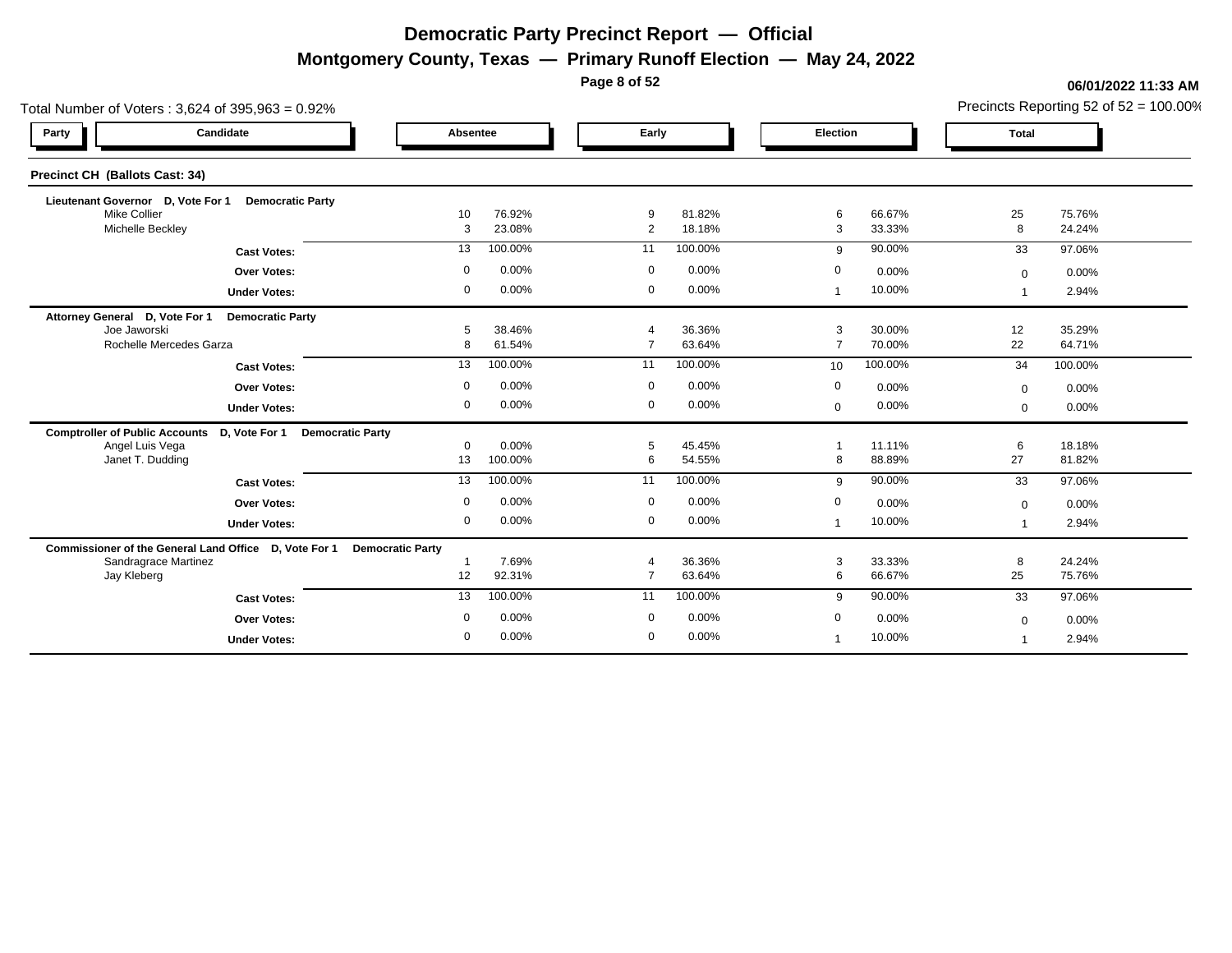# Democratic Party Precinct Report — Official

## Montgomery County, Texas — Primary Runoff Election — May 24, 2022

06/01/2022 11:33 AM

Total Number of Voters : 3,624 of 395,963 = 0.92%

Precincts Reporting 52 of 52 = 100.00%

### Precinct CH (Ballots Cast: 34)

| Party | Candidate | Absentee | | Early | | Election | | Total | |
|---|---|---|---|---|---|---|---|---|---|
| **Lieutenant Governor D, Vote For 1** | **Democratic Party** | | | | | | | | |
| | Mike Collier | 10 | 76.92% | 9 | 81.82% | 6 | 66.67% | 25 | 75.76% |
| | Michelle Beckley | 3 | 23.08% | 2 | 18.18% | 3 | 33.33% | 8 | 24.24% |
| | **Cast Votes:** | 13 | 100.00% | 11 | 100.00% | 9 | 90.00% | 33 | 97.06% |
| | **Over Votes:** | 0 | 0.00% | 0 | 0.00% | 0 | 0.00% | 0 | 0.00% |
| | **Under Votes:** | 0 | 0.00% | 0 | 0.00% | 1 | 10.00% | 1 | 2.94% |
| **Attorney General D, Vote For 1** | **Democratic Party** | | | | | | | | |
| | Joe Jaworski | 5 | 38.46% | 4 | 36.36% | 3 | 30.00% | 12 | 35.29% |
| | Rochelle Mercedes Garza | 8 | 61.54% | 7 | 63.64% | 7 | 70.00% | 22 | 64.71% |
| | **Cast Votes:** | 13 | 100.00% | 11 | 100.00% | 10 | 100.00% | 34 | 100.00% |
| | **Over Votes:** | 0 | 0.00% | 0 | 0.00% | 0 | 0.00% | 0 | 0.00% |
| | **Under Votes:** | 0 | 0.00% | 0 | 0.00% | 0 | 0.00% | 0 | 0.00% |
| **Comptroller of Public Accounts D, Vote For 1** | **Democratic Party** | | | | | | | | |
| | Angel Luis Vega | 0 | 0.00% | 5 | 45.45% | 1 | 11.11% | 6 | 18.18% |
| | Janet T. Dudding | 13 | 100.00% | 6 | 54.55% | 8 | 88.89% | 27 | 81.82% |
| | **Cast Votes:** | 13 | 100.00% | 11 | 100.00% | 9 | 90.00% | 33 | 97.06% |
| | **Over Votes:** | 0 | 0.00% | 0 | 0.00% | 0 | 0.00% | 0 | 0.00% |
| | **Under Votes:** | 0 | 0.00% | 0 | 0.00% | 1 | 10.00% | 1 | 2.94% |
| **Commissioner of the General Land Office D, Vote For 1** | **Democratic Party** | | | | | | | | |
| | Sandragrace Martinez | 1 | 7.69% | 4 | 36.36% | 3 | 33.33% | 8 | 24.24% |
| | Jay Kleberg | 12 | 92.31% | 7 | 63.64% | 6 | 66.67% | 25 | 75.76% |
| | **Cast Votes:** | 13 | 100.00% | 11 | 100.00% | 9 | 90.00% | 33 | 97.06% |
| | **Over Votes:** | 0 | 0.00% | 0 | 0.00% | 0 | 0.00% | 0 | 0.00% |
| | **Under Votes:** | 0 | 0.00% | 0 | 0.00% | 1 | 10.00% | 1 | 2.94% |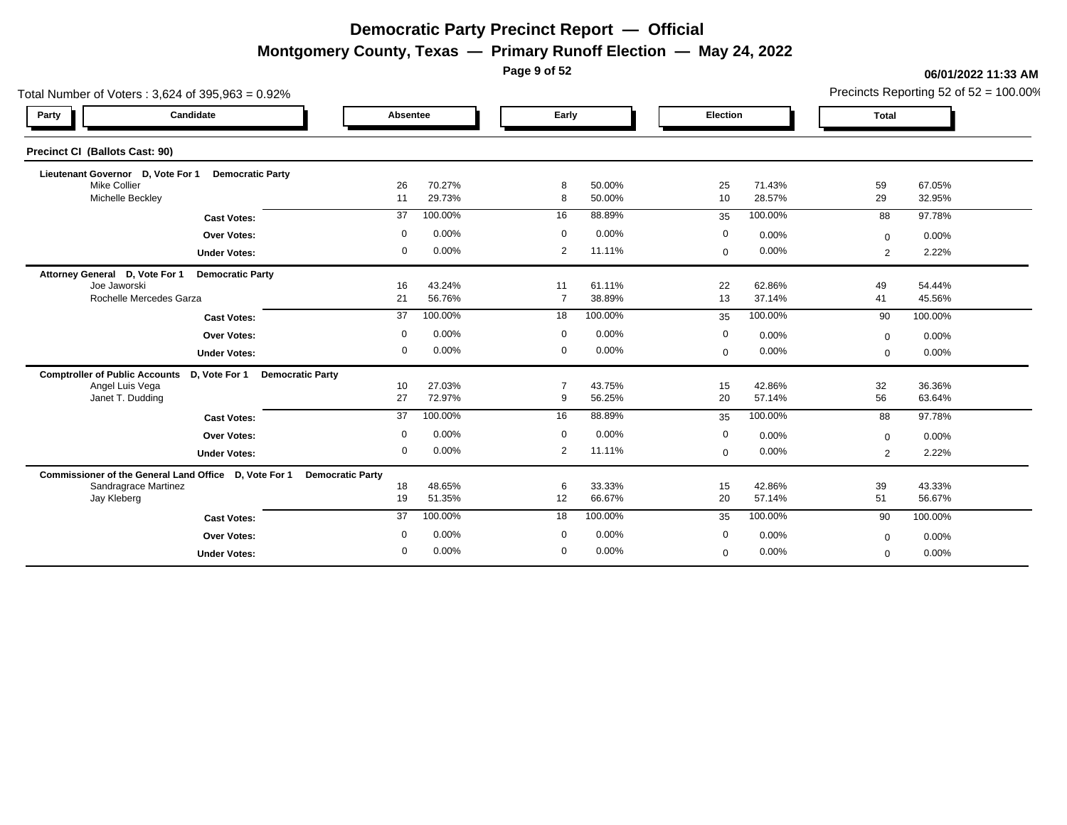# Democratic Party Precinct Report — Official

## Montgomery County, Texas — Primary Runoff Election — May 24, 2022

**06/01/2022 11:33 AM**

Total Number of Voters : 3,624 of 395,963 = 0.92%

Precincts Reporting 52 of 52 = 100.00%

### Precinct CI (Ballots Cast: 90)

| Party | Candidate | Absentee | | Early | | Election | | Total | |
|---|---|---|---|---|---|---|---|---|---|
| **Lieutenant Governor D, Vote For 1 Democratic Party** | | | | | | | | | |
| | Mike Collier | 26 | 70.27% | 8 | 50.00% | 25 | 71.43% | 59 | 67.05% |
| | Michelle Beckley | 11 | 29.73% | 8 | 50.00% | 10 | 28.57% | 29 | 32.95% |
| | **Cast Votes:** | 37 | 100.00% | 16 | 88.89% | 35 | 100.00% | 88 | 97.78% |
| | **Over Votes:** | 0 | 0.00% | 0 | 0.00% | 0 | 0.00% | 0 | 0.00% |
| | **Under Votes:** | 0 | 0.00% | 2 | 11.11% | 0 | 0.00% | 2 | 2.22% |
| **Attorney General D, Vote For 1 Democratic Party** | | | | | | | | | |
| | Joe Jaworski | 16 | 43.24% | 11 | 61.11% | 22 | 62.86% | 49 | 54.44% |
| | Rochelle Mercedes Garza | 21 | 56.76% | 7 | 38.89% | 13 | 37.14% | 41 | 45.56% |
| | **Cast Votes:** | 37 | 100.00% | 18 | 100.00% | 35 | 100.00% | 90 | 100.00% |
| | **Over Votes:** | 0 | 0.00% | 0 | 0.00% | 0 | 0.00% | 0 | 0.00% |
| | **Under Votes:** | 0 | 0.00% | 0 | 0.00% | 0 | 0.00% | 0 | 0.00% |
| **Comptroller of Public Accounts D, Vote For 1 Democratic Party** | | | | | | | | | |
| | Angel Luis Vega | 10 | 27.03% | 7 | 43.75% | 15 | 42.86% | 32 | 36.36% |
| | Janet T. Dudding | 27 | 72.97% | 9 | 56.25% | 20 | 57.14% | 56 | 63.64% |
| | **Cast Votes:** | 37 | 100.00% | 16 | 88.89% | 35 | 100.00% | 88 | 97.78% |
| | **Over Votes:** | 0 | 0.00% | 0 | 0.00% | 0 | 0.00% | 0 | 0.00% |
| | **Under Votes:** | 0 | 0.00% | 2 | 11.11% | 0 | 0.00% | 2 | 2.22% |
| **Commissioner of the General Land Office D, Vote For 1 Democratic Party** | | | | | | | | | |
| | Sandragrace Martinez | 18 | 48.65% | 6 | 33.33% | 15 | 42.86% | 39 | 43.33% |
| | Jay Kleberg | 19 | 51.35% | 12 | 66.67% | 20 | 57.14% | 51 | 56.67% |
| | **Cast Votes:** | 37 | 100.00% | 18 | 100.00% | 35 | 100.00% | 90 | 100.00% |
| | **Over Votes:** | 0 | 0.00% | 0 | 0.00% | 0 | 0.00% | 0 | 0.00% |
| | **Under Votes:** | 0 | 0.00% | 0 | 0.00% | 0 | 0.00% | 0 | 0.00% |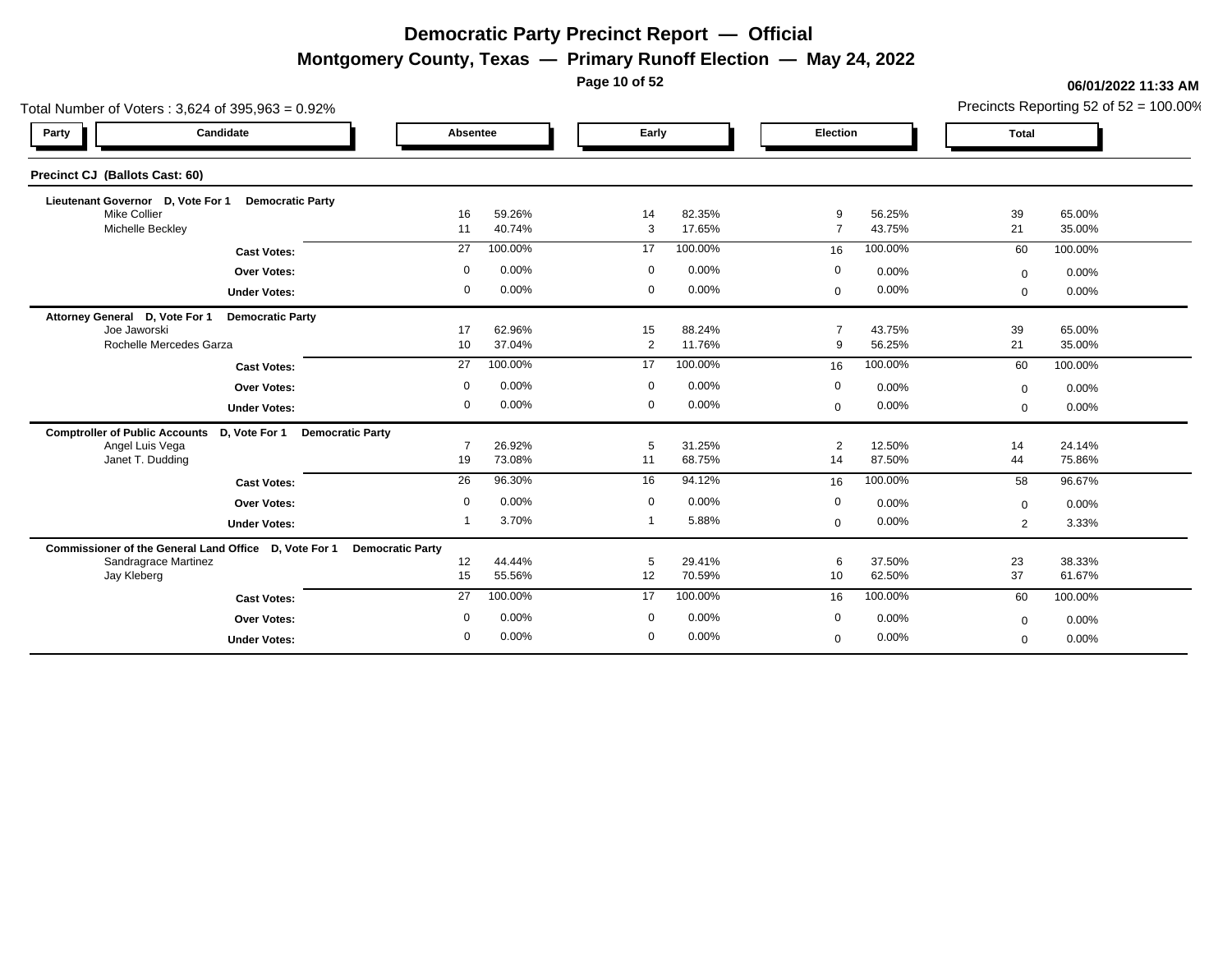# Democratic Party Precinct Report — Official

## Montgomery County, Texas — Primary Runoff Election — May 24, 2022

**06/01/2022 11:33 AM**

Total Number of Voters : 3,624 of 395,963 = 0.92%

Precincts Reporting 52 of 52 = 100.00%

### Precinct CJ (Ballots Cast: 60)

| Party | Candidate | Absentee | | Early | | Election | | Total | |
|---|---|---|---|---|---|---|---|---|---|
| **Lieutenant Governor D, Vote For 1 Democratic Party** | | | | | | | | | |
| | Mike Collier | 16 | 59.26% | 14 | 82.35% | 9 | 56.25% | 39 | 65.00% |
| | Michelle Beckley | 11 | 40.74% | 3 | 17.65% | 7 | 43.75% | 21 | 35.00% |
| | **Cast Votes:** | 27 | 100.00% | 17 | 100.00% | 16 | 100.00% | 60 | 100.00% |
| | **Over Votes:** | 0 | 0.00% | 0 | 0.00% | 0 | 0.00% | 0 | 0.00% |
| | **Under Votes:** | 0 | 0.00% | 0 | 0.00% | 0 | 0.00% | 0 | 0.00% |
| **Attorney General D, Vote For 1 Democratic Party** | | | | | | | | | |
| | Joe Jaworski | 17 | 62.96% | 15 | 88.24% | 7 | 43.75% | 39 | 65.00% |
| | Rochelle Mercedes Garza | 10 | 37.04% | 2 | 11.76% | 9 | 56.25% | 21 | 35.00% |
| | **Cast Votes:** | 27 | 100.00% | 17 | 100.00% | 16 | 100.00% | 60 | 100.00% |
| | **Over Votes:** | 0 | 0.00% | 0 | 0.00% | 0 | 0.00% | 0 | 0.00% |
| | **Under Votes:** | 0 | 0.00% | 0 | 0.00% | 0 | 0.00% | 0 | 0.00% |
| **Comptroller of Public Accounts D, Vote For 1 Democratic Party** | | | | | | | | | |
| | Angel Luis Vega | 7 | 26.92% | 5 | 31.25% | 2 | 12.50% | 14 | 24.14% |
| | Janet T. Dudding | 19 | 73.08% | 11 | 68.75% | 14 | 87.50% | 44 | 75.86% |
| | **Cast Votes:** | 26 | 96.30% | 16 | 94.12% | 16 | 100.00% | 58 | 96.67% |
| | **Over Votes:** | 0 | 0.00% | 0 | 0.00% | 0 | 0.00% | 0 | 0.00% |
| | **Under Votes:** | 1 | 3.70% | 1 | 5.88% | 0 | 0.00% | 2 | 3.33% |
| **Commissioner of the General Land Office D, Vote For 1 Democratic Party** | | | | | | | | | |
| | Sandragrace Martinez | 12 | 44.44% | 5 | 29.41% | 6 | 37.50% | 23 | 38.33% |
| | Jay Kleberg | 15 | 55.56% | 12 | 70.59% | 10 | 62.50% | 37 | 61.67% |
| | **Cast Votes:** | 27 | 100.00% | 17 | 100.00% | 16 | 100.00% | 60 | 100.00% |
| | **Over Votes:** | 0 | 0.00% | 0 | 0.00% | 0 | 0.00% | 0 | 0.00% |
| | **Under Votes:** | 0 | 0.00% | 0 | 0.00% | 0 | 0.00% | 0 | 0.00% |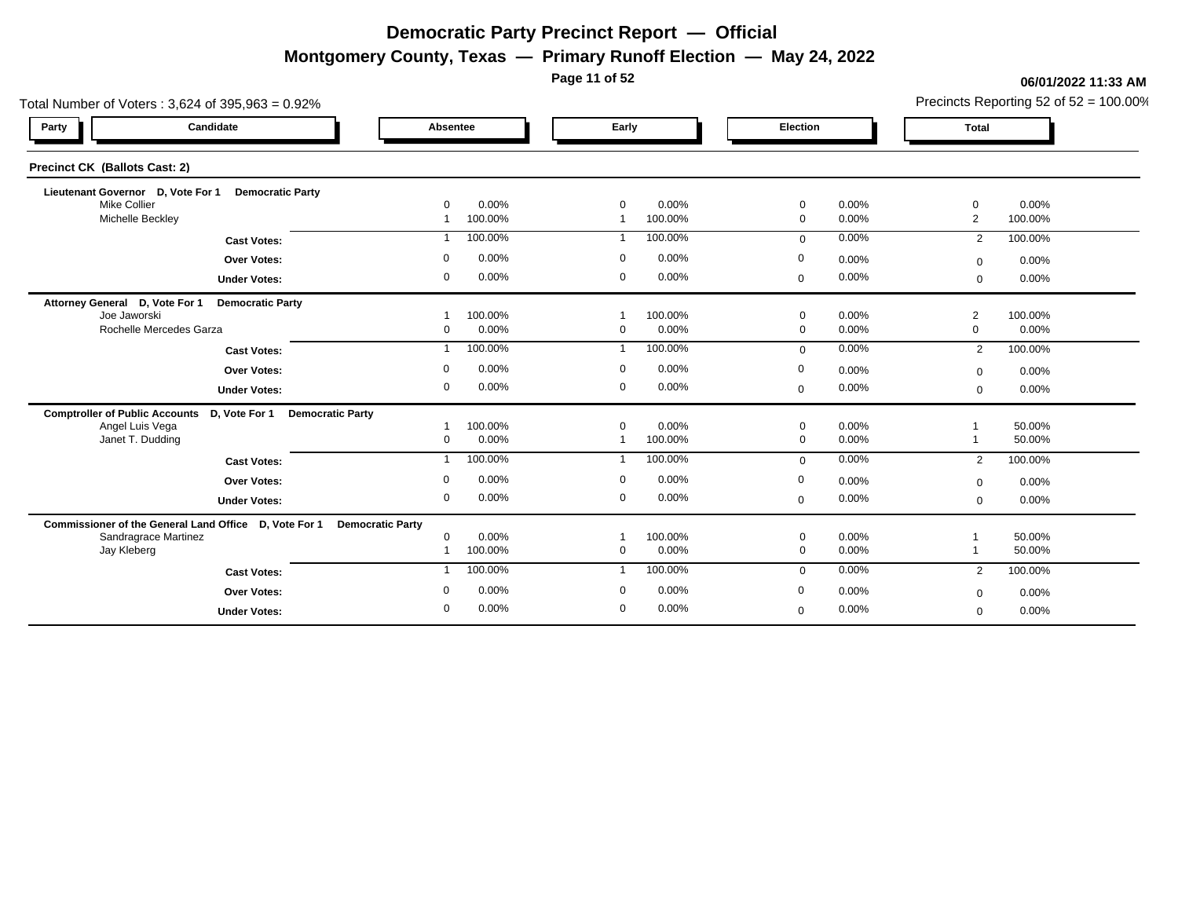# Democratic Party Precinct Report — Official

## Montgomery County, Texas — Primary Runoff Election — May 24, 2022

06/01/2022 11:33 AM

Total Number of Voters : 3,624 of 395,963 = 0.92%

Precincts Reporting 52 of 52 = 100.00%

### Precinct CK (Ballots Cast: 2)

| Party / Candidate | Absentee | | Early | | Election | | Total | |
|---|---|---|---|---|---|---|---|---|
| **Lieutenant Governor D, Vote For 1 Democratic Party** | | | | | | | | |
| Mike Collier | 0 | 0.00% | 0 | 0.00% | 0 | 0.00% | 0 | 0.00% |
| Michelle Beckley | 1 | 100.00% | 1 | 100.00% | 0 | 0.00% | 2 | 100.00% |
| **Cast Votes:** | 1 | 100.00% | 1 | 100.00% | 0 | 0.00% | 2 | 100.00% |
| **Over Votes:** | 0 | 0.00% | 0 | 0.00% | 0 | 0.00% | 0 | 0.00% |
| **Under Votes:** | 0 | 0.00% | 0 | 0.00% | 0 | 0.00% | 0 | 0.00% |
| **Attorney General D, Vote For 1 Democratic Party** | | | | | | | | |
| Joe Jaworski | 1 | 100.00% | 1 | 100.00% | 0 | 0.00% | 2 | 100.00% |
| Rochelle Mercedes Garza | 0 | 0.00% | 0 | 0.00% | 0 | 0.00% | 0 | 0.00% |
| **Cast Votes:** | 1 | 100.00% | 1 | 100.00% | 0 | 0.00% | 2 | 100.00% |
| **Over Votes:** | 0 | 0.00% | 0 | 0.00% | 0 | 0.00% | 0 | 0.00% |
| **Under Votes:** | 0 | 0.00% | 0 | 0.00% | 0 | 0.00% | 0 | 0.00% |
| **Comptroller of Public Accounts D, Vote For 1 Democratic Party** | | | | | | | | |
| Angel Luis Vega | 1 | 100.00% | 0 | 0.00% | 0 | 0.00% | 1 | 50.00% |
| Janet T. Dudding | 0 | 0.00% | 1 | 100.00% | 0 | 0.00% | 1 | 50.00% |
| **Cast Votes:** | 1 | 100.00% | 1 | 100.00% | 0 | 0.00% | 2 | 100.00% |
| **Over Votes:** | 0 | 0.00% | 0 | 0.00% | 0 | 0.00% | 0 | 0.00% |
| **Under Votes:** | 0 | 0.00% | 0 | 0.00% | 0 | 0.00% | 0 | 0.00% |
| **Commissioner of the General Land Office D, Vote For 1 Democratic Party** | | | | | | | | |
| Sandragrace Martinez | 0 | 0.00% | 1 | 100.00% | 0 | 0.00% | 1 | 50.00% |
| Jay Kleberg | 1 | 100.00% | 0 | 0.00% | 0 | 0.00% | 1 | 50.00% |
| **Cast Votes:** | 1 | 100.00% | 1 | 100.00% | 0 | 0.00% | 2 | 100.00% |
| **Over Votes:** | 0 | 0.00% | 0 | 0.00% | 0 | 0.00% | 0 | 0.00% |
| **Under Votes:** | 0 | 0.00% | 0 | 0.00% | 0 | 0.00% | 0 | 0.00% |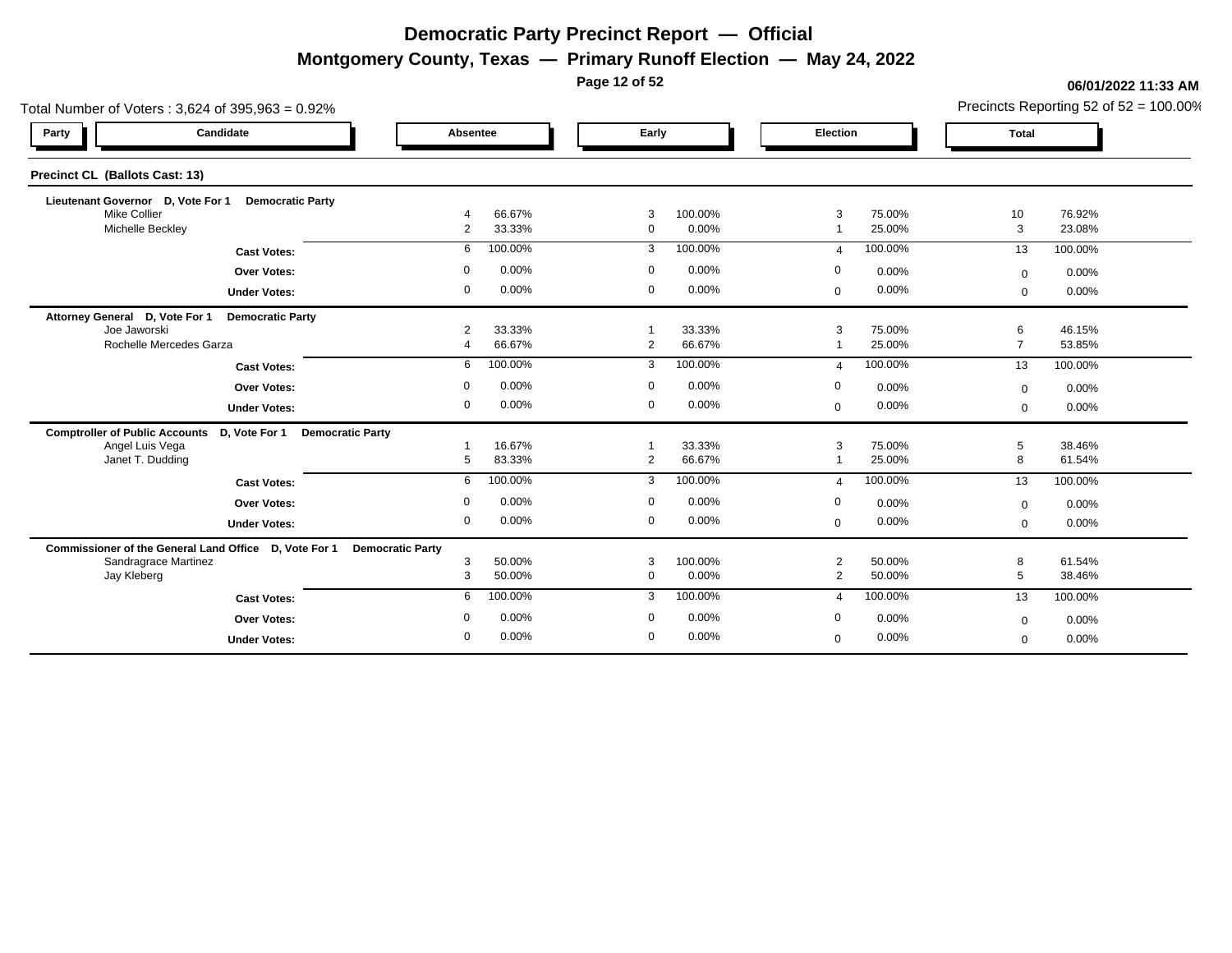# Democratic Party Precinct Report — Official

## Montgomery County, Texas — Primary Runoff Election — May 24, 2022

06/01/2022 11:33 AM

Total Number of Voters : 3,624 of 395,963 = 0.92%

Precincts Reporting 52 of 52 = 100.00%

### Precinct CL (Ballots Cast: 13)

| Party | Candidate | Absentee | | Early | | Election | | Total | |
|---|---|---|---|---|---|---|---|---|---|
| **Lieutenant Governor D, Vote For 1** | **Democratic Party** | | | | | | | | |
| | Mike Collier | 4 | 66.67% | 3 | 100.00% | 3 | 75.00% | 10 | 76.92% |
| | Michelle Beckley | 2 | 33.33% | 0 | 0.00% | 1 | 25.00% | 3 | 23.08% |
| | **Cast Votes:** | 6 | 100.00% | 3 | 100.00% | 4 | 100.00% | 13 | 100.00% |
| | **Over Votes:** | 0 | 0.00% | 0 | 0.00% | 0 | 0.00% | 0 | 0.00% |
| | **Under Votes:** | 0 | 0.00% | 0 | 0.00% | 0 | 0.00% | 0 | 0.00% |
| **Attorney General D, Vote For 1** | **Democratic Party** | | | | | | | | |
| | Joe Jaworski | 2 | 33.33% | 1 | 33.33% | 3 | 75.00% | 6 | 46.15% |
| | Rochelle Mercedes Garza | 4 | 66.67% | 2 | 66.67% | 1 | 25.00% | 7 | 53.85% |
| | **Cast Votes:** | 6 | 100.00% | 3 | 100.00% | 4 | 100.00% | 13 | 100.00% |
| | **Over Votes:** | 0 | 0.00% | 0 | 0.00% | 0 | 0.00% | 0 | 0.00% |
| | **Under Votes:** | 0 | 0.00% | 0 | 0.00% | 0 | 0.00% | 0 | 0.00% |
| **Comptroller of Public Accounts D, Vote For 1** | **Democratic Party** | | | | | | | | |
| | Angel Luis Vega | 1 | 16.67% | 1 | 33.33% | 3 | 75.00% | 5 | 38.46% |
| | Janet T. Dudding | 5 | 83.33% | 2 | 66.67% | 1 | 25.00% | 8 | 61.54% |
| | **Cast Votes:** | 6 | 100.00% | 3 | 100.00% | 4 | 100.00% | 13 | 100.00% |
| | **Over Votes:** | 0 | 0.00% | 0 | 0.00% | 0 | 0.00% | 0 | 0.00% |
| | **Under Votes:** | 0 | 0.00% | 0 | 0.00% | 0 | 0.00% | 0 | 0.00% |
| **Commissioner of the General Land Office D, Vote For 1** | **Democratic Party** | | | | | | | | |
| | Sandragrace Martinez | 3 | 50.00% | 3 | 100.00% | 2 | 50.00% | 8 | 61.54% |
| | Jay Kleberg | 3 | 50.00% | 0 | 0.00% | 2 | 50.00% | 5 | 38.46% |
| | **Cast Votes:** | 6 | 100.00% | 3 | 100.00% | 4 | 100.00% | 13 | 100.00% |
| | **Over Votes:** | 0 | 0.00% | 0 | 0.00% | 0 | 0.00% | 0 | 0.00% |
| | **Under Votes:** | 0 | 0.00% | 0 | 0.00% | 0 | 0.00% | 0 | 0.00% |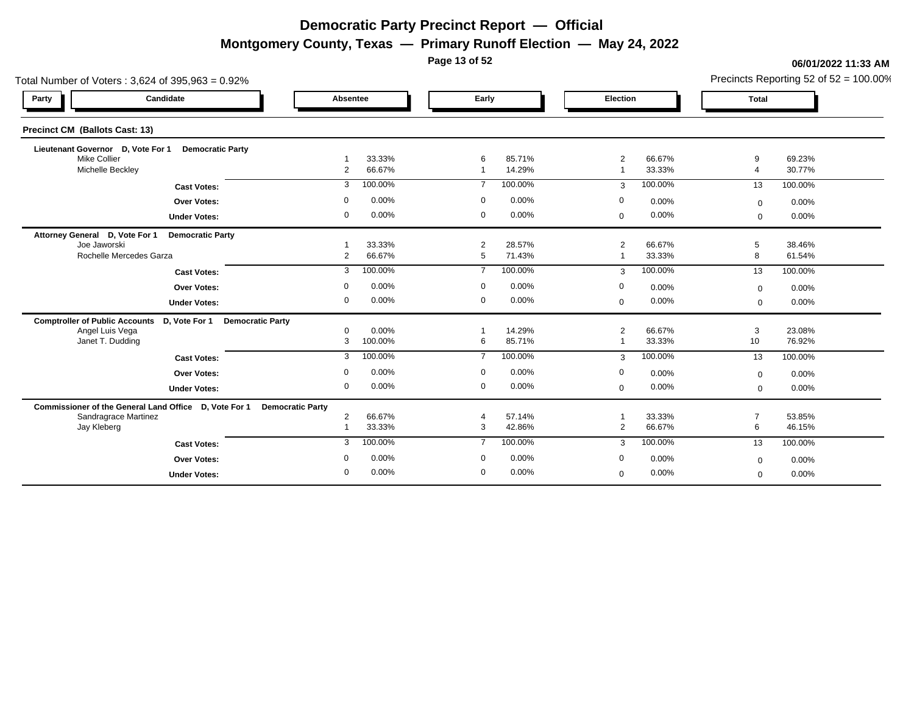# Democratic Party Precinct Report — Official

## Montgomery County, Texas — Primary Runoff Election — May 24, 2022

**06/01/2022 11:33 AM**

Total Number of Voters : 3,624 of 395,963 = 0.92%

Precincts Reporting 52 of 52 = 100.00%

### Precinct CM (Ballots Cast: 13)

| Party / Candidate | Absentee | | Early | | Election | | Total | |
|---|---|---|---|---|---|---|---|---|
| **Lieutenant Governor D, Vote For 1 Democratic Party** | | | | | | | | |
| Mike Collier | 1 | 33.33% | 6 | 85.71% | 2 | 66.67% | 9 | 69.23% |
| Michelle Beckley | 2 | 66.67% | 1 | 14.29% | 1 | 33.33% | 4 | 30.77% |
| **Cast Votes:** | 3 | 100.00% | 7 | 100.00% | 3 | 100.00% | 13 | 100.00% |
| **Over Votes:** | 0 | 0.00% | 0 | 0.00% | 0 | 0.00% | 0 | 0.00% |
| **Under Votes:** | 0 | 0.00% | 0 | 0.00% | 0 | 0.00% | 0 | 0.00% |
| **Attorney General D, Vote For 1 Democratic Party** | | | | | | | | |
| Joe Jaworski | 1 | 33.33% | 2 | 28.57% | 2 | 66.67% | 5 | 38.46% |
| Rochelle Mercedes Garza | 2 | 66.67% | 5 | 71.43% | 1 | 33.33% | 8 | 61.54% |
| **Cast Votes:** | 3 | 100.00% | 7 | 100.00% | 3 | 100.00% | 13 | 100.00% |
| **Over Votes:** | 0 | 0.00% | 0 | 0.00% | 0 | 0.00% | 0 | 0.00% |
| **Under Votes:** | 0 | 0.00% | 0 | 0.00% | 0 | 0.00% | 0 | 0.00% |
| **Comptroller of Public Accounts D, Vote For 1 Democratic Party** | | | | | | | | |
| Angel Luis Vega | 0 | 0.00% | 1 | 14.29% | 2 | 66.67% | 3 | 23.08% |
| Janet T. Dudding | 3 | 100.00% | 6 | 85.71% | 1 | 33.33% | 10 | 76.92% |
| **Cast Votes:** | 3 | 100.00% | 7 | 100.00% | 3 | 100.00% | 13 | 100.00% |
| **Over Votes:** | 0 | 0.00% | 0 | 0.00% | 0 | 0.00% | 0 | 0.00% |
| **Under Votes:** | 0 | 0.00% | 0 | 0.00% | 0 | 0.00% | 0 | 0.00% |
| **Commissioner of the General Land Office D, Vote For 1 Democratic Party** | | | | | | | | |
| Sandragrace Martinez | 2 | 66.67% | 4 | 57.14% | 1 | 33.33% | 7 | 53.85% |
| Jay Kleberg | 1 | 33.33% | 3 | 42.86% | 2 | 66.67% | 6 | 46.15% |
| **Cast Votes:** | 3 | 100.00% | 7 | 100.00% | 3 | 100.00% | 13 | 100.00% |
| **Over Votes:** | 0 | 0.00% | 0 | 0.00% | 0 | 0.00% | 0 | 0.00% |
| **Under Votes:** | 0 | 0.00% | 0 | 0.00% | 0 | 0.00% | 0 | 0.00% |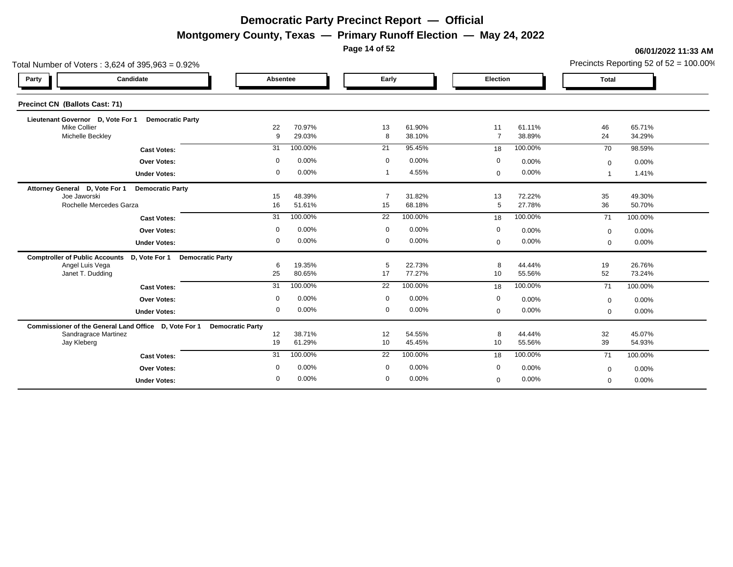# Democratic Party Precinct Report — Official

## Montgomery County, Texas — Primary Runoff Election — May 24, 2022

06/01/2022 11:33 AM

Total Number of Voters : 3,624 of 395,963 = 0.92%

Precincts Reporting 52 of 52 = 100.00%

### Precinct CN (Ballots Cast: 71)

| Party / Candidate | Absentee | | Early | | Election | | Total | |
|---|---|---|---|---|---|---|---|---|
| **Lieutenant Governor D, Vote For 1 Democratic Party** | | | | | | | | |
| Mike Collier | 22 | 70.97% | 13 | 61.90% | 11 | 61.11% | 46 | 65.71% |
| Michelle Beckley | 9 | 29.03% | 8 | 38.10% | 7 | 38.89% | 24 | 34.29% |
| **Cast Votes:** | 31 | 100.00% | 21 | 95.45% | 18 | 100.00% | 70 | 98.59% |
| **Over Votes:** | 0 | 0.00% | 0 | 0.00% | 0 | 0.00% | 0 | 0.00% |
| **Under Votes:** | 0 | 0.00% | 1 | 4.55% | 0 | 0.00% | 1 | 1.41% |
| **Attorney General D, Vote For 1 Democratic Party** | | | | | | | | |
| Joe Jaworski | 15 | 48.39% | 7 | 31.82% | 13 | 72.22% | 35 | 49.30% |
| Rochelle Mercedes Garza | 16 | 51.61% | 15 | 68.18% | 5 | 27.78% | 36 | 50.70% |
| **Cast Votes:** | 31 | 100.00% | 22 | 100.00% | 18 | 100.00% | 71 | 100.00% |
| **Over Votes:** | 0 | 0.00% | 0 | 0.00% | 0 | 0.00% | 0 | 0.00% |
| **Under Votes:** | 0 | 0.00% | 0 | 0.00% | 0 | 0.00% | 0 | 0.00% |
| **Comptroller of Public Accounts D, Vote For 1 Democratic Party** | | | | | | | | |
| Angel Luis Vega | 6 | 19.35% | 5 | 22.73% | 8 | 44.44% | 19 | 26.76% |
| Janet T. Dudding | 25 | 80.65% | 17 | 77.27% | 10 | 55.56% | 52 | 73.24% |
| **Cast Votes:** | 31 | 100.00% | 22 | 100.00% | 18 | 100.00% | 71 | 100.00% |
| **Over Votes:** | 0 | 0.00% | 0 | 0.00% | 0 | 0.00% | 0 | 0.00% |
| **Under Votes:** | 0 | 0.00% | 0 | 0.00% | 0 | 0.00% | 0 | 0.00% |
| **Commissioner of the General Land Office D, Vote For 1 Democratic Party** | | | | | | | | |
| Sandragrace Martinez | 12 | 38.71% | 12 | 54.55% | 8 | 44.44% | 32 | 45.07% |
| Jay Kleberg | 19 | 61.29% | 10 | 45.45% | 10 | 55.56% | 39 | 54.93% |
| **Cast Votes:** | 31 | 100.00% | 22 | 100.00% | 18 | 100.00% | 71 | 100.00% |
| **Over Votes:** | 0 | 0.00% | 0 | 0.00% | 0 | 0.00% | 0 | 0.00% |
| **Under Votes:** | 0 | 0.00% | 0 | 0.00% | 0 | 0.00% | 0 | 0.00% |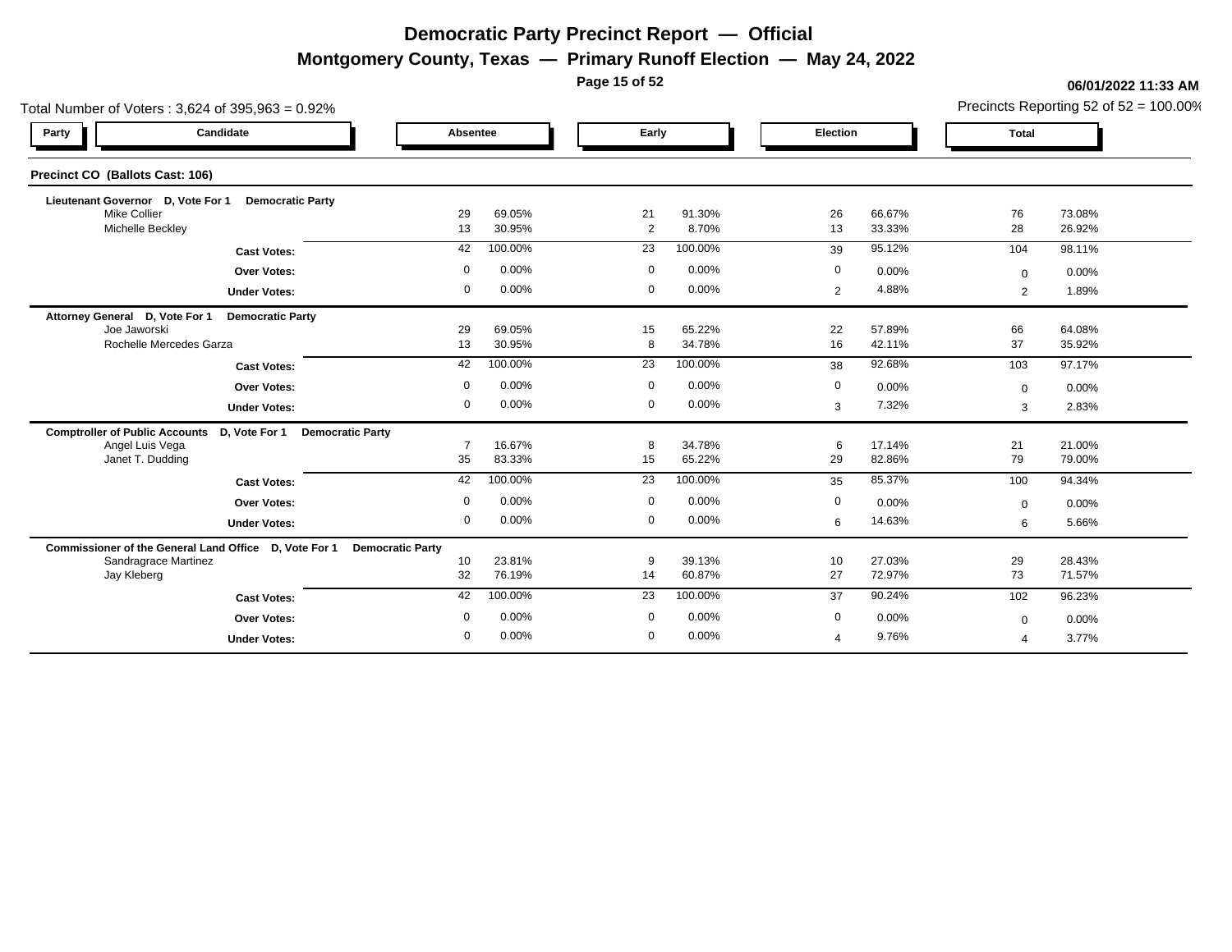# Democratic Party Precinct Report — Official

## Montgomery County, Texas — Primary Runoff Election — May 24, 2022

**06/01/2022 11:33 AM**

Total Number of Voters : 3,624 of 395,963 = 0.92%

Precincts Reporting 52 of 52 = 100.00%

### Precinct CO (Ballots Cast: 106)

| Party / Candidate | Absentee | | Early | | Election | | Total | |
|---|---|---|---|---|---|---|---|---|
| **Lieutenant Governor D, Vote For 1 Democratic Party** | | | | | | | | |
| Mike Collier | 29 | 69.05% | 21 | 91.30% | 26 | 66.67% | 76 | 73.08% |
| Michelle Beckley | 13 | 30.95% | 2 | 8.70% | 13 | 33.33% | 28 | 26.92% |
| **Cast Votes:** | 42 | 100.00% | 23 | 100.00% | 39 | 95.12% | 104 | 98.11% |
| **Over Votes:** | 0 | 0.00% | 0 | 0.00% | 0 | 0.00% | 0 | 0.00% |
| **Under Votes:** | 0 | 0.00% | 0 | 0.00% | 2 | 4.88% | 2 | 1.89% |
| **Attorney General D, Vote For 1 Democratic Party** | | | | | | | | |
| Joe Jaworski | 29 | 69.05% | 15 | 65.22% | 22 | 57.89% | 66 | 64.08% |
| Rochelle Mercedes Garza | 13 | 30.95% | 8 | 34.78% | 16 | 42.11% | 37 | 35.92% |
| **Cast Votes:** | 42 | 100.00% | 23 | 100.00% | 38 | 92.68% | 103 | 97.17% |
| **Over Votes:** | 0 | 0.00% | 0 | 0.00% | 0 | 0.00% | 0 | 0.00% |
| **Under Votes:** | 0 | 0.00% | 0 | 0.00% | 3 | 7.32% | 3 | 2.83% |
| **Comptroller of Public Accounts D, Vote For 1 Democratic Party** | | | | | | | | |
| Angel Luis Vega | 7 | 16.67% | 8 | 34.78% | 6 | 17.14% | 21 | 21.00% |
| Janet T. Dudding | 35 | 83.33% | 15 | 65.22% | 29 | 82.86% | 79 | 79.00% |
| **Cast Votes:** | 42 | 100.00% | 23 | 100.00% | 35 | 85.37% | 100 | 94.34% |
| **Over Votes:** | 0 | 0.00% | 0 | 0.00% | 0 | 0.00% | 0 | 0.00% |
| **Under Votes:** | 0 | 0.00% | 0 | 0.00% | 6 | 14.63% | 6 | 5.66% |
| **Commissioner of the General Land Office D, Vote For 1 Democratic Party** | | | | | | | | |
| Sandragrace Martinez | 10 | 23.81% | 9 | 39.13% | 10 | 27.03% | 29 | 28.43% |
| Jay Kleberg | 32 | 76.19% | 14 | 60.87% | 27 | 72.97% | 73 | 71.57% |
| **Cast Votes:** | 42 | 100.00% | 23 | 100.00% | 37 | 90.24% | 102 | 96.23% |
| **Over Votes:** | 0 | 0.00% | 0 | 0.00% | 0 | 0.00% | 0 | 0.00% |
| **Under Votes:** | 0 | 0.00% | 0 | 0.00% | 4 | 9.76% | 4 | 3.77% |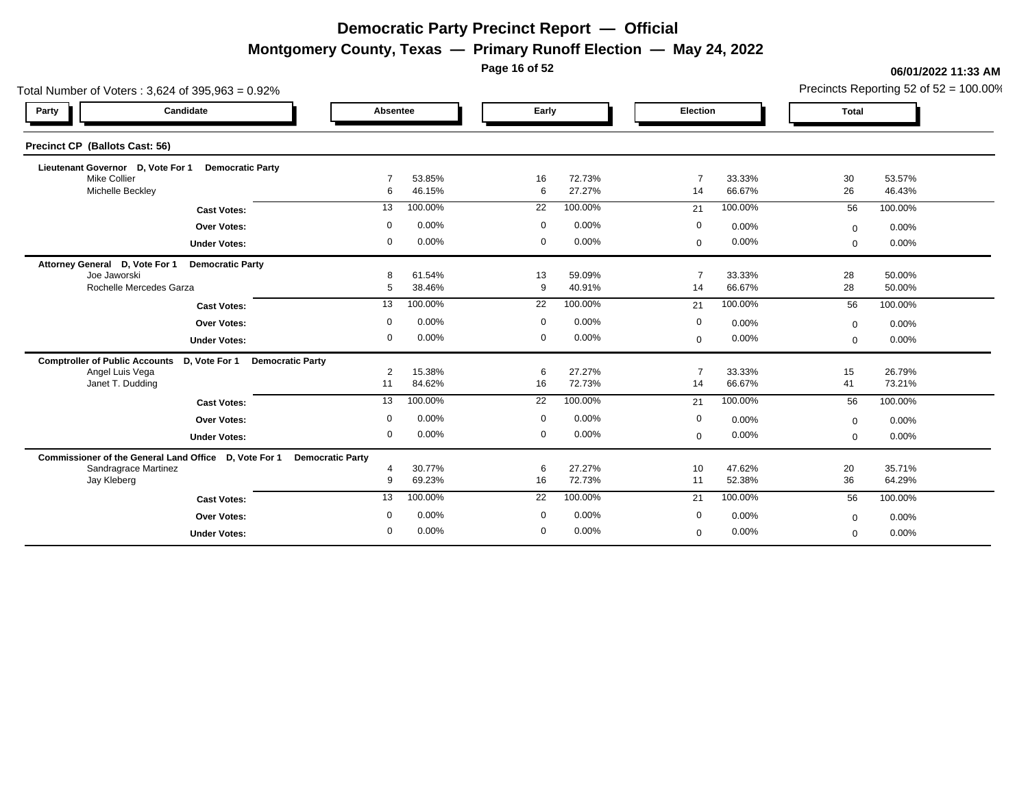# Democratic Party Precinct Report — Official

## Montgomery County, Texas — Primary Runoff Election — May 24, 2022

06/01/2022 11:33 AM

Total Number of Voters : 3,624 of 395,963 = 0.92%

Precincts Reporting 52 of 52 = 100.00%

### Precinct CP (Ballots Cast: 56)

| Party | Candidate | Absentee | | Early | | Election | | Total | |
|---|---|---|---|---|---|---|---|---|---|
| **Lieutenant Governor D, Vote For 1 Democratic Party** | | | | | | | | | |
| | Mike Collier | 7 | 53.85% | 16 | 72.73% | 7 | 33.33% | 30 | 53.57% |
| | Michelle Beckley | 6 | 46.15% | 6 | 27.27% | 14 | 66.67% | 26 | 46.43% |
| | **Cast Votes:** | 13 | 100.00% | 22 | 100.00% | 21 | 100.00% | 56 | 100.00% |
| | **Over Votes:** | 0 | 0.00% | 0 | 0.00% | 0 | 0.00% | 0 | 0.00% |
| | **Under Votes:** | 0 | 0.00% | 0 | 0.00% | 0 | 0.00% | 0 | 0.00% |
| **Attorney General D, Vote For 1 Democratic Party** | | | | | | | | | |
| | Joe Jaworski | 8 | 61.54% | 13 | 59.09% | 7 | 33.33% | 28 | 50.00% |
| | Rochelle Mercedes Garza | 5 | 38.46% | 9 | 40.91% | 14 | 66.67% | 28 | 50.00% |
| | **Cast Votes:** | 13 | 100.00% | 22 | 100.00% | 21 | 100.00% | 56 | 100.00% |
| | **Over Votes:** | 0 | 0.00% | 0 | 0.00% | 0 | 0.00% | 0 | 0.00% |
| | **Under Votes:** | 0 | 0.00% | 0 | 0.00% | 0 | 0.00% | 0 | 0.00% |
| **Comptroller of Public Accounts D, Vote For 1 Democratic Party** | | | | | | | | | |
| | Angel Luis Vega | 2 | 15.38% | 6 | 27.27% | 7 | 33.33% | 15 | 26.79% |
| | Janet T. Dudding | 11 | 84.62% | 16 | 72.73% | 14 | 66.67% | 41 | 73.21% |
| | **Cast Votes:** | 13 | 100.00% | 22 | 100.00% | 21 | 100.00% | 56 | 100.00% |
| | **Over Votes:** | 0 | 0.00% | 0 | 0.00% | 0 | 0.00% | 0 | 0.00% |
| | **Under Votes:** | 0 | 0.00% | 0 | 0.00% | 0 | 0.00% | 0 | 0.00% |
| **Commissioner of the General Land Office D, Vote For 1 Democratic Party** | | | | | | | | | |
| | Sandragrace Martinez | 4 | 30.77% | 6 | 27.27% | 10 | 47.62% | 20 | 35.71% |
| | Jay Kleberg | 9 | 69.23% | 16 | 72.73% | 11 | 52.38% | 36 | 64.29% |
| | **Cast Votes:** | 13 | 100.00% | 22 | 100.00% | 21 | 100.00% | 56 | 100.00% |
| | **Over Votes:** | 0 | 0.00% | 0 | 0.00% | 0 | 0.00% | 0 | 0.00% |
| | **Under Votes:** | 0 | 0.00% | 0 | 0.00% | 0 | 0.00% | 0 | 0.00% |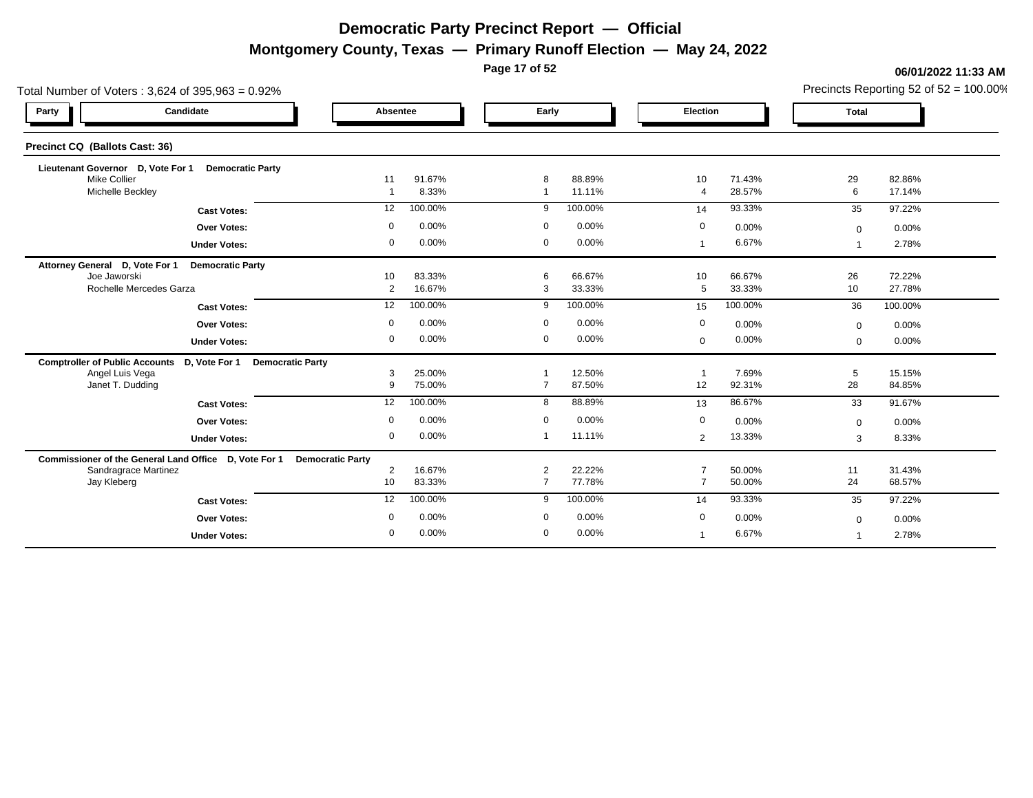# Democratic Party Precinct Report — Official

## Montgomery County, Texas — Primary Runoff Election — May 24, 2022

**06/01/2022 11:33 AM**

Total Number of Voters : 3,624 of 395,963 = 0.92%

Precincts Reporting 52 of 52 = 100.00%

### Precinct CQ (Ballots Cast: 36)

**Lieutenant Governor D, Vote For 1 Democratic Party**

| Candidate | Absentee | | Early | | Election | | Total | |
|---|---|---|---|---|---|---|---|---|
| Mike Collier | 11 | 91.67% | 8 | 88.89% | 10 | 71.43% | 29 | 82.86% |
| Michelle Beckley | 1 | 8.33% | 1 | 11.11% | 4 | 28.57% | 6 | 17.14% |
| **Cast Votes:** | 12 | 100.00% | 9 | 100.00% | 14 | 93.33% | 35 | 97.22% |
| **Over Votes:** | 0 | 0.00% | 0 | 0.00% | 0 | 0.00% | 0 | 0.00% |
| **Under Votes:** | 0 | 0.00% | 0 | 0.00% | 1 | 6.67% | 1 | 2.78% |

**Attorney General D, Vote For 1 Democratic Party**

| Candidate | Absentee | | Early | | Election | | Total | |
|---|---|---|---|---|---|---|---|---|
| Joe Jaworski | 10 | 83.33% | 6 | 66.67% | 10 | 66.67% | 26 | 72.22% |
| Rochelle Mercedes Garza | 2 | 16.67% | 3 | 33.33% | 5 | 33.33% | 10 | 27.78% |
| **Cast Votes:** | 12 | 100.00% | 9 | 100.00% | 15 | 100.00% | 36 | 100.00% |
| **Over Votes:** | 0 | 0.00% | 0 | 0.00% | 0 | 0.00% | 0 | 0.00% |
| **Under Votes:** | 0 | 0.00% | 0 | 0.00% | 0 | 0.00% | 0 | 0.00% |

**Comptroller of Public Accounts D, Vote For 1 Democratic Party**

| Candidate | Absentee | | Early | | Election | | Total | |
|---|---|---|---|---|---|---|---|---|
| Angel Luis Vega | 3 | 25.00% | 1 | 12.50% | 1 | 7.69% | 5 | 15.15% |
| Janet T. Dudding | 9 | 75.00% | 7 | 87.50% | 12 | 92.31% | 28 | 84.85% |
| **Cast Votes:** | 12 | 100.00% | 8 | 88.89% | 13 | 86.67% | 33 | 91.67% |
| **Over Votes:** | 0 | 0.00% | 0 | 0.00% | 0 | 0.00% | 0 | 0.00% |
| **Under Votes:** | 0 | 0.00% | 1 | 11.11% | 2 | 13.33% | 3 | 8.33% |

**Commissioner of the General Land Office D, Vote For 1 Democratic Party**

| Candidate | Absentee | | Early | | Election | | Total | |
|---|---|---|---|---|---|---|---|---|
| Sandragrace Martinez | 2 | 16.67% | 2 | 22.22% | 7 | 50.00% | 11 | 31.43% |
| Jay Kleberg | 10 | 83.33% | 7 | 77.78% | 7 | 50.00% | 24 | 68.57% |
| **Cast Votes:** | 12 | 100.00% | 9 | 100.00% | 14 | 93.33% | 35 | 97.22% |
| **Over Votes:** | 0 | 0.00% | 0 | 0.00% | 0 | 0.00% | 0 | 0.00% |
| **Under Votes:** | 0 | 0.00% | 0 | 0.00% | 1 | 6.67% | 1 | 2.78% |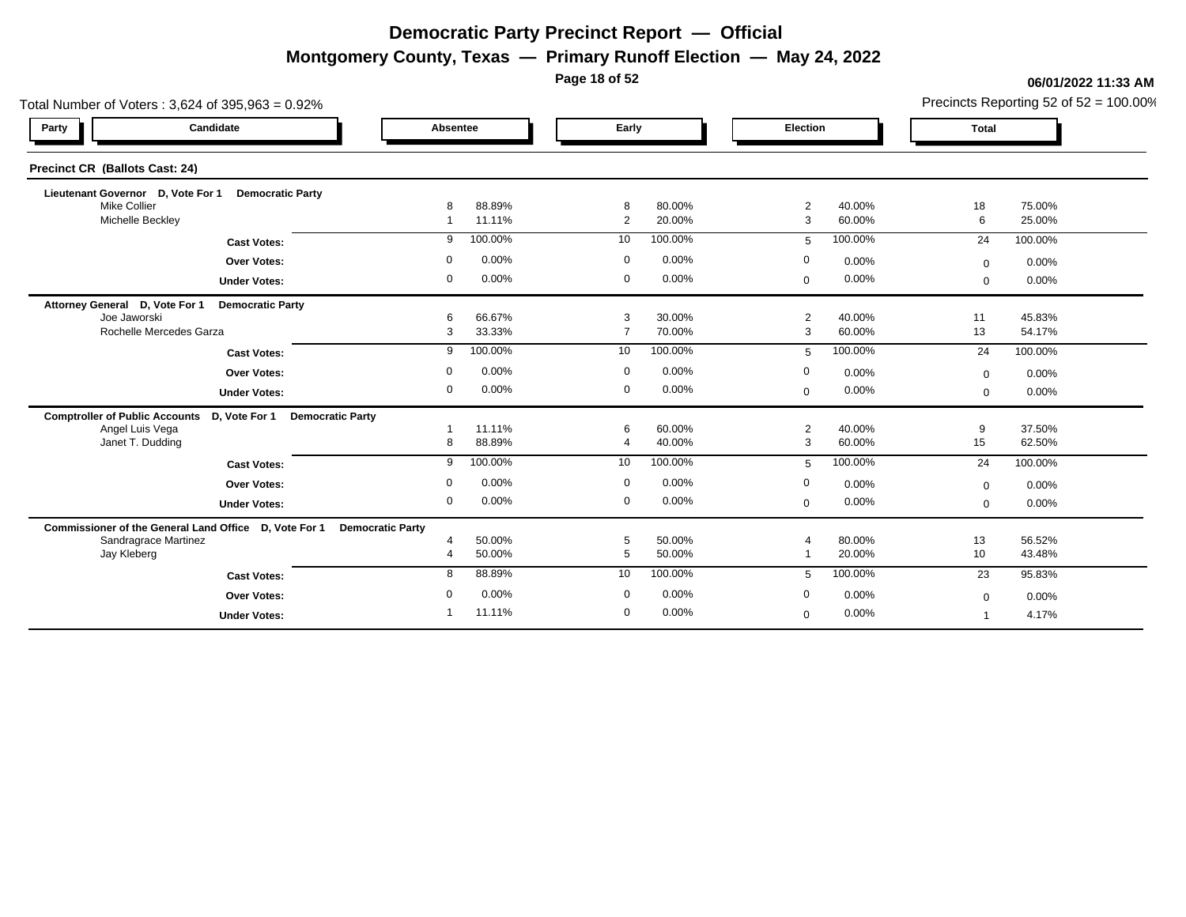# Democratic Party Precinct Report — Official

## Montgomery County, Texas — Primary Runoff Election — May 24, 2022

06/01/2022 11:33 AM

Total Number of Voters : 3,624 of 395,963 = 0.92%

Precincts Reporting 52 of 52 = 100.00%

### Precinct CR (Ballots Cast: 24)

| Party / Candidate | Absentee | | Early | | Election | | Total | |
|---|---|---|---|---|---|---|---|---|
| **Lieutenant Governor D, Vote For 1 Democratic Party** | | | | | | | | |
| Mike Collier | 8 | 88.89% | 8 | 80.00% | 2 | 40.00% | 18 | 75.00% |
| Michelle Beckley | 1 | 11.11% | 2 | 20.00% | 3 | 60.00% | 6 | 25.00% |
| **Cast Votes:** | 9 | 100.00% | 10 | 100.00% | 5 | 100.00% | 24 | 100.00% |
| **Over Votes:** | 0 | 0.00% | 0 | 0.00% | 0 | 0.00% | 0 | 0.00% |
| **Under Votes:** | 0 | 0.00% | 0 | 0.00% | 0 | 0.00% | 0 | 0.00% |
| **Attorney General D, Vote For 1 Democratic Party** | | | | | | | | |
| Joe Jaworski | 6 | 66.67% | 3 | 30.00% | 2 | 40.00% | 11 | 45.83% |
| Rochelle Mercedes Garza | 3 | 33.33% | 7 | 70.00% | 3 | 60.00% | 13 | 54.17% |
| **Cast Votes:** | 9 | 100.00% | 10 | 100.00% | 5 | 100.00% | 24 | 100.00% |
| **Over Votes:** | 0 | 0.00% | 0 | 0.00% | 0 | 0.00% | 0 | 0.00% |
| **Under Votes:** | 0 | 0.00% | 0 | 0.00% | 0 | 0.00% | 0 | 0.00% |
| **Comptroller of Public Accounts D, Vote For 1 Democratic Party** | | | | | | | | |
| Angel Luis Vega | 1 | 11.11% | 6 | 60.00% | 2 | 40.00% | 9 | 37.50% |
| Janet T. Dudding | 8 | 88.89% | 4 | 40.00% | 3 | 60.00% | 15 | 62.50% |
| **Cast Votes:** | 9 | 100.00% | 10 | 100.00% | 5 | 100.00% | 24 | 100.00% |
| **Over Votes:** | 0 | 0.00% | 0 | 0.00% | 0 | 0.00% | 0 | 0.00% |
| **Under Votes:** | 0 | 0.00% | 0 | 0.00% | 0 | 0.00% | 0 | 0.00% |
| **Commissioner of the General Land Office D, Vote For 1 Democratic Party** | | | | | | | | |
| Sandragrace Martinez | 4 | 50.00% | 5 | 50.00% | 4 | 80.00% | 13 | 56.52% |
| Jay Kleberg | 4 | 50.00% | 5 | 50.00% | 1 | 20.00% | 10 | 43.48% |
| **Cast Votes:** | 8 | 88.89% | 10 | 100.00% | 5 | 100.00% | 23 | 95.83% |
| **Over Votes:** | 0 | 0.00% | 0 | 0.00% | 0 | 0.00% | 0 | 0.00% |
| **Under Votes:** | 1 | 11.11% | 0 | 0.00% | 0 | 0.00% | 1 | 4.17% |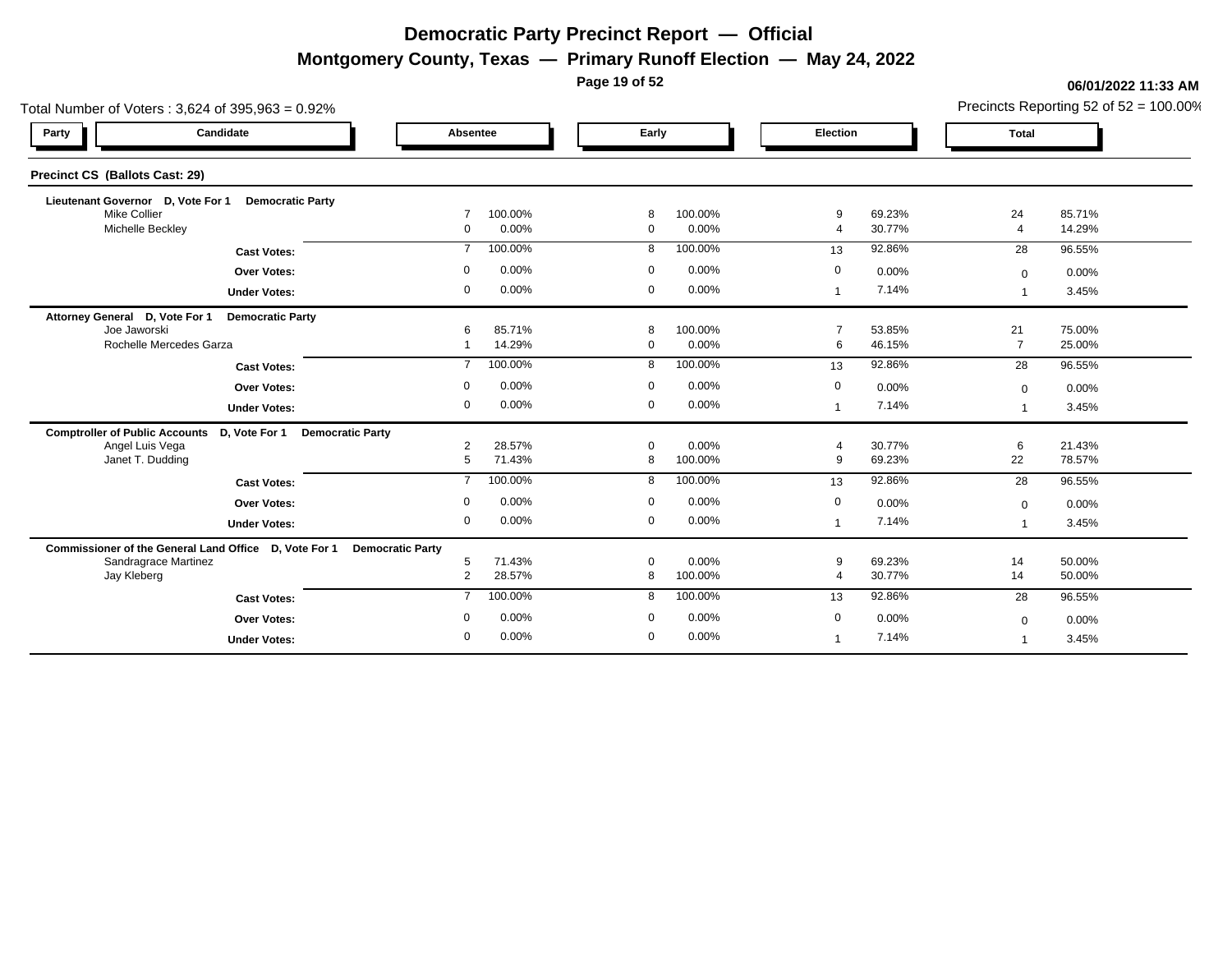# Democratic Party Precinct Report — Official

## Montgomery County, Texas — Primary Runoff Election — May 24, 2022

**06/01/2022 11:33 AM**

Total Number of Voters : 3,624 of 395,963 = 0.92%

Precincts Reporting 52 of 52 = 100.00%

### Precinct CS (Ballots Cast: 29)

| Party / Candidate | Absentee | | Early | | Election | | Total | |
|---|---|---|---|---|---|---|---|---|
| **Lieutenant Governor D, Vote For 1 Democratic Party** | | | | | | | | |
| Mike Collier | 7 | 100.00% | 8 | 100.00% | 9 | 69.23% | 24 | 85.71% |
| Michelle Beckley | 0 | 0.00% | 0 | 0.00% | 4 | 30.77% | 4 | 14.29% |
| **Cast Votes:** | 7 | 100.00% | 8 | 100.00% | 13 | 92.86% | 28 | 96.55% |
| **Over Votes:** | 0 | 0.00% | 0 | 0.00% | 0 | 0.00% | 0 | 0.00% |
| **Under Votes:** | 0 | 0.00% | 0 | 0.00% | 1 | 7.14% | 1 | 3.45% |
| **Attorney General D, Vote For 1 Democratic Party** | | | | | | | | |
| Joe Jaworski | 6 | 85.71% | 8 | 100.00% | 7 | 53.85% | 21 | 75.00% |
| Rochelle Mercedes Garza | 1 | 14.29% | 0 | 0.00% | 6 | 46.15% | 7 | 25.00% |
| **Cast Votes:** | 7 | 100.00% | 8 | 100.00% | 13 | 92.86% | 28 | 96.55% |
| **Over Votes:** | 0 | 0.00% | 0 | 0.00% | 0 | 0.00% | 0 | 0.00% |
| **Under Votes:** | 0 | 0.00% | 0 | 0.00% | 1 | 7.14% | 1 | 3.45% |
| **Comptroller of Public Accounts D, Vote For 1 Democratic Party** | | | | | | | | |
| Angel Luis Vega | 2 | 28.57% | 0 | 0.00% | 4 | 30.77% | 6 | 21.43% |
| Janet T. Dudding | 5 | 71.43% | 8 | 100.00% | 9 | 69.23% | 22 | 78.57% |
| **Cast Votes:** | 7 | 100.00% | 8 | 100.00% | 13 | 92.86% | 28 | 96.55% |
| **Over Votes:** | 0 | 0.00% | 0 | 0.00% | 0 | 0.00% | 0 | 0.00% |
| **Under Votes:** | 0 | 0.00% | 0 | 0.00% | 1 | 7.14% | 1 | 3.45% |
| **Commissioner of the General Land Office D, Vote For 1 Democratic Party** | | | | | | | | |
| Sandragrace Martinez | 5 | 71.43% | 0 | 0.00% | 9 | 69.23% | 14 | 50.00% |
| Jay Kleberg | 2 | 28.57% | 8 | 100.00% | 4 | 30.77% | 14 | 50.00% |
| **Cast Votes:** | 7 | 100.00% | 8 | 100.00% | 13 | 92.86% | 28 | 96.55% |
| **Over Votes:** | 0 | 0.00% | 0 | 0.00% | 0 | 0.00% | 0 | 0.00% |
| **Under Votes:** | 0 | 0.00% | 0 | 0.00% | 1 | 7.14% | 1 | 3.45% |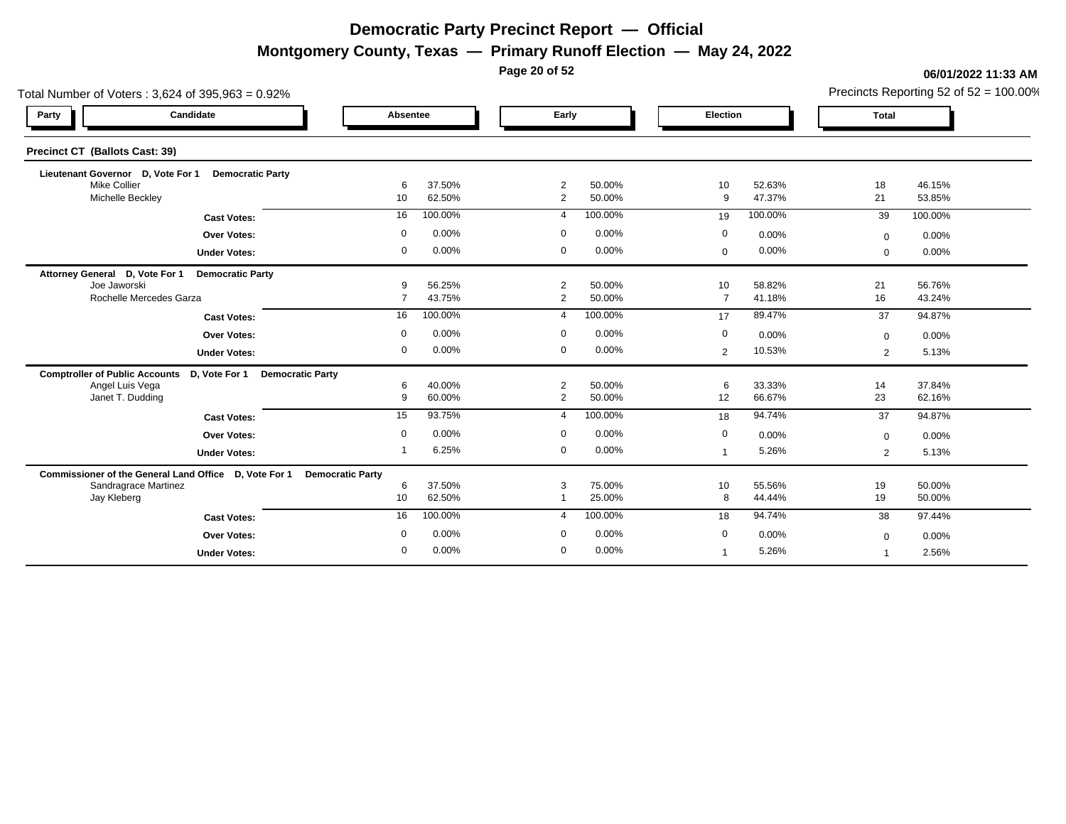# Democratic Party Precinct Report — Official

## Montgomery County, Texas — Primary Runoff Election — May 24, 2022

**06/01/2022 11:33 AM**

Total Number of Voters : 3,624 of 395,963 = 0.92%

Precincts Reporting 52 of 52 = 100.00%

### Precinct CT (Ballots Cast: 39)

| Party / Candidate | Absentee | | Early | | Election | | Total | |
|---|---|---|---|---|---|---|---|---|
| **Lieutenant Governor D, Vote For 1 Democratic Party** | | | | | | | | |
| Mike Collier | 6 | 37.50% | 2 | 50.00% | 10 | 52.63% | 18 | 46.15% |
| Michelle Beckley | 10 | 62.50% | 2 | 50.00% | 9 | 47.37% | 21 | 53.85% |
| **Cast Votes:** | 16 | 100.00% | 4 | 100.00% | 19 | 100.00% | 39 | 100.00% |
| **Over Votes:** | 0 | 0.00% | 0 | 0.00% | 0 | 0.00% | 0 | 0.00% |
| **Under Votes:** | 0 | 0.00% | 0 | 0.00% | 0 | 0.00% | 0 | 0.00% |
| **Attorney General D, Vote For 1 Democratic Party** | | | | | | | | |
| Joe Jaworski | 9 | 56.25% | 2 | 50.00% | 10 | 58.82% | 21 | 56.76% |
| Rochelle Mercedes Garza | 7 | 43.75% | 2 | 50.00% | 7 | 41.18% | 16 | 43.24% |
| **Cast Votes:** | 16 | 100.00% | 4 | 100.00% | 17 | 89.47% | 37 | 94.87% |
| **Over Votes:** | 0 | 0.00% | 0 | 0.00% | 0 | 0.00% | 0 | 0.00% |
| **Under Votes:** | 0 | 0.00% | 0 | 0.00% | 2 | 10.53% | 2 | 5.13% |
| **Comptroller of Public Accounts D, Vote For 1 Democratic Party** | | | | | | | | |
| Angel Luis Vega | 6 | 40.00% | 2 | 50.00% | 6 | 33.33% | 14 | 37.84% |
| Janet T. Dudding | 9 | 60.00% | 2 | 50.00% | 12 | 66.67% | 23 | 62.16% |
| **Cast Votes:** | 15 | 93.75% | 4 | 100.00% | 18 | 94.74% | 37 | 94.87% |
| **Over Votes:** | 0 | 0.00% | 0 | 0.00% | 0 | 0.00% | 0 | 0.00% |
| **Under Votes:** | 1 | 6.25% | 0 | 0.00% | 1 | 5.26% | 2 | 5.13% |
| **Commissioner of the General Land Office D, Vote For 1 Democratic Party** | | | | | | | | |
| Sandragrace Martinez | 6 | 37.50% | 3 | 75.00% | 10 | 55.56% | 19 | 50.00% |
| Jay Kleberg | 10 | 62.50% | 1 | 25.00% | 8 | 44.44% | 19 | 50.00% |
| **Cast Votes:** | 16 | 100.00% | 4 | 100.00% | 18 | 94.74% | 38 | 97.44% |
| **Over Votes:** | 0 | 0.00% | 0 | 0.00% | 0 | 0.00% | 0 | 0.00% |
| **Under Votes:** | 0 | 0.00% | 0 | 0.00% | 1 | 5.26% | 1 | 2.56% |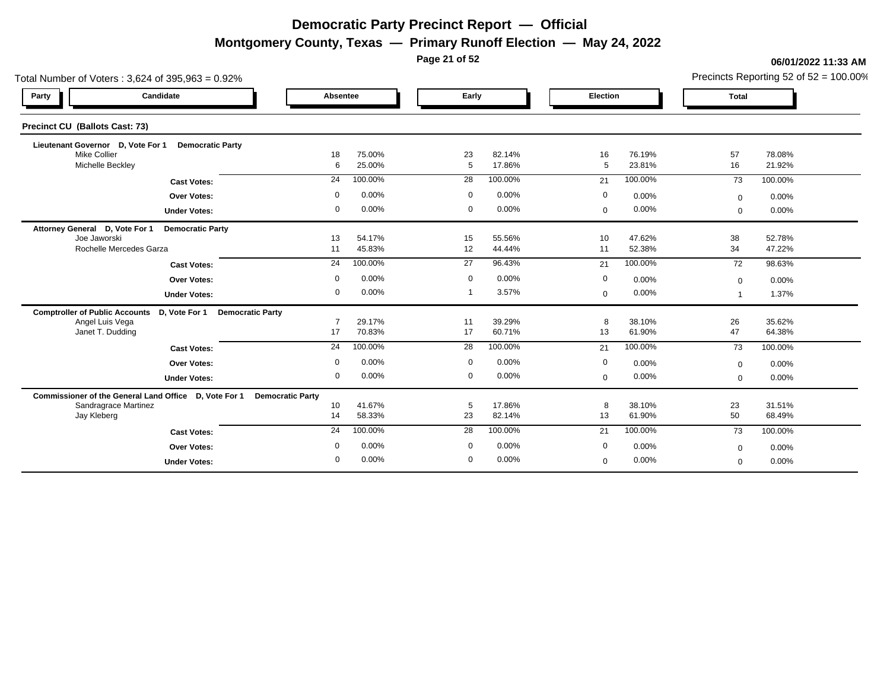# Democratic Party Precinct Report — Official

## Montgomery County, Texas — Primary Runoff Election — May 24, 2022

**06/01/2022 11:33 AM**

Total Number of Voters : 3,624 of 395,963 = 0.92%

Precincts Reporting 52 of 52 = 100.00%

### Precinct CU (Ballots Cast: 73)

| Party | Candidate | Absentee | | Early | | Election | | Total | |
|---|---|---|---|---|---|---|---|---|---|
| **Lieutenant Governor D, Vote For 1 Democratic Party** | | | | | | | | | |
| | Mike Collier | 18 | 75.00% | 23 | 82.14% | 16 | 76.19% | 57 | 78.08% |
| | Michelle Beckley | 6 | 25.00% | 5 | 17.86% | 5 | 23.81% | 16 | 21.92% |
| | **Cast Votes:** | 24 | 100.00% | 28 | 100.00% | 21 | 100.00% | 73 | 100.00% |
| | **Over Votes:** | 0 | 0.00% | 0 | 0.00% | 0 | 0.00% | 0 | 0.00% |
| | **Under Votes:** | 0 | 0.00% | 0 | 0.00% | 0 | 0.00% | 0 | 0.00% |
| **Attorney General D, Vote For 1 Democratic Party** | | | | | | | | | |
| | Joe Jaworski | 13 | 54.17% | 15 | 55.56% | 10 | 47.62% | 38 | 52.78% |
| | Rochelle Mercedes Garza | 11 | 45.83% | 12 | 44.44% | 11 | 52.38% | 34 | 47.22% |
| | **Cast Votes:** | 24 | 100.00% | 27 | 96.43% | 21 | 100.00% | 72 | 98.63% |
| | **Over Votes:** | 0 | 0.00% | 0 | 0.00% | 0 | 0.00% | 0 | 0.00% |
| | **Under Votes:** | 0 | 0.00% | 1 | 3.57% | 0 | 0.00% | 1 | 1.37% |
| **Comptroller of Public Accounts D, Vote For 1 Democratic Party** | | | | | | | | | |
| | Angel Luis Vega | 7 | 29.17% | 11 | 39.29% | 8 | 38.10% | 26 | 35.62% |
| | Janet T. Dudding | 17 | 70.83% | 17 | 60.71% | 13 | 61.90% | 47 | 64.38% |
| | **Cast Votes:** | 24 | 100.00% | 28 | 100.00% | 21 | 100.00% | 73 | 100.00% |
| | **Over Votes:** | 0 | 0.00% | 0 | 0.00% | 0 | 0.00% | 0 | 0.00% |
| | **Under Votes:** | 0 | 0.00% | 0 | 0.00% | 0 | 0.00% | 0 | 0.00% |
| **Commissioner of the General Land Office D, Vote For 1 Democratic Party** | | | | | | | | | |
| | Sandragrace Martinez | 10 | 41.67% | 5 | 17.86% | 8 | 38.10% | 23 | 31.51% |
| | Jay Kleberg | 14 | 58.33% | 23 | 82.14% | 13 | 61.90% | 50 | 68.49% |
| | **Cast Votes:** | 24 | 100.00% | 28 | 100.00% | 21 | 100.00% | 73 | 100.00% |
| | **Over Votes:** | 0 | 0.00% | 0 | 0.00% | 0 | 0.00% | 0 | 0.00% |
| | **Under Votes:** | 0 | 0.00% | 0 | 0.00% | 0 | 0.00% | 0 | 0.00% |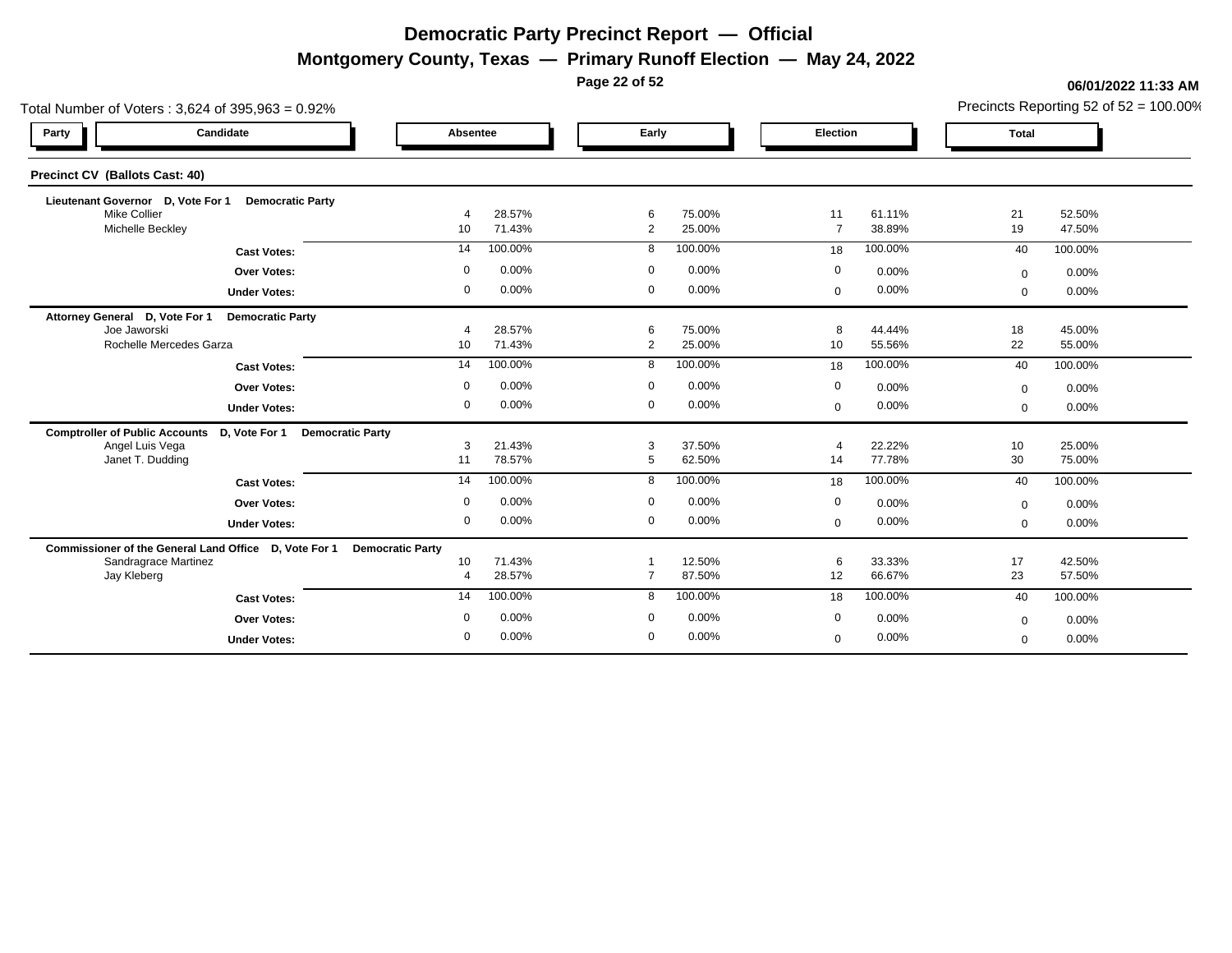# Democratic Party Precinct Report — Official

## Montgomery County, Texas — Primary Runoff Election — May 24, 2022

06/01/2022 11:33 AM

Total Number of Voters : 3,624 of 395,963 = 0.92%

Precincts Reporting 52 of 52 = 100.00%

### Precinct CV (Ballots Cast: 40)

| Party / Candidate | Absentee | | Early | | Election | | Total | |
|---|---|---|---|---|---|---|---|---|
| **Lieutenant Governor D, Vote For 1 Democratic Party** | | | | | | | | |
| Mike Collier | 4 | 28.57% | 6 | 75.00% | 11 | 61.11% | 21 | 52.50% |
| Michelle Beckley | 10 | 71.43% | 2 | 25.00% | 7 | 38.89% | 19 | 47.50% |
| **Cast Votes:** | 14 | 100.00% | 8 | 100.00% | 18 | 100.00% | 40 | 100.00% |
| **Over Votes:** | 0 | 0.00% | 0 | 0.00% | 0 | 0.00% | 0 | 0.00% |
| **Under Votes:** | 0 | 0.00% | 0 | 0.00% | 0 | 0.00% | 0 | 0.00% |
| **Attorney General D, Vote For 1 Democratic Party** | | | | | | | | |
| Joe Jaworski | 4 | 28.57% | 6 | 75.00% | 8 | 44.44% | 18 | 45.00% |
| Rochelle Mercedes Garza | 10 | 71.43% | 2 | 25.00% | 10 | 55.56% | 22 | 55.00% |
| **Cast Votes:** | 14 | 100.00% | 8 | 100.00% | 18 | 100.00% | 40 | 100.00% |
| **Over Votes:** | 0 | 0.00% | 0 | 0.00% | 0 | 0.00% | 0 | 0.00% |
| **Under Votes:** | 0 | 0.00% | 0 | 0.00% | 0 | 0.00% | 0 | 0.00% |
| **Comptroller of Public Accounts D, Vote For 1 Democratic Party** | | | | | | | | |
| Angel Luis Vega | 3 | 21.43% | 3 | 37.50% | 4 | 22.22% | 10 | 25.00% |
| Janet T. Dudding | 11 | 78.57% | 5 | 62.50% | 14 | 77.78% | 30 | 75.00% |
| **Cast Votes:** | 14 | 100.00% | 8 | 100.00% | 18 | 100.00% | 40 | 100.00% |
| **Over Votes:** | 0 | 0.00% | 0 | 0.00% | 0 | 0.00% | 0 | 0.00% |
| **Under Votes:** | 0 | 0.00% | 0 | 0.00% | 0 | 0.00% | 0 | 0.00% |
| **Commissioner of the General Land Office D, Vote For 1 Democratic Party** | | | | | | | | |
| Sandragrace Martinez | 10 | 71.43% | 1 | 12.50% | 6 | 33.33% | 17 | 42.50% |
| Jay Kleberg | 4 | 28.57% | 7 | 87.50% | 12 | 66.67% | 23 | 57.50% |
| **Cast Votes:** | 14 | 100.00% | 8 | 100.00% | 18 | 100.00% | 40 | 100.00% |
| **Over Votes:** | 0 | 0.00% | 0 | 0.00% | 0 | 0.00% | 0 | 0.00% |
| **Under Votes:** | 0 | 0.00% | 0 | 0.00% | 0 | 0.00% | 0 | 0.00% |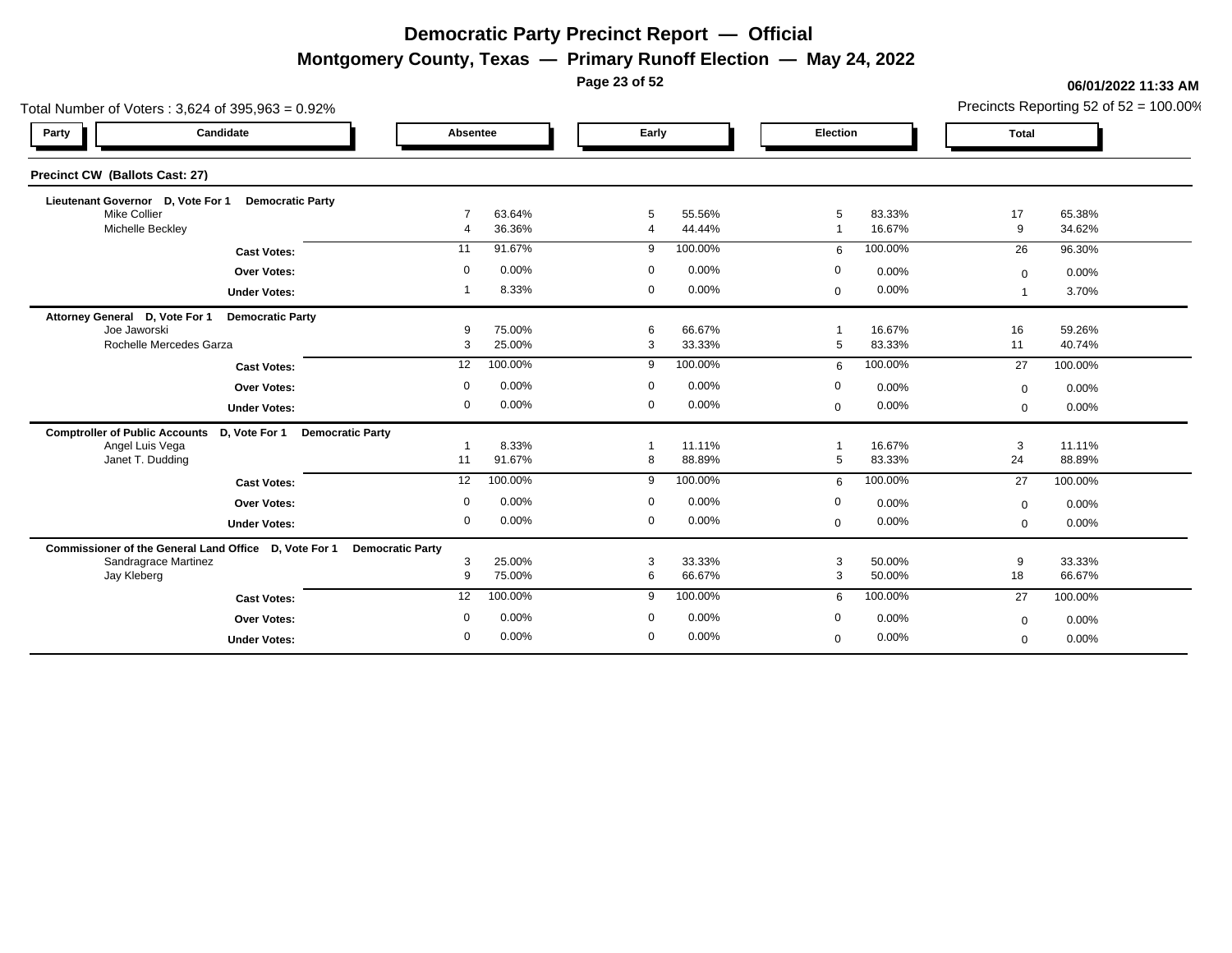# Democratic Party Precinct Report — Official

## Montgomery County, Texas — Primary Runoff Election — May 24, 2022

06/01/2022 11:33 AM

Total Number of Voters : 3,624 of 395,963 = 0.92%

Precincts Reporting 52 of 52 = 100.00%

### Precinct CW (Ballots Cast: 27)

| Party / Candidate | Absentee | | Early | | Election | | Total | |
|---|---|---|---|---|---|---|---|---|
| **Lieutenant Governor D, Vote For 1 Democratic Party** | | | | | | | | |
| Mike Collier | 7 | 63.64% | 5 | 55.56% | 5 | 83.33% | 17 | 65.38% |
| Michelle Beckley | 4 | 36.36% | 4 | 44.44% | 1 | 16.67% | 9 | 34.62% |
| **Cast Votes:** | 11 | 91.67% | 9 | 100.00% | 6 | 100.00% | 26 | 96.30% |
| **Over Votes:** | 0 | 0.00% | 0 | 0.00% | 0 | 0.00% | 0 | 0.00% |
| **Under Votes:** | 1 | 8.33% | 0 | 0.00% | 0 | 0.00% | 1 | 3.70% |
| **Attorney General D, Vote For 1 Democratic Party** | | | | | | | | |
| Joe Jaworski | 9 | 75.00% | 6 | 66.67% | 1 | 16.67% | 16 | 59.26% |
| Rochelle Mercedes Garza | 3 | 25.00% | 3 | 33.33% | 5 | 83.33% | 11 | 40.74% |
| **Cast Votes:** | 12 | 100.00% | 9 | 100.00% | 6 | 100.00% | 27 | 100.00% |
| **Over Votes:** | 0 | 0.00% | 0 | 0.00% | 0 | 0.00% | 0 | 0.00% |
| **Under Votes:** | 0 | 0.00% | 0 | 0.00% | 0 | 0.00% | 0 | 0.00% |
| **Comptroller of Public Accounts D, Vote For 1 Democratic Party** | | | | | | | | |
| Angel Luis Vega | 1 | 8.33% | 1 | 11.11% | 1 | 16.67% | 3 | 11.11% |
| Janet T. Dudding | 11 | 91.67% | 8 | 88.89% | 5 | 83.33% | 24 | 88.89% |
| **Cast Votes:** | 12 | 100.00% | 9 | 100.00% | 6 | 100.00% | 27 | 100.00% |
| **Over Votes:** | 0 | 0.00% | 0 | 0.00% | 0 | 0.00% | 0 | 0.00% |
| **Under Votes:** | 0 | 0.00% | 0 | 0.00% | 0 | 0.00% | 0 | 0.00% |
| **Commissioner of the General Land Office D, Vote For 1 Democratic Party** | | | | | | | | |
| Sandragrace Martinez | 3 | 25.00% | 3 | 33.33% | 3 | 50.00% | 9 | 33.33% |
| Jay Kleberg | 9 | 75.00% | 6 | 66.67% | 3 | 50.00% | 18 | 66.67% |
| **Cast Votes:** | 12 | 100.00% | 9 | 100.00% | 6 | 100.00% | 27 | 100.00% |
| **Over Votes:** | 0 | 0.00% | 0 | 0.00% | 0 | 0.00% | 0 | 0.00% |
| **Under Votes:** | 0 | 0.00% | 0 | 0.00% | 0 | 0.00% | 0 | 0.00% |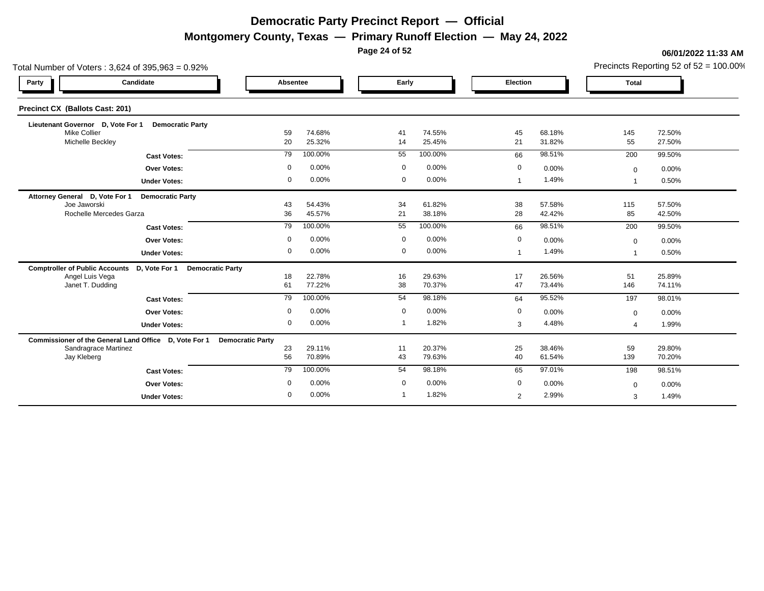# Democratic Party Precinct Report — Official

## Montgomery County, Texas — Primary Runoff Election — May 24, 2022

**06/01/2022 11:33 AM**

Total Number of Voters : 3,624 of 395,963 = 0.92%

Precincts Reporting 52 of 52 = 100.00%

### Precinct CX (Ballots Cast: 201)

| Party | Candidate | Absentee | | Early | | Election | | Total | |
|---|---|---|---|---|---|---|---|---|---|
| **Lieutenant Governor D, Vote For 1** | **Democratic Party** | | | | | | | | |
| | Mike Collier | 59 | 74.68% | 41 | 74.55% | 45 | 68.18% | 145 | 72.50% |
| | Michelle Beckley | 20 | 25.32% | 14 | 25.45% | 21 | 31.82% | 55 | 27.50% |
| | **Cast Votes:** | 79 | 100.00% | 55 | 100.00% | 66 | 98.51% | 200 | 99.50% |
| | **Over Votes:** | 0 | 0.00% | 0 | 0.00% | 0 | 0.00% | 0 | 0.00% |
| | **Under Votes:** | 0 | 0.00% | 0 | 0.00% | 1 | 1.49% | 1 | 0.50% |
| **Attorney General D, Vote For 1** | **Democratic Party** | | | | | | | | |
| | Joe Jaworski | 43 | 54.43% | 34 | 61.82% | 38 | 57.58% | 115 | 57.50% |
| | Rochelle Mercedes Garza | 36 | 45.57% | 21 | 38.18% | 28 | 42.42% | 85 | 42.50% |
| | **Cast Votes:** | 79 | 100.00% | 55 | 100.00% | 66 | 98.51% | 200 | 99.50% |
| | **Over Votes:** | 0 | 0.00% | 0 | 0.00% | 0 | 0.00% | 0 | 0.00% |
| | **Under Votes:** | 0 | 0.00% | 0 | 0.00% | 1 | 1.49% | 1 | 0.50% |
| **Comptroller of Public Accounts D, Vote For 1** | **Democratic Party** | | | | | | | | |
| | Angel Luis Vega | 18 | 22.78% | 16 | 29.63% | 17 | 26.56% | 51 | 25.89% |
| | Janet T. Dudding | 61 | 77.22% | 38 | 70.37% | 47 | 73.44% | 146 | 74.11% |
| | **Cast Votes:** | 79 | 100.00% | 54 | 98.18% | 64 | 95.52% | 197 | 98.01% |
| | **Over Votes:** | 0 | 0.00% | 0 | 0.00% | 0 | 0.00% | 0 | 0.00% |
| | **Under Votes:** | 0 | 0.00% | 1 | 1.82% | 3 | 4.48% | 4 | 1.99% |
| **Commissioner of the General Land Office D, Vote For 1** | **Democratic Party** | | | | | | | | |
| | Sandragrace Martinez | 23 | 29.11% | 11 | 20.37% | 25 | 38.46% | 59 | 29.80% |
| | Jay Kleberg | 56 | 70.89% | 43 | 79.63% | 40 | 61.54% | 139 | 70.20% |
| | **Cast Votes:** | 79 | 100.00% | 54 | 98.18% | 65 | 97.01% | 198 | 98.51% |
| | **Over Votes:** | 0 | 0.00% | 0 | 0.00% | 0 | 0.00% | 0 | 0.00% |
| | **Under Votes:** | 0 | 0.00% | 1 | 1.82% | 2 | 2.99% | 3 | 1.49% |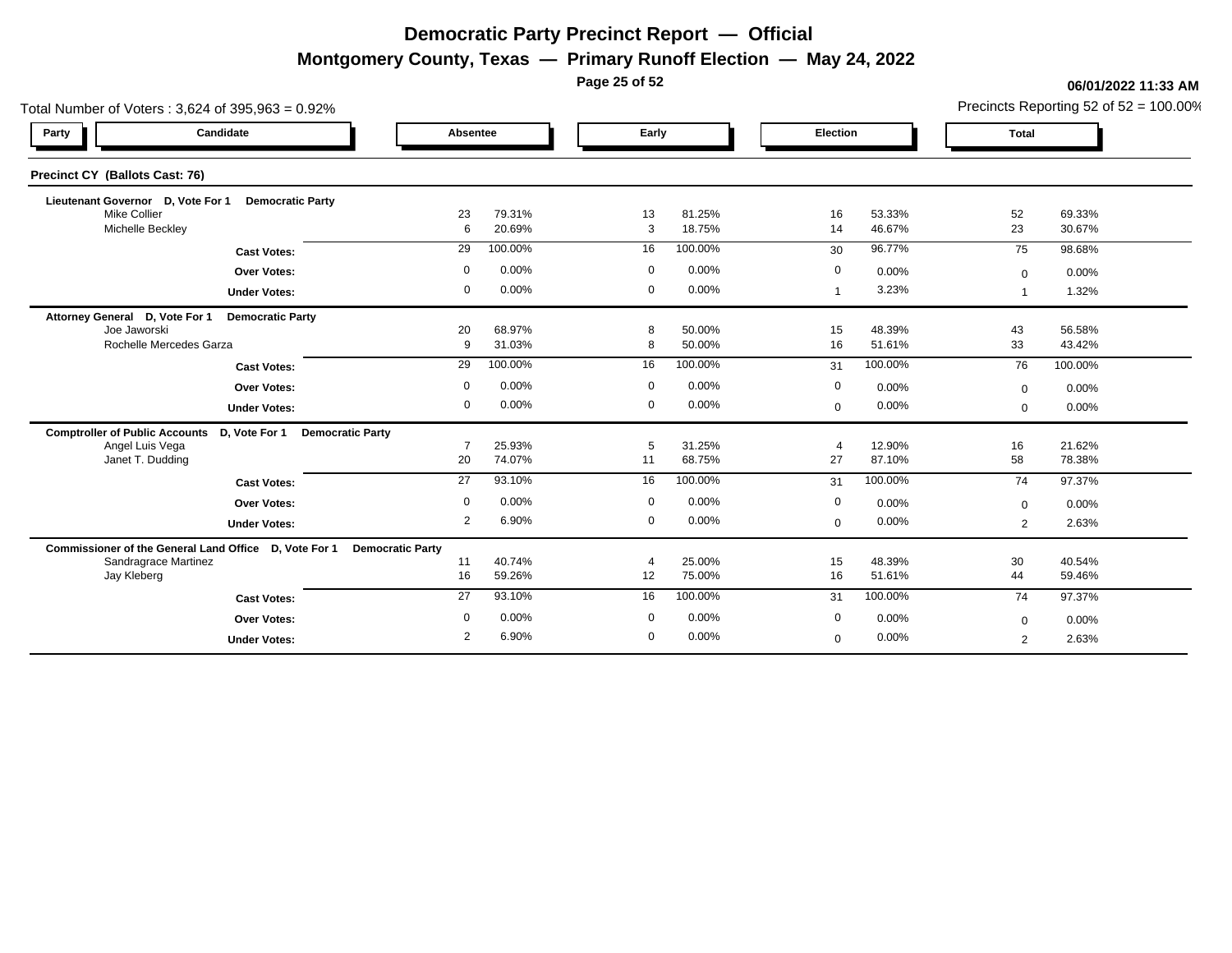# Democratic Party Precinct Report — Official

## Montgomery County, Texas — Primary Runoff Election — May 24, 2022

06/01/2022 11:33 AM

Total Number of Voters : 3,624 of 395,963 = 0.92%

Precincts Reporting 52 of 52 = 100.00%

### Precinct CY (Ballots Cast: 76)

| Party / Candidate | Absentee | | Early | | Election | | Total | |
|---|---|---|---|---|---|---|---|---|
| **Lieutenant Governor D, Vote For 1 Democratic Party** | | | | | | | | |
| Mike Collier | 23 | 79.31% | 13 | 81.25% | 16 | 53.33% | 52 | 69.33% |
| Michelle Beckley | 6 | 20.69% | 3 | 18.75% | 14 | 46.67% | 23 | 30.67% |
| **Cast Votes:** | 29 | 100.00% | 16 | 100.00% | 30 | 96.77% | 75 | 98.68% |
| **Over Votes:** | 0 | 0.00% | 0 | 0.00% | 0 | 0.00% | 0 | 0.00% |
| **Under Votes:** | 0 | 0.00% | 0 | 0.00% | 1 | 3.23% | 1 | 1.32% |
| **Attorney General D, Vote For 1 Democratic Party** | | | | | | | | |
| Joe Jaworski | 20 | 68.97% | 8 | 50.00% | 15 | 48.39% | 43 | 56.58% |
| Rochelle Mercedes Garza | 9 | 31.03% | 8 | 50.00% | 16 | 51.61% | 33 | 43.42% |
| **Cast Votes:** | 29 | 100.00% | 16 | 100.00% | 31 | 100.00% | 76 | 100.00% |
| **Over Votes:** | 0 | 0.00% | 0 | 0.00% | 0 | 0.00% | 0 | 0.00% |
| **Under Votes:** | 0 | 0.00% | 0 | 0.00% | 0 | 0.00% | 0 | 0.00% |
| **Comptroller of Public Accounts D, Vote For 1 Democratic Party** | | | | | | | | |
| Angel Luis Vega | 7 | 25.93% | 5 | 31.25% | 4 | 12.90% | 16 | 21.62% |
| Janet T. Dudding | 20 | 74.07% | 11 | 68.75% | 27 | 87.10% | 58 | 78.38% |
| **Cast Votes:** | 27 | 93.10% | 16 | 100.00% | 31 | 100.00% | 74 | 97.37% |
| **Over Votes:** | 0 | 0.00% | 0 | 0.00% | 0 | 0.00% | 0 | 0.00% |
| **Under Votes:** | 2 | 6.90% | 0 | 0.00% | 0 | 0.00% | 2 | 2.63% |
| **Commissioner of the General Land Office D, Vote For 1 Democratic Party** | | | | | | | | |
| Sandragrace Martinez | 11 | 40.74% | 4 | 25.00% | 15 | 48.39% | 30 | 40.54% |
| Jay Kleberg | 16 | 59.26% | 12 | 75.00% | 16 | 51.61% | 44 | 59.46% |
| **Cast Votes:** | 27 | 93.10% | 16 | 100.00% | 31 | 100.00% | 74 | 97.37% |
| **Over Votes:** | 0 | 0.00% | 0 | 0.00% | 0 | 0.00% | 0 | 0.00% |
| **Under Votes:** | 2 | 6.90% | 0 | 0.00% | 0 | 0.00% | 2 | 2.63% |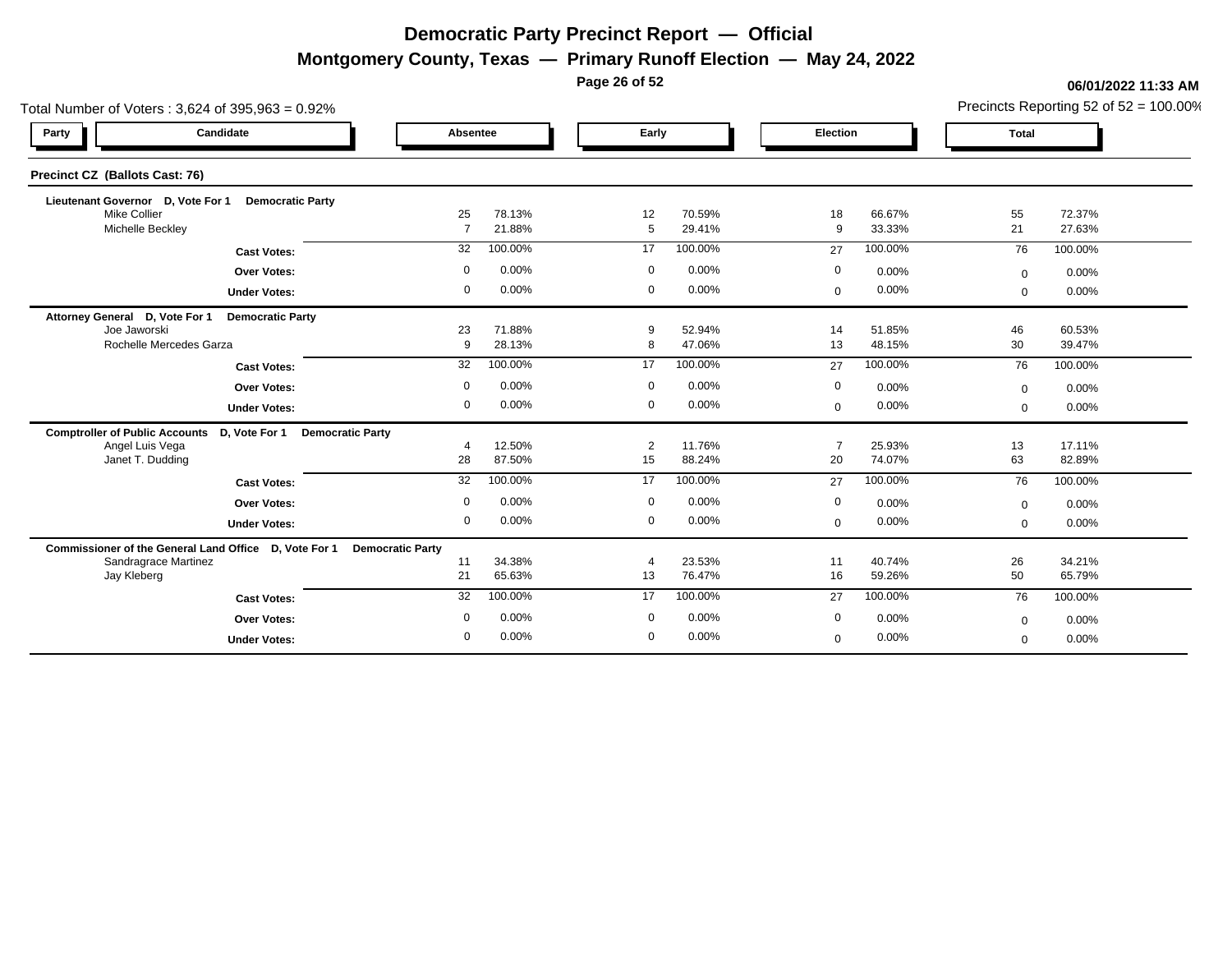# Democratic Party Precinct Report — Official

## Montgomery County, Texas — Primary Runoff Election — May 24, 2022

**06/01/2022 11:33 AM**

Total Number of Voters : 3,624 of 395,963 = 0.92%

Precincts Reporting 52 of 52 = 100.00%

| Party | Candidate | Absentee | | Early | | Election | | Total | |
|---|---|---|---|---|---|---|---|---|---|
| **Precinct CZ (Ballots Cast: 76)** | | | | | | | | | |
| **Lieutenant Governor D, Vote For 1** | **Democratic Party** | | | | | | | | |
| | Mike Collier | 25 | 78.13% | 12 | 70.59% | 18 | 66.67% | 55 | 72.37% |
| | Michelle Beckley | 7 | 21.88% | 5 | 29.41% | 9 | 33.33% | 21 | 27.63% |
| | **Cast Votes:** | 32 | 100.00% | 17 | 100.00% | 27 | 100.00% | 76 | 100.00% |
| | **Over Votes:** | 0 | 0.00% | 0 | 0.00% | 0 | 0.00% | 0 | 0.00% |
| | **Under Votes:** | 0 | 0.00% | 0 | 0.00% | 0 | 0.00% | 0 | 0.00% |
| **Attorney General D, Vote For 1** | **Democratic Party** | | | | | | | | |
| | Joe Jaworski | 23 | 71.88% | 9 | 52.94% | 14 | 51.85% | 46 | 60.53% |
| | Rochelle Mercedes Garza | 9 | 28.13% | 8 | 47.06% | 13 | 48.15% | 30 | 39.47% |
| | **Cast Votes:** | 32 | 100.00% | 17 | 100.00% | 27 | 100.00% | 76 | 100.00% |
| | **Over Votes:** | 0 | 0.00% | 0 | 0.00% | 0 | 0.00% | 0 | 0.00% |
| | **Under Votes:** | 0 | 0.00% | 0 | 0.00% | 0 | 0.00% | 0 | 0.00% |
| **Comptroller of Public Accounts D, Vote For 1** | **Democratic Party** | | | | | | | | |
| | Angel Luis Vega | 4 | 12.50% | 2 | 11.76% | 7 | 25.93% | 13 | 17.11% |
| | Janet T. Dudding | 28 | 87.50% | 15 | 88.24% | 20 | 74.07% | 63 | 82.89% |
| | **Cast Votes:** | 32 | 100.00% | 17 | 100.00% | 27 | 100.00% | 76 | 100.00% |
| | **Over Votes:** | 0 | 0.00% | 0 | 0.00% | 0 | 0.00% | 0 | 0.00% |
| | **Under Votes:** | 0 | 0.00% | 0 | 0.00% | 0 | 0.00% | 0 | 0.00% |
| **Commissioner of the General Land Office D, Vote For 1** | **Democratic Party** | | | | | | | | |
| | Sandragrace Martinez | 11 | 34.38% | 4 | 23.53% | 11 | 40.74% | 26 | 34.21% |
| | Jay Kleberg | 21 | 65.63% | 13 | 76.47% | 16 | 59.26% | 50 | 65.79% |
| | **Cast Votes:** | 32 | 100.00% | 17 | 100.00% | 27 | 100.00% | 76 | 100.00% |
| | **Over Votes:** | 0 | 0.00% | 0 | 0.00% | 0 | 0.00% | 0 | 0.00% |
| | **Under Votes:** | 0 | 0.00% | 0 | 0.00% | 0 | 0.00% | 0 | 0.00% |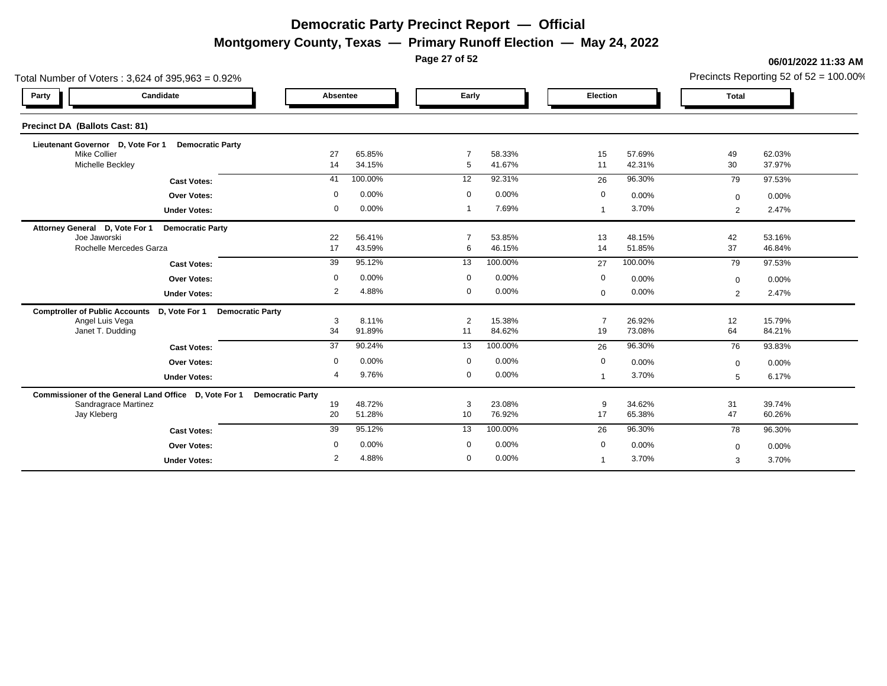# Democratic Party Precinct Report — Official

## Montgomery County, Texas — Primary Runoff Election — May 24, 2022

06/01/2022 11:33 AM

Total Number of Voters : 3,624 of 395,963 = 0.92%

Precincts Reporting 52 of 52 = 100.00%

### Precinct DA (Ballots Cast: 81)

| Party / Candidate | Absentee | | Early | | Election | | Total | |
|---|---|---|---|---|---|---|---|---|
| **Lieutenant Governor D, Vote For 1 Democratic Party** | | | | | | | | |
| Mike Collier | 27 | 65.85% | 7 | 58.33% | 15 | 57.69% | 49 | 62.03% |
| Michelle Beckley | 14 | 34.15% | 5 | 41.67% | 11 | 42.31% | 30 | 37.97% |
| **Cast Votes:** | 41 | 100.00% | 12 | 92.31% | 26 | 96.30% | 79 | 97.53% |
| **Over Votes:** | 0 | 0.00% | 0 | 0.00% | 0 | 0.00% | 0 | 0.00% |
| **Under Votes:** | 0 | 0.00% | 1 | 7.69% | 1 | 3.70% | 2 | 2.47% |
| **Attorney General D, Vote For 1 Democratic Party** | | | | | | | | |
| Joe Jaworski | 22 | 56.41% | 7 | 53.85% | 13 | 48.15% | 42 | 53.16% |
| Rochelle Mercedes Garza | 17 | 43.59% | 6 | 46.15% | 14 | 51.85% | 37 | 46.84% |
| **Cast Votes:** | 39 | 95.12% | 13 | 100.00% | 27 | 100.00% | 79 | 97.53% |
| **Over Votes:** | 0 | 0.00% | 0 | 0.00% | 0 | 0.00% | 0 | 0.00% |
| **Under Votes:** | 2 | 4.88% | 0 | 0.00% | 0 | 0.00% | 2 | 2.47% |
| **Comptroller of Public Accounts D, Vote For 1 Democratic Party** | | | | | | | | |
| Angel Luis Vega | 3 | 8.11% | 2 | 15.38% | 7 | 26.92% | 12 | 15.79% |
| Janet T. Dudding | 34 | 91.89% | 11 | 84.62% | 19 | 73.08% | 64 | 84.21% |
| **Cast Votes:** | 37 | 90.24% | 13 | 100.00% | 26 | 96.30% | 76 | 93.83% |
| **Over Votes:** | 0 | 0.00% | 0 | 0.00% | 0 | 0.00% | 0 | 0.00% |
| **Under Votes:** | 4 | 9.76% | 0 | 0.00% | 1 | 3.70% | 5 | 6.17% |
| **Commissioner of the General Land Office D, Vote For 1 Democratic Party** | | | | | | | | |
| Sandragrace Martinez | 19 | 48.72% | 3 | 23.08% | 9 | 34.62% | 31 | 39.74% |
| Jay Kleberg | 20 | 51.28% | 10 | 76.92% | 17 | 65.38% | 47 | 60.26% |
| **Cast Votes:** | 39 | 95.12% | 13 | 100.00% | 26 | 96.30% | 78 | 96.30% |
| **Over Votes:** | 0 | 0.00% | 0 | 0.00% | 0 | 0.00% | 0 | 0.00% |
| **Under Votes:** | 2 | 4.88% | 0 | 0.00% | 1 | 3.70% | 3 | 3.70% |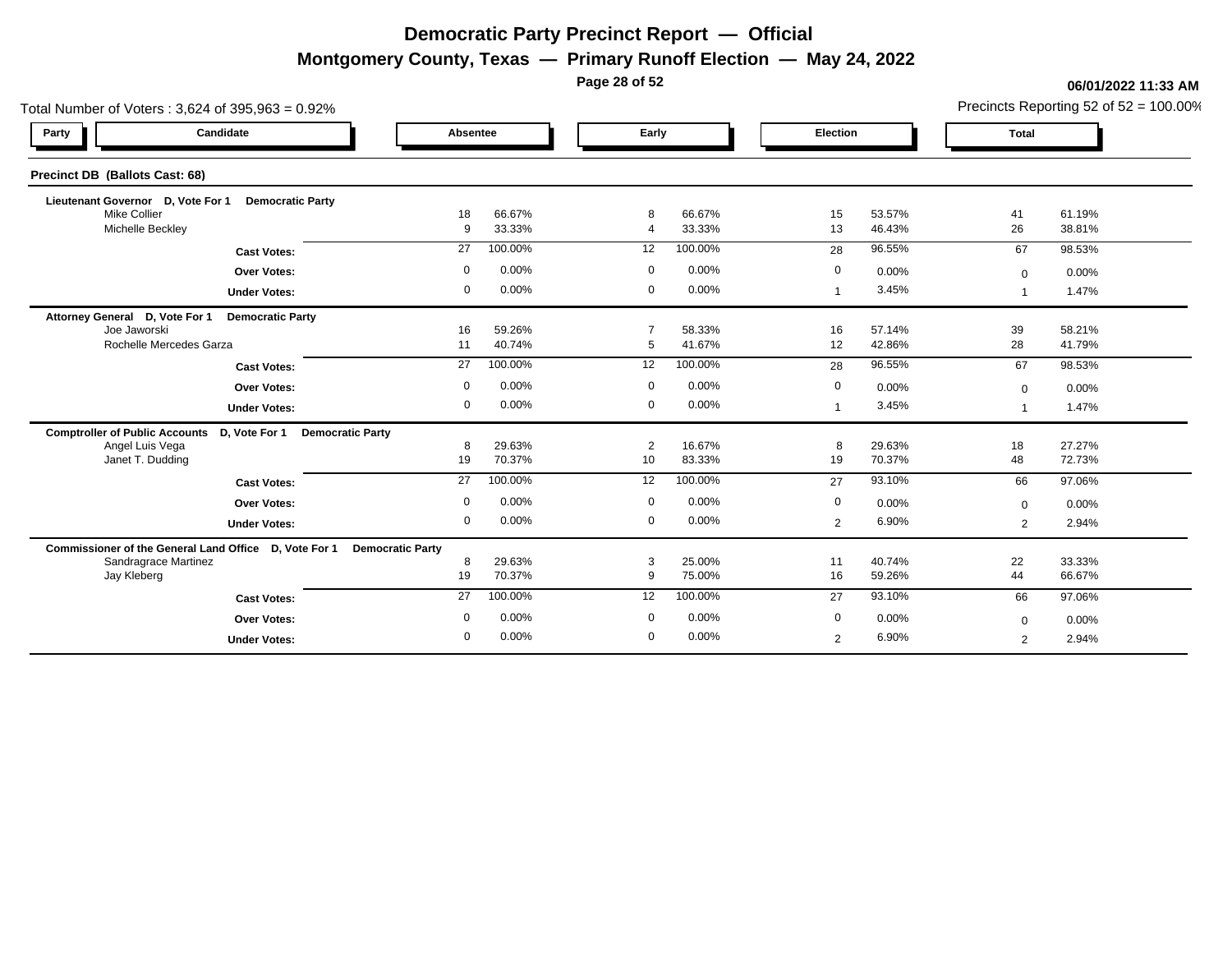# Democratic Party Precinct Report — Official

## Montgomery County, Texas — Primary Runoff Election — May 24, 2022

**06/01/2022 11:33 AM**

Total Number of Voters : 3,624 of 395,963 = 0.92%

Precincts Reporting 52 of 52 = 100.00%

| Party | Candidate | Absentee | | Early | | Election | | Total | |
|---|---|---|---|---|---|---|---|---|---|

**Precinct DB (Ballots Cast: 68)**

**Lieutenant Governor D, Vote For 1 Democratic Party**

| | | Absentee | | Early | | Election | | Total | |
|---|---|---|---|---|---|---|---|---|---|
| | Mike Collier | 18 | 66.67% | 8 | 66.67% | 15 | 53.57% | 41 | 61.19% |
| | Michelle Beckley | 9 | 33.33% | 4 | 33.33% | 13 | 46.43% | 26 | 38.81% |
| | **Cast Votes:** | 27 | 100.00% | 12 | 100.00% | 28 | 96.55% | 67 | 98.53% |
| | **Over Votes:** | 0 | 0.00% | 0 | 0.00% | 0 | 0.00% | 0 | 0.00% |
| | **Under Votes:** | 0 | 0.00% | 0 | 0.00% | 1 | 3.45% | 1 | 1.47% |

**Attorney General D, Vote For 1 Democratic Party**

| | | Absentee | | Early | | Election | | Total | |
|---|---|---|---|---|---|---|---|---|---|
| | Joe Jaworski | 16 | 59.26% | 7 | 58.33% | 16 | 57.14% | 39 | 58.21% |
| | Rochelle Mercedes Garza | 11 | 40.74% | 5 | 41.67% | 12 | 42.86% | 28 | 41.79% |
| | **Cast Votes:** | 27 | 100.00% | 12 | 100.00% | 28 | 96.55% | 67 | 98.53% |
| | **Over Votes:** | 0 | 0.00% | 0 | 0.00% | 0 | 0.00% | 0 | 0.00% |
| | **Under Votes:** | 0 | 0.00% | 0 | 0.00% | 1 | 3.45% | 1 | 1.47% |

**Comptroller of Public Accounts D, Vote For 1 Democratic Party**

| | | Absentee | | Early | | Election | | Total | |
|---|---|---|---|---|---|---|---|---|---|
| | Angel Luis Vega | 8 | 29.63% | 2 | 16.67% | 8 | 29.63% | 18 | 27.27% |
| | Janet T. Dudding | 19 | 70.37% | 10 | 83.33% | 19 | 70.37% | 48 | 72.73% |
| | **Cast Votes:** | 27 | 100.00% | 12 | 100.00% | 27 | 93.10% | 66 | 97.06% |
| | **Over Votes:** | 0 | 0.00% | 0 | 0.00% | 0 | 0.00% | 0 | 0.00% |
| | **Under Votes:** | 0 | 0.00% | 0 | 0.00% | 2 | 6.90% | 2 | 2.94% |

**Commissioner of the General Land Office D, Vote For 1 Democratic Party**

| | | Absentee | | Early | | Election | | Total | |
|---|---|---|---|---|---|---|---|---|---|
| | Sandragrace Martinez | 8 | 29.63% | 3 | 25.00% | 11 | 40.74% | 22 | 33.33% |
| | Jay Kleberg | 19 | 70.37% | 9 | 75.00% | 16 | 59.26% | 44 | 66.67% |
| | **Cast Votes:** | 27 | 100.00% | 12 | 100.00% | 27 | 93.10% | 66 | 97.06% |
| | **Over Votes:** | 0 | 0.00% | 0 | 0.00% | 0 | 0.00% | 0 | 0.00% |
| | **Under Votes:** | 0 | 0.00% | 0 | 0.00% | 2 | 6.90% | 2 | 2.94% |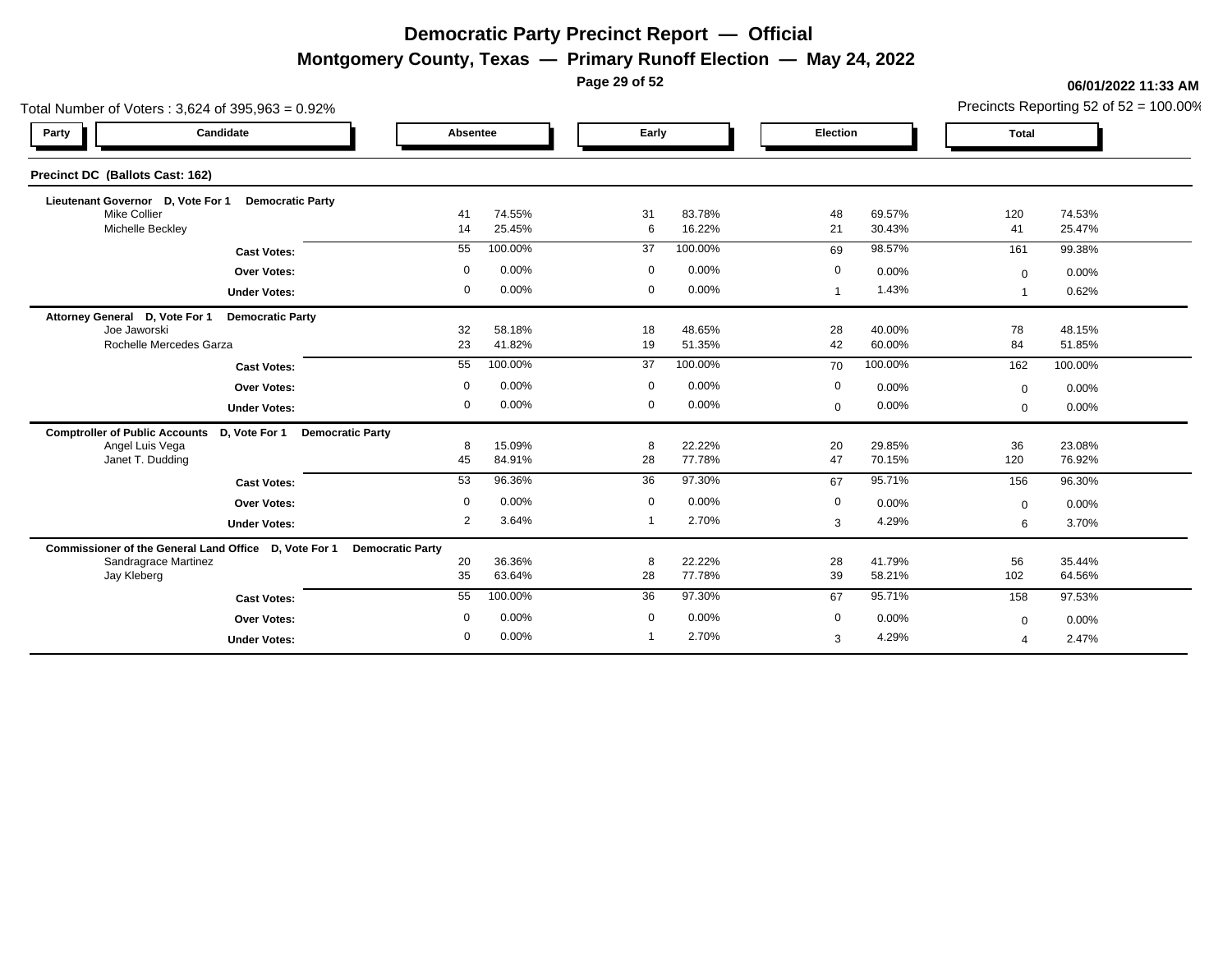# Democratic Party Precinct Report — Official

## Montgomery County, Texas — Primary Runoff Election — May 24, 2022

06/01/2022 11:33 AM

Total Number of Voters : 3,624 of 395,963 = 0.92%

Precincts Reporting 52 of 52 = 100.00%

### Precinct DC (Ballots Cast: 162)

| Party | Candidate | Absentee | | Early | | Election | | Total | |
|---|---|---|---|---|---|---|---|---|---|
| **Lieutenant Governor D, Vote For 1 Democratic Party** | | | | | | | | | |
| | Mike Collier | 41 | 74.55% | 31 | 83.78% | 48 | 69.57% | 120 | 74.53% |
| | Michelle Beckley | 14 | 25.45% | 6 | 16.22% | 21 | 30.43% | 41 | 25.47% |
| | **Cast Votes:** | 55 | 100.00% | 37 | 100.00% | 69 | 98.57% | 161 | 99.38% |
| | **Over Votes:** | 0 | 0.00% | 0 | 0.00% | 0 | 0.00% | 0 | 0.00% |
| | **Under Votes:** | 0 | 0.00% | 0 | 0.00% | 1 | 1.43% | 1 | 0.62% |
| **Attorney General D, Vote For 1 Democratic Party** | | | | | | | | | |
| | Joe Jaworski | 32 | 58.18% | 18 | 48.65% | 28 | 40.00% | 78 | 48.15% |
| | Rochelle Mercedes Garza | 23 | 41.82% | 19 | 51.35% | 42 | 60.00% | 84 | 51.85% |
| | **Cast Votes:** | 55 | 100.00% | 37 | 100.00% | 70 | 100.00% | 162 | 100.00% |
| | **Over Votes:** | 0 | 0.00% | 0 | 0.00% | 0 | 0.00% | 0 | 0.00% |
| | **Under Votes:** | 0 | 0.00% | 0 | 0.00% | 0 | 0.00% | 0 | 0.00% |
| **Comptroller of Public Accounts D, Vote For 1 Democratic Party** | | | | | | | | | |
| | Angel Luis Vega | 8 | 15.09% | 8 | 22.22% | 20 | 29.85% | 36 | 23.08% |
| | Janet T. Dudding | 45 | 84.91% | 28 | 77.78% | 47 | 70.15% | 120 | 76.92% |
| | **Cast Votes:** | 53 | 96.36% | 36 | 97.30% | 67 | 95.71% | 156 | 96.30% |
| | **Over Votes:** | 0 | 0.00% | 0 | 0.00% | 0 | 0.00% | 0 | 0.00% |
| | **Under Votes:** | 2 | 3.64% | 1 | 2.70% | 3 | 4.29% | 6 | 3.70% |
| **Commissioner of the General Land Office D, Vote For 1 Democratic Party** | | | | | | | | | |
| | Sandragrace Martinez | 20 | 36.36% | 8 | 22.22% | 28 | 41.79% | 56 | 35.44% |
| | Jay Kleberg | 35 | 63.64% | 28 | 77.78% | 39 | 58.21% | 102 | 64.56% |
| | **Cast Votes:** | 55 | 100.00% | 36 | 97.30% | 67 | 95.71% | 158 | 97.53% |
| | **Over Votes:** | 0 | 0.00% | 0 | 0.00% | 0 | 0.00% | 0 | 0.00% |
| | **Under Votes:** | 0 | 0.00% | 1 | 2.70% | 3 | 4.29% | 4 | 2.47% |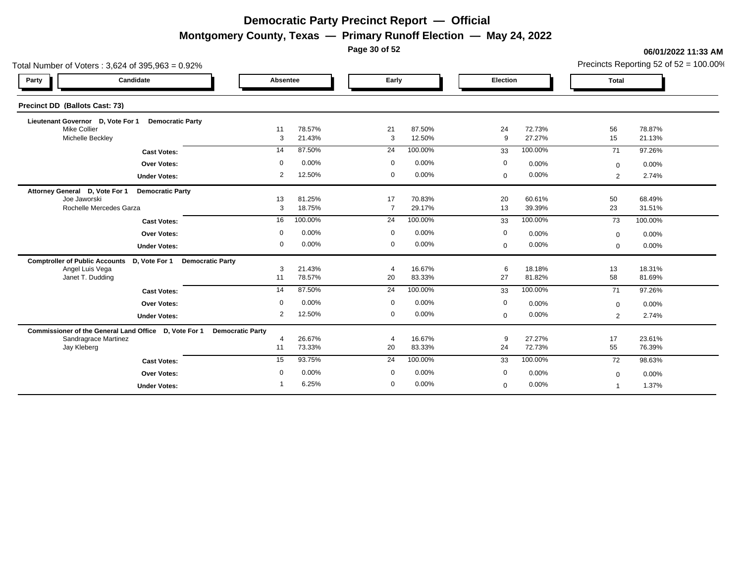# Democratic Party Precinct Report — Official

## Montgomery County, Texas — Primary Runoff Election — May 24, 2022

**06/01/2022 11:33 AM**

Total Number of Voters : 3,624 of 395,963 = 0.92%

Precincts Reporting 52 of 52 = 100.00%

### Precinct DD (Ballots Cast: 73)

| Party | Candidate | Absentee | | Early | | Election | | Total | |
|---|---|---|---|---|---|---|---|---|---|
| **Lieutenant Governor D, Vote For 1** | **Democratic Party** | | | | | | | | |
| | Mike Collier | 11 | 78.57% | 21 | 87.50% | 24 | 72.73% | 56 | 78.87% |
| | Michelle Beckley | 3 | 21.43% | 3 | 12.50% | 9 | 27.27% | 15 | 21.13% |
| | **Cast Votes:** | 14 | 87.50% | 24 | 100.00% | 33 | 100.00% | 71 | 97.26% |
| | **Over Votes:** | 0 | 0.00% | 0 | 0.00% | 0 | 0.00% | 0 | 0.00% |
| | **Under Votes:** | 2 | 12.50% | 0 | 0.00% | 0 | 0.00% | 2 | 2.74% |
| **Attorney General D, Vote For 1** | **Democratic Party** | | | | | | | | |
| | Joe Jaworski | 13 | 81.25% | 17 | 70.83% | 20 | 60.61% | 50 | 68.49% |
| | Rochelle Mercedes Garza | 3 | 18.75% | 7 | 29.17% | 13 | 39.39% | 23 | 31.51% |
| | **Cast Votes:** | 16 | 100.00% | 24 | 100.00% | 33 | 100.00% | 73 | 100.00% |
| | **Over Votes:** | 0 | 0.00% | 0 | 0.00% | 0 | 0.00% | 0 | 0.00% |
| | **Under Votes:** | 0 | 0.00% | 0 | 0.00% | 0 | 0.00% | 0 | 0.00% |
| **Comptroller of Public Accounts D, Vote For 1** | **Democratic Party** | | | | | | | | |
| | Angel Luis Vega | 3 | 21.43% | 4 | 16.67% | 6 | 18.18% | 13 | 18.31% |
| | Janet T. Dudding | 11 | 78.57% | 20 | 83.33% | 27 | 81.82% | 58 | 81.69% |
| | **Cast Votes:** | 14 | 87.50% | 24 | 100.00% | 33 | 100.00% | 71 | 97.26% |
| | **Over Votes:** | 0 | 0.00% | 0 | 0.00% | 0 | 0.00% | 0 | 0.00% |
| | **Under Votes:** | 2 | 12.50% | 0 | 0.00% | 0 | 0.00% | 2 | 2.74% |
| **Commissioner of the General Land Office D, Vote For 1** | **Democratic Party** | | | | | | | | |
| | Sandragrace Martinez | 4 | 26.67% | 4 | 16.67% | 9 | 27.27% | 17 | 23.61% |
| | Jay Kleberg | 11 | 73.33% | 20 | 83.33% | 24 | 72.73% | 55 | 76.39% |
| | **Cast Votes:** | 15 | 93.75% | 24 | 100.00% | 33 | 100.00% | 72 | 98.63% |
| | **Over Votes:** | 0 | 0.00% | 0 | 0.00% | 0 | 0.00% | 0 | 0.00% |
| | **Under Votes:** | 1 | 6.25% | 0 | 0.00% | 0 | 0.00% | 1 | 1.37% |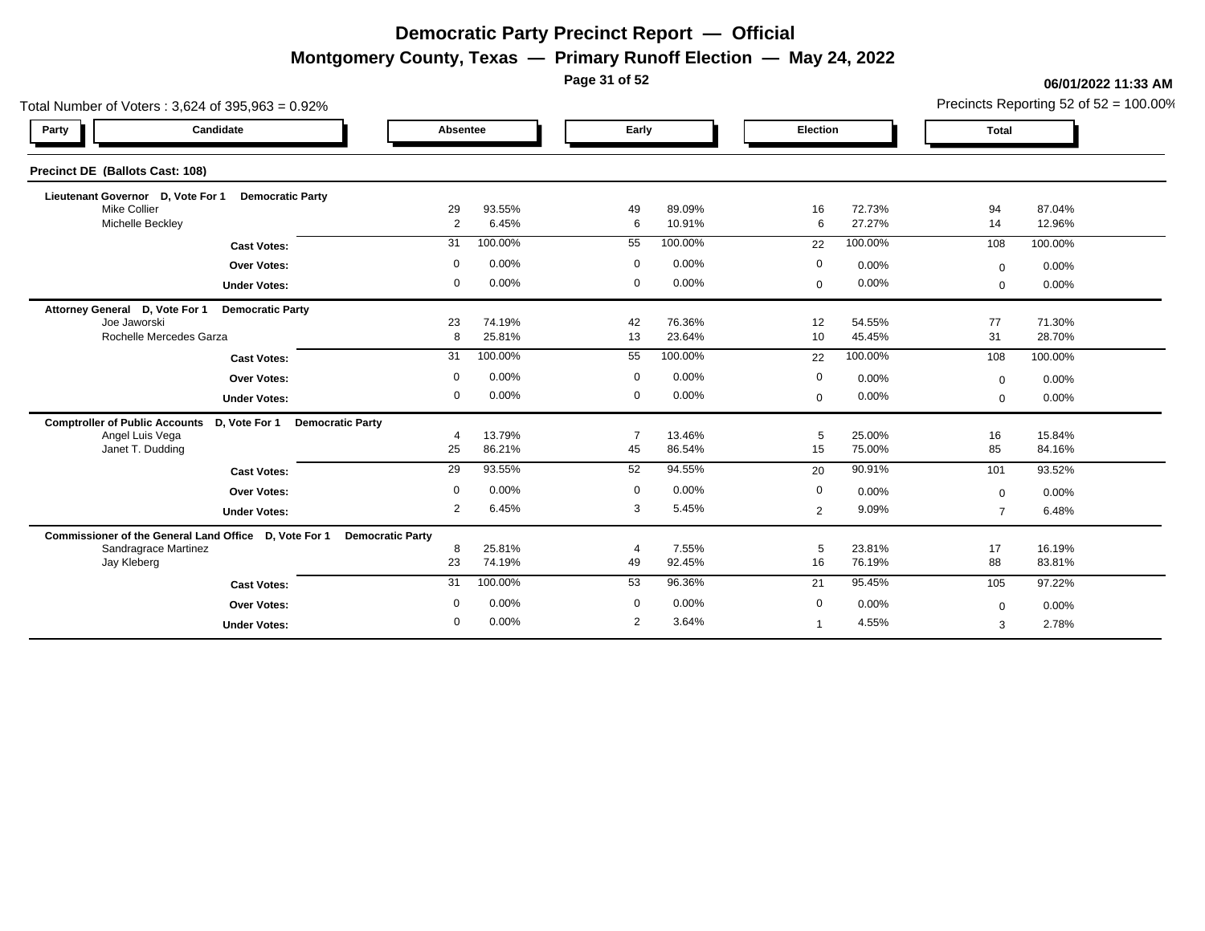# Democratic Party Precinct Report — Official

## Montgomery County, Texas — Primary Runoff Election — May 24, 2022

**06/01/2022 11:33 AM**

Total Number of Voters : 3,624 of 395,963 = 0.92%

Precincts Reporting 52 of 52 = 100.00%

### Precinct DE (Ballots Cast: 108)

| Party | Candidate | Absentee | | Early | | Election | | Total | |
|---|---|---|---|---|---|---|---|---|---|
| **Lieutenant Governor D, Vote For 1 Democratic Party** | | | | | | | | | |
| | Mike Collier | 29 | 93.55% | 49 | 89.09% | 16 | 72.73% | 94 | 87.04% |
| | Michelle Beckley | 2 | 6.45% | 6 | 10.91% | 6 | 27.27% | 14 | 12.96% |
| | **Cast Votes:** | 31 | 100.00% | 55 | 100.00% | 22 | 100.00% | 108 | 100.00% |
| | **Over Votes:** | 0 | 0.00% | 0 | 0.00% | 0 | 0.00% | 0 | 0.00% |
| | **Under Votes:** | 0 | 0.00% | 0 | 0.00% | 0 | 0.00% | 0 | 0.00% |
| **Attorney General D, Vote For 1 Democratic Party** | | | | | | | | | |
| | Joe Jaworski | 23 | 74.19% | 42 | 76.36% | 12 | 54.55% | 77 | 71.30% |
| | Rochelle Mercedes Garza | 8 | 25.81% | 13 | 23.64% | 10 | 45.45% | 31 | 28.70% |
| | **Cast Votes:** | 31 | 100.00% | 55 | 100.00% | 22 | 100.00% | 108 | 100.00% |
| | **Over Votes:** | 0 | 0.00% | 0 | 0.00% | 0 | 0.00% | 0 | 0.00% |
| | **Under Votes:** | 0 | 0.00% | 0 | 0.00% | 0 | 0.00% | 0 | 0.00% |
| **Comptroller of Public Accounts D, Vote For 1 Democratic Party** | | | | | | | | | |
| | Angel Luis Vega | 4 | 13.79% | 7 | 13.46% | 5 | 25.00% | 16 | 15.84% |
| | Janet T. Dudding | 25 | 86.21% | 45 | 86.54% | 15 | 75.00% | 85 | 84.16% |
| | **Cast Votes:** | 29 | 93.55% | 52 | 94.55% | 20 | 90.91% | 101 | 93.52% |
| | **Over Votes:** | 0 | 0.00% | 0 | 0.00% | 0 | 0.00% | 0 | 0.00% |
| | **Under Votes:** | 2 | 6.45% | 3 | 5.45% | 2 | 9.09% | 7 | 6.48% |
| **Commissioner of the General Land Office D, Vote For 1 Democratic Party** | | | | | | | | | |
| | Sandragrace Martinez | 8 | 25.81% | 4 | 7.55% | 5 | 23.81% | 17 | 16.19% |
| | Jay Kleberg | 23 | 74.19% | 49 | 92.45% | 16 | 76.19% | 88 | 83.81% |
| | **Cast Votes:** | 31 | 100.00% | 53 | 96.36% | 21 | 95.45% | 105 | 97.22% |
| | **Over Votes:** | 0 | 0.00% | 0 | 0.00% | 0 | 0.00% | 0 | 0.00% |
| | **Under Votes:** | 0 | 0.00% | 2 | 3.64% | 1 | 4.55% | 3 | 2.78% |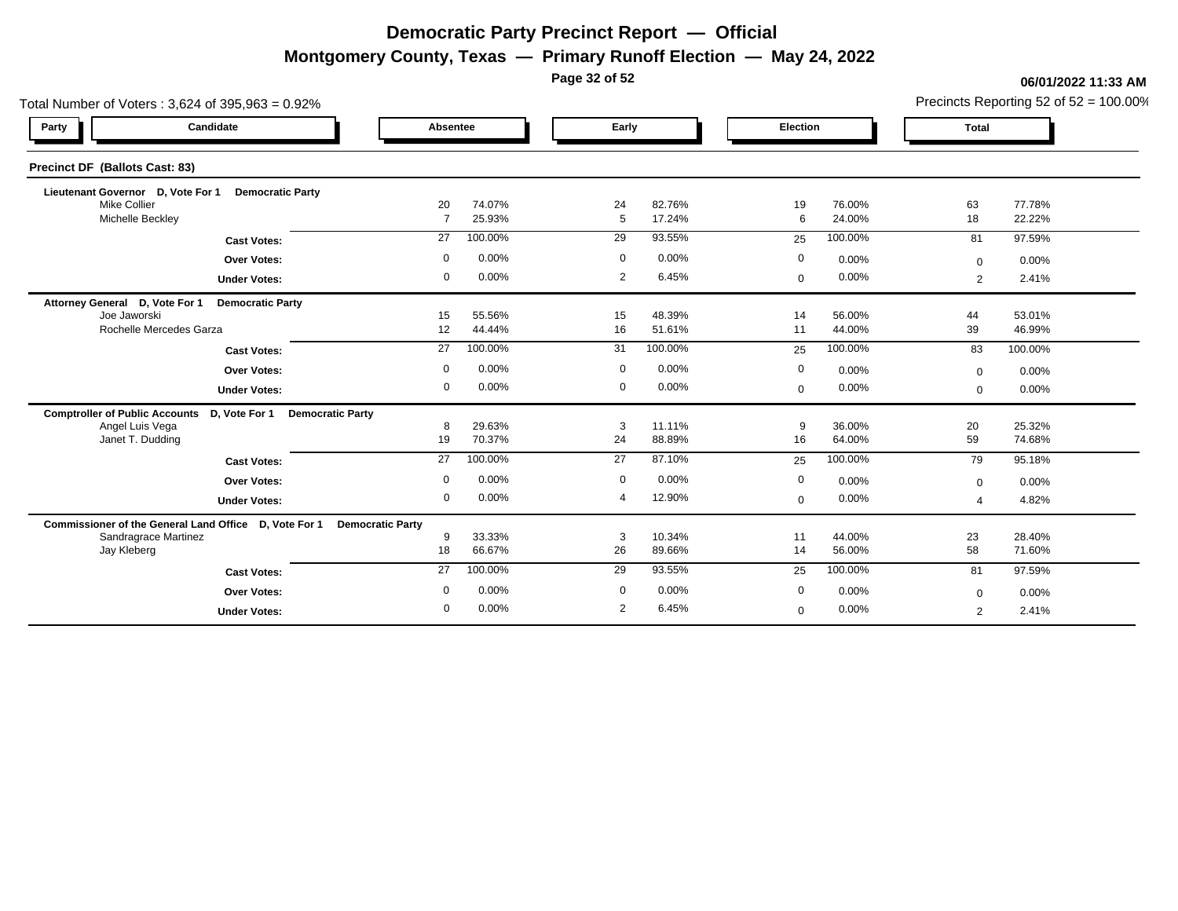# Democratic Party Precinct Report — Official

## Montgomery County, Texas — Primary Runoff Election — May 24, 2022

06/01/2022 11:33 AM

Total Number of Voters : 3,624 of 395,963 = 0.92%

Precincts Reporting 52 of 52 = 100.00%

### Precinct DF (Ballots Cast: 83)

| Party | Candidate | Absentee | | Early | | Election | | Total | |
|---|---|---|---|---|---|---|---|---|---|
| **Lieutenant Governor D, Vote For 1 Democratic Party** | | | | | | | | | |
| | Mike Collier | 20 | 74.07% | 24 | 82.76% | 19 | 76.00% | 63 | 77.78% |
| | Michelle Beckley | 7 | 25.93% | 5 | 17.24% | 6 | 24.00% | 18 | 22.22% |
| | **Cast Votes:** | 27 | 100.00% | 29 | 93.55% | 25 | 100.00% | 81 | 97.59% |
| | **Over Votes:** | 0 | 0.00% | 0 | 0.00% | 0 | 0.00% | 0 | 0.00% |
| | **Under Votes:** | 0 | 0.00% | 2 | 6.45% | 0 | 0.00% | 2 | 2.41% |
| **Attorney General D, Vote For 1 Democratic Party** | | | | | | | | | |
| | Joe Jaworski | 15 | 55.56% | 15 | 48.39% | 14 | 56.00% | 44 | 53.01% |
| | Rochelle Mercedes Garza | 12 | 44.44% | 16 | 51.61% | 11 | 44.00% | 39 | 46.99% |
| | **Cast Votes:** | 27 | 100.00% | 31 | 100.00% | 25 | 100.00% | 83 | 100.00% |
| | **Over Votes:** | 0 | 0.00% | 0 | 0.00% | 0 | 0.00% | 0 | 0.00% |
| | **Under Votes:** | 0 | 0.00% | 0 | 0.00% | 0 | 0.00% | 0 | 0.00% |
| **Comptroller of Public Accounts D, Vote For 1 Democratic Party** | | | | | | | | | |
| | Angel Luis Vega | 8 | 29.63% | 3 | 11.11% | 9 | 36.00% | 20 | 25.32% |
| | Janet T. Dudding | 19 | 70.37% | 24 | 88.89% | 16 | 64.00% | 59 | 74.68% |
| | **Cast Votes:** | 27 | 100.00% | 27 | 87.10% | 25 | 100.00% | 79 | 95.18% |
| | **Over Votes:** | 0 | 0.00% | 0 | 0.00% | 0 | 0.00% | 0 | 0.00% |
| | **Under Votes:** | 0 | 0.00% | 4 | 12.90% | 0 | 0.00% | 4 | 4.82% |
| **Commissioner of the General Land Office D, Vote For 1 Democratic Party** | | | | | | | | | |
| | Sandragrace Martinez | 9 | 33.33% | 3 | 10.34% | 11 | 44.00% | 23 | 28.40% |
| | Jay Kleberg | 18 | 66.67% | 26 | 89.66% | 14 | 56.00% | 58 | 71.60% |
| | **Cast Votes:** | 27 | 100.00% | 29 | 93.55% | 25 | 100.00% | 81 | 97.59% |
| | **Over Votes:** | 0 | 0.00% | 0 | 0.00% | 0 | 0.00% | 0 | 0.00% |
| | **Under Votes:** | 0 | 0.00% | 2 | 6.45% | 0 | 0.00% | 2 | 2.41% |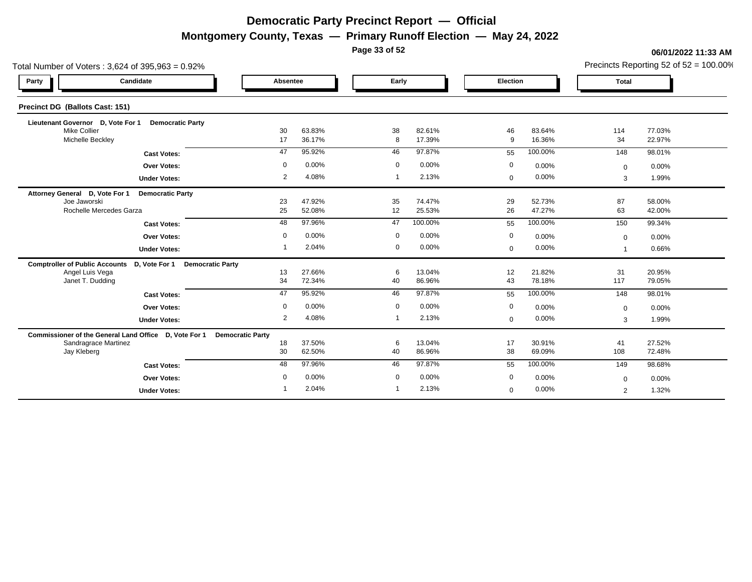# Democratic Party Precinct Report — Official

## Montgomery County, Texas — Primary Runoff Election — May 24, 2022

**06/01/2022 11:33 AM**

Total Number of Voters : 3,624 of 395,963 = 0.92%

Precincts Reporting 52 of 52 = 100.00%

### Precinct DG (Ballots Cast: 151)

| Party / Candidate | Absentee | | Early | | Election | | Total | |
|---|---|---|---|---|---|---|---|---|
| **Lieutenant Governor D, Vote For 1 Democratic Party** | | | | | | | | |
| Mike Collier | 30 | 63.83% | 38 | 82.61% | 46 | 83.64% | 114 | 77.03% |
| Michelle Beckley | 17 | 36.17% | 8 | 17.39% | 9 | 16.36% | 34 | 22.97% |
| **Cast Votes:** | 47 | 95.92% | 46 | 97.87% | 55 | 100.00% | 148 | 98.01% |
| **Over Votes:** | 0 | 0.00% | 0 | 0.00% | 0 | 0.00% | 0 | 0.00% |
| **Under Votes:** | 2 | 4.08% | 1 | 2.13% | 0 | 0.00% | 3 | 1.99% |
| **Attorney General D, Vote For 1 Democratic Party** | | | | | | | | |
| Joe Jaworski | 23 | 47.92% | 35 | 74.47% | 29 | 52.73% | 87 | 58.00% |
| Rochelle Mercedes Garza | 25 | 52.08% | 12 | 25.53% | 26 | 47.27% | 63 | 42.00% |
| **Cast Votes:** | 48 | 97.96% | 47 | 100.00% | 55 | 100.00% | 150 | 99.34% |
| **Over Votes:** | 0 | 0.00% | 0 | 0.00% | 0 | 0.00% | 0 | 0.00% |
| **Under Votes:** | 1 | 2.04% | 0 | 0.00% | 0 | 0.00% | 1 | 0.66% |
| **Comptroller of Public Accounts D, Vote For 1 Democratic Party** | | | | | | | | |
| Angel Luis Vega | 13 | 27.66% | 6 | 13.04% | 12 | 21.82% | 31 | 20.95% |
| Janet T. Dudding | 34 | 72.34% | 40 | 86.96% | 43 | 78.18% | 117 | 79.05% |
| **Cast Votes:** | 47 | 95.92% | 46 | 97.87% | 55 | 100.00% | 148 | 98.01% |
| **Over Votes:** | 0 | 0.00% | 0 | 0.00% | 0 | 0.00% | 0 | 0.00% |
| **Under Votes:** | 2 | 4.08% | 1 | 2.13% | 0 | 0.00% | 3 | 1.99% |
| **Commissioner of the General Land Office D, Vote For 1 Democratic Party** | | | | | | | | |
| Sandragrace Martinez | 18 | 37.50% | 6 | 13.04% | 17 | 30.91% | 41 | 27.52% |
| Jay Kleberg | 30 | 62.50% | 40 | 86.96% | 38 | 69.09% | 108 | 72.48% |
| **Cast Votes:** | 48 | 97.96% | 46 | 97.87% | 55 | 100.00% | 149 | 98.68% |
| **Over Votes:** | 0 | 0.00% | 0 | 0.00% | 0 | 0.00% | 0 | 0.00% |
| **Under Votes:** | 1 | 2.04% | 1 | 2.13% | 0 | 0.00% | 2 | 1.32% |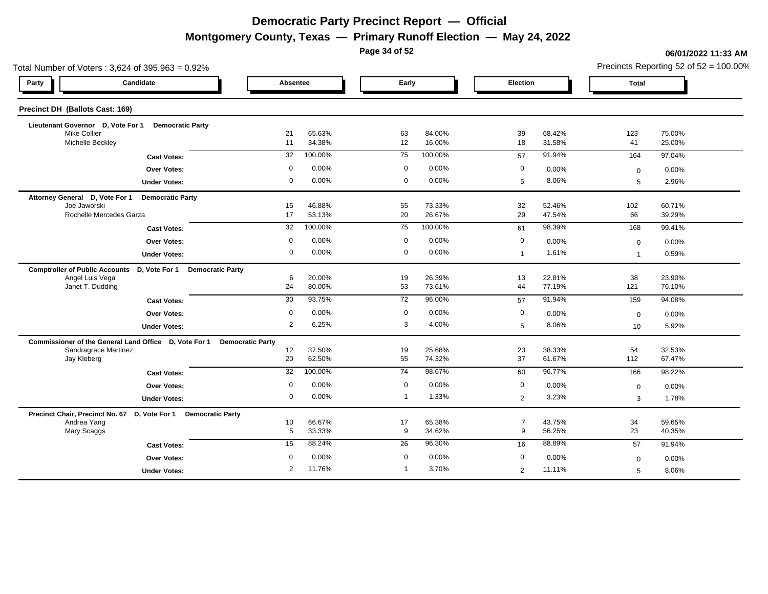# Democratic Party Precinct Report — Official

## Montgomery County, Texas — Primary Runoff Election — May 24, 2022

06/01/2022 11:33 AM

Total Number of Voters : 3,624 of 395,963 = 0.92%

Precincts Reporting 52 of 52 = 100.00%

### Precinct DH (Ballots Cast: 169)

| Party | Candidate | Absentee | | Early | | Election | | Total | |
|---|---|---|---|---|---|---|---|---|---|
| **Lieutenant Governor D, Vote For 1** | **Democratic Party** | | | | | | | | |
| | Mike Collier | 21 | 65.63% | 63 | 84.00% | 39 | 68.42% | 123 | 75.00% |
| | Michelle Beckley | 11 | 34.38% | 12 | 16.00% | 18 | 31.58% | 41 | 25.00% |
| | **Cast Votes:** | 32 | 100.00% | 75 | 100.00% | 57 | 91.94% | 164 | 97.04% |
| | **Over Votes:** | 0 | 0.00% | 0 | 0.00% | 0 | 0.00% | 0 | 0.00% |
| | **Under Votes:** | 0 | 0.00% | 0 | 0.00% | 5 | 8.06% | 5 | 2.96% |
| **Attorney General D, Vote For 1** | **Democratic Party** | | | | | | | | |
| | Joe Jaworski | 15 | 46.88% | 55 | 73.33% | 32 | 52.46% | 102 | 60.71% |
| | Rochelle Mercedes Garza | 17 | 53.13% | 20 | 26.67% | 29 | 47.54% | 66 | 39.29% |
| | **Cast Votes:** | 32 | 100.00% | 75 | 100.00% | 61 | 98.39% | 168 | 99.41% |
| | **Over Votes:** | 0 | 0.00% | 0 | 0.00% | 0 | 0.00% | 0 | 0.00% |
| | **Under Votes:** | 0 | 0.00% | 0 | 0.00% | 1 | 1.61% | 1 | 0.59% |
| **Comptroller of Public Accounts D, Vote For 1** | **Democratic Party** | | | | | | | | |
| | Angel Luis Vega | 6 | 20.00% | 19 | 26.39% | 13 | 22.81% | 38 | 23.90% |
| | Janet T. Dudding | 24 | 80.00% | 53 | 73.61% | 44 | 77.19% | 121 | 76.10% |
| | **Cast Votes:** | 30 | 93.75% | 72 | 96.00% | 57 | 91.94% | 159 | 94.08% |
| | **Over Votes:** | 0 | 0.00% | 0 | 0.00% | 0 | 0.00% | 0 | 0.00% |
| | **Under Votes:** | 2 | 6.25% | 3 | 4.00% | 5 | 8.06% | 10 | 5.92% |
| **Commissioner of the General Land Office D, Vote For 1** | **Democratic Party** | | | | | | | | |
| | Sandragrace Martinez | 12 | 37.50% | 19 | 25.68% | 23 | 38.33% | 54 | 32.53% |
| | Jay Kleberg | 20 | 62.50% | 55 | 74.32% | 37 | 61.67% | 112 | 67.47% |
| | **Cast Votes:** | 32 | 100.00% | 74 | 98.67% | 60 | 96.77% | 166 | 98.22% |
| | **Over Votes:** | 0 | 0.00% | 0 | 0.00% | 0 | 0.00% | 0 | 0.00% |
| | **Under Votes:** | 0 | 0.00% | 1 | 1.33% | 2 | 3.23% | 3 | 1.78% |
| **Precinct Chair, Precinct No. 67 D, Vote For 1** | **Democratic Party** | | | | | | | | |
| | Andrea Yang | 10 | 66.67% | 17 | 65.38% | 7 | 43.75% | 34 | 59.65% |
| | Mary Scaggs | 5 | 33.33% | 9 | 34.62% | 9 | 56.25% | 23 | 40.35% |
| | **Cast Votes:** | 15 | 88.24% | 26 | 96.30% | 16 | 88.89% | 57 | 91.94% |
| | **Over Votes:** | 0 | 0.00% | 0 | 0.00% | 0 | 0.00% | 0 | 0.00% |
| | **Under Votes:** | 2 | 11.76% | 1 | 3.70% | 2 | 11.11% | 5 | 8.06% |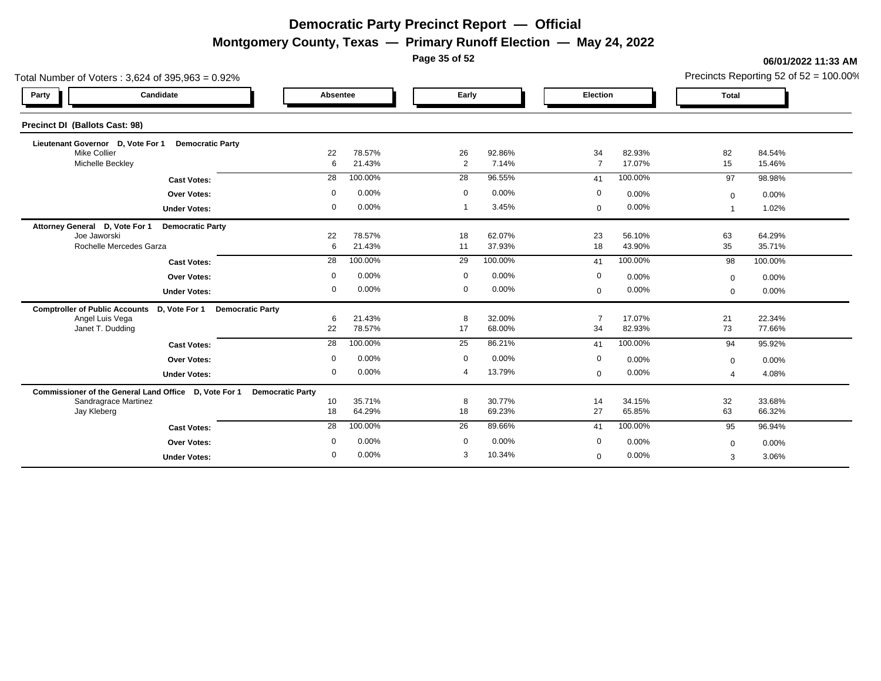# Democratic Party Precinct Report — Official

## Montgomery County, Texas — Primary Runoff Election — May 24, 2022

06/01/2022 11:33 AM

Total Number of Voters : 3,624 of 395,963 = 0.92%

Precincts Reporting 52 of 52 = 100.00%

### Precinct DI (Ballots Cast: 98)

| Party | Candidate | Absentee | | Early | | Election | | Total | |
|---|---|---|---|---|---|---|---|---|---|
| **Lieutenant Governor D, Vote For 1** | **Democratic Party** | | | | | | | | |
| | Mike Collier | 22 | 78.57% | 26 | 92.86% | 34 | 82.93% | 82 | 84.54% |
| | Michelle Beckley | 6 | 21.43% | 2 | 7.14% | 7 | 17.07% | 15 | 15.46% |
| | **Cast Votes:** | 28 | 100.00% | 28 | 96.55% | 41 | 100.00% | 97 | 98.98% |
| | **Over Votes:** | 0 | 0.00% | 0 | 0.00% | 0 | 0.00% | 0 | 0.00% |
| | **Under Votes:** | 0 | 0.00% | 1 | 3.45% | 0 | 0.00% | 1 | 1.02% |
| **Attorney General D, Vote For 1** | **Democratic Party** | | | | | | | | |
| | Joe Jaworski | 22 | 78.57% | 18 | 62.07% | 23 | 56.10% | 63 | 64.29% |
| | Rochelle Mercedes Garza | 6 | 21.43% | 11 | 37.93% | 18 | 43.90% | 35 | 35.71% |
| | **Cast Votes:** | 28 | 100.00% | 29 | 100.00% | 41 | 100.00% | 98 | 100.00% |
| | **Over Votes:** | 0 | 0.00% | 0 | 0.00% | 0 | 0.00% | 0 | 0.00% |
| | **Under Votes:** | 0 | 0.00% | 0 | 0.00% | 0 | 0.00% | 0 | 0.00% |
| **Comptroller of Public Accounts D, Vote For 1** | **Democratic Party** | | | | | | | | |
| | Angel Luis Vega | 6 | 21.43% | 8 | 32.00% | 7 | 17.07% | 21 | 22.34% |
| | Janet T. Dudding | 22 | 78.57% | 17 | 68.00% | 34 | 82.93% | 73 | 77.66% |
| | **Cast Votes:** | 28 | 100.00% | 25 | 86.21% | 41 | 100.00% | 94 | 95.92% |
| | **Over Votes:** | 0 | 0.00% | 0 | 0.00% | 0 | 0.00% | 0 | 0.00% |
| | **Under Votes:** | 0 | 0.00% | 4 | 13.79% | 0 | 0.00% | 4 | 4.08% |
| **Commissioner of the General Land Office D, Vote For 1** | **Democratic Party** | | | | | | | | |
| | Sandragrace Martinez | 10 | 35.71% | 8 | 30.77% | 14 | 34.15% | 32 | 33.68% |
| | Jay Kleberg | 18 | 64.29% | 18 | 69.23% | 27 | 65.85% | 63 | 66.32% |
| | **Cast Votes:** | 28 | 100.00% | 26 | 89.66% | 41 | 100.00% | 95 | 96.94% |
| | **Over Votes:** | 0 | 0.00% | 0 | 0.00% | 0 | 0.00% | 0 | 0.00% |
| | **Under Votes:** | 0 | 0.00% | 3 | 10.34% | 0 | 0.00% | 3 | 3.06% |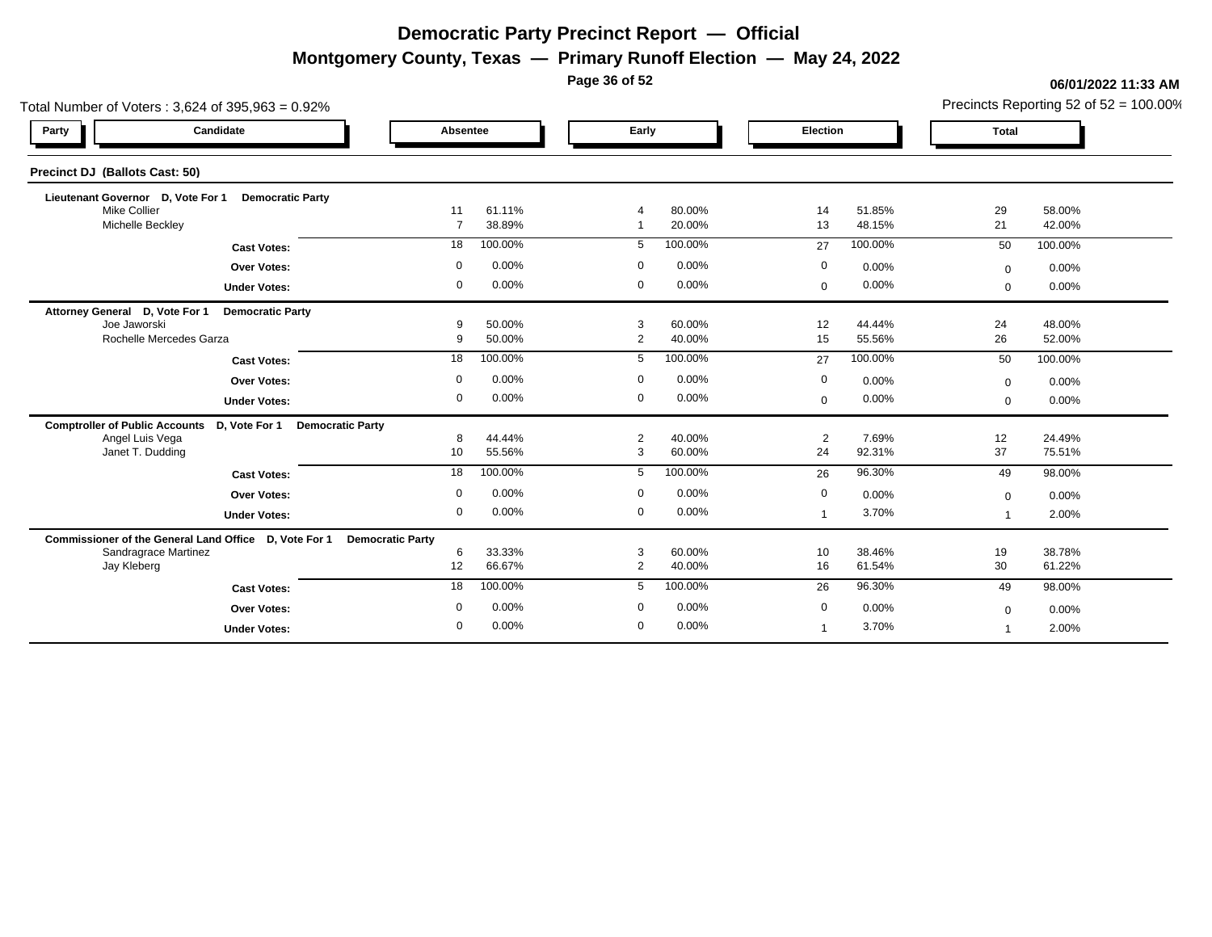# Democratic Party Precinct Report — Official

## Montgomery County, Texas — Primary Runoff Election — May 24, 2022

Total Number of Voters : 3,624 of 395,963 = 0.92%

Precincts Reporting 52 of 52 = 100.00%

### Precinct DJ (Ballots Cast: 50)

| Party / Candidate | Absentee | | Early | | Election | | Total | |
|---|---|---|---|---|---|---|---|---|
| **Lieutenant Governor D, Vote For 1 Democratic Party** | | | | | | | | |
| Mike Collier | 11 | 61.11% | 4 | 80.00% | 14 | 51.85% | 29 | 58.00% |
| Michelle Beckley | 7 | 38.89% | 1 | 20.00% | 13 | 48.15% | 21 | 42.00% |
| **Cast Votes:** | 18 | 100.00% | 5 | 100.00% | 27 | 100.00% | 50 | 100.00% |
| **Over Votes:** | 0 | 0.00% | 0 | 0.00% | 0 | 0.00% | 0 | 0.00% |
| **Under Votes:** | 0 | 0.00% | 0 | 0.00% | 0 | 0.00% | 0 | 0.00% |
| **Attorney General D, Vote For 1 Democratic Party** | | | | | | | | |
| Joe Jaworski | 9 | 50.00% | 3 | 60.00% | 12 | 44.44% | 24 | 48.00% |
| Rochelle Mercedes Garza | 9 | 50.00% | 2 | 40.00% | 15 | 55.56% | 26 | 52.00% |
| **Cast Votes:** | 18 | 100.00% | 5 | 100.00% | 27 | 100.00% | 50 | 100.00% |
| **Over Votes:** | 0 | 0.00% | 0 | 0.00% | 0 | 0.00% | 0 | 0.00% |
| **Under Votes:** | 0 | 0.00% | 0 | 0.00% | 0 | 0.00% | 0 | 0.00% |
| **Comptroller of Public Accounts D, Vote For 1 Democratic Party** | | | | | | | | |
| Angel Luis Vega | 8 | 44.44% | 2 | 40.00% | 2 | 7.69% | 12 | 24.49% |
| Janet T. Dudding | 10 | 55.56% | 3 | 60.00% | 24 | 92.31% | 37 | 75.51% |
| **Cast Votes:** | 18 | 100.00% | 5 | 100.00% | 26 | 96.30% | 49 | 98.00% |
| **Over Votes:** | 0 | 0.00% | 0 | 0.00% | 0 | 0.00% | 0 | 0.00% |
| **Under Votes:** | 0 | 0.00% | 0 | 0.00% | 1 | 3.70% | 1 | 2.00% |
| **Commissioner of the General Land Office D, Vote For 1 Democratic Party** | | | | | | | | |
| Sandragrace Martinez | 6 | 33.33% | 3 | 60.00% | 10 | 38.46% | 19 | 38.78% |
| Jay Kleberg | 12 | 66.67% | 2 | 40.00% | 16 | 61.54% | 30 | 61.22% |
| **Cast Votes:** | 18 | 100.00% | 5 | 100.00% | 26 | 96.30% | 49 | 98.00% |
| **Over Votes:** | 0 | 0.00% | 0 | 0.00% | 0 | 0.00% | 0 | 0.00% |
| **Under Votes:** | 0 | 0.00% | 0 | 0.00% | 1 | 3.70% | 1 | 2.00% |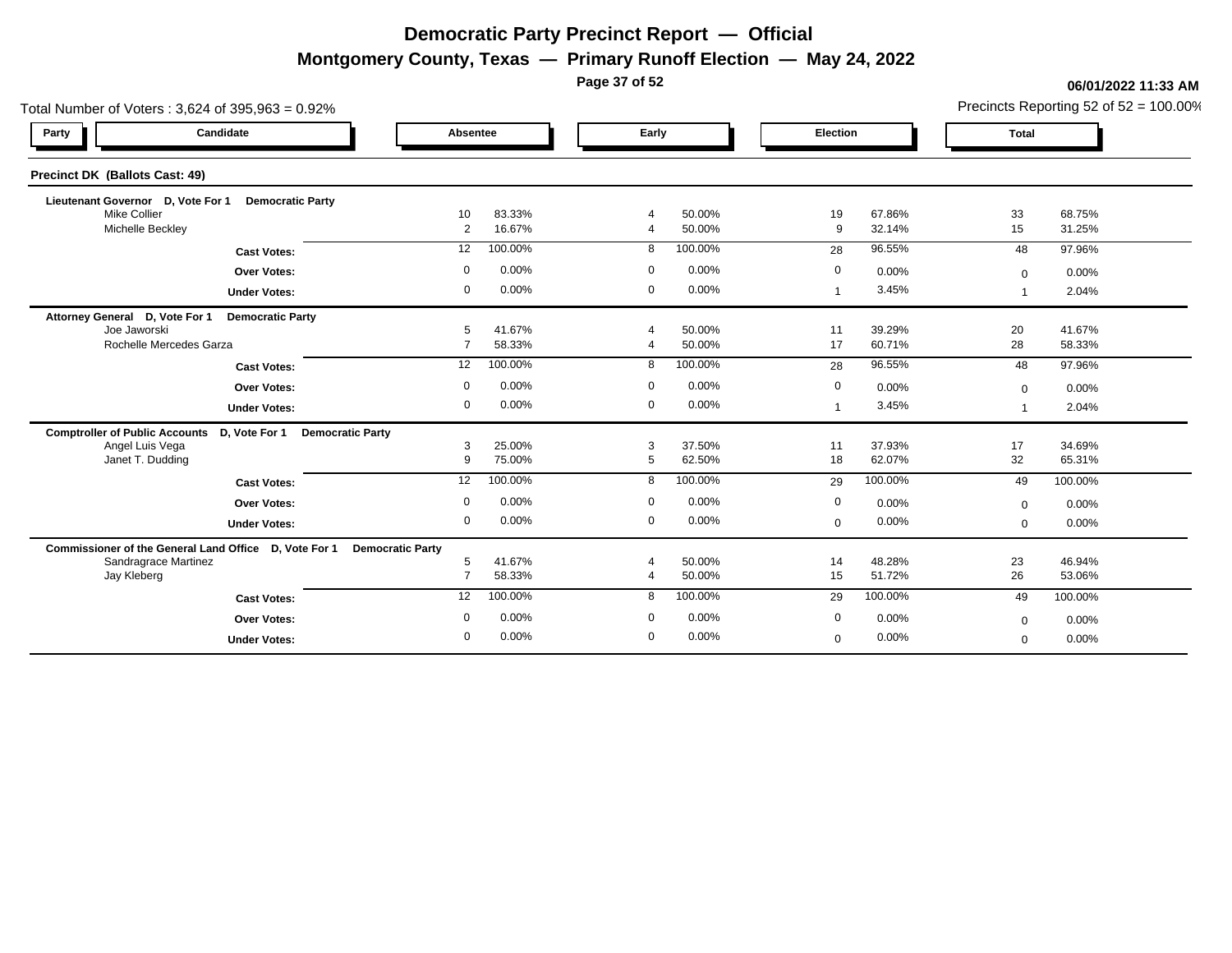# Democratic Party Precinct Report — Official

## Montgomery County, Texas — Primary Runoff Election — May 24, 2022

**06/01/2022 11:33 AM**

Total Number of Voters : 3,624 of 395,963 = 0.92%

Precincts Reporting 52 of 52 = 100.00%

### Precinct DK (Ballots Cast: 49)

| Party | Candidate | Absentee | | Early | | Election | | Total | |
|---|---|---|---|---|---|---|---|---|---|
| **Lieutenant Governor D, Vote For 1 Democratic Party** | | | | | | | | | |
| | Mike Collier | 10 | 83.33% | 4 | 50.00% | 19 | 67.86% | 33 | 68.75% |
| | Michelle Beckley | 2 | 16.67% | 4 | 50.00% | 9 | 32.14% | 15 | 31.25% |
| | **Cast Votes:** | 12 | 100.00% | 8 | 100.00% | 28 | 96.55% | 48 | 97.96% |
| | **Over Votes:** | 0 | 0.00% | 0 | 0.00% | 0 | 0.00% | 0 | 0.00% |
| | **Under Votes:** | 0 | 0.00% | 0 | 0.00% | 1 | 3.45% | 1 | 2.04% |
| **Attorney General D, Vote For 1 Democratic Party** | | | | | | | | | |
| | Joe Jaworski | 5 | 41.67% | 4 | 50.00% | 11 | 39.29% | 20 | 41.67% |
| | Rochelle Mercedes Garza | 7 | 58.33% | 4 | 50.00% | 17 | 60.71% | 28 | 58.33% |
| | **Cast Votes:** | 12 | 100.00% | 8 | 100.00% | 28 | 96.55% | 48 | 97.96% |
| | **Over Votes:** | 0 | 0.00% | 0 | 0.00% | 0 | 0.00% | 0 | 0.00% |
| | **Under Votes:** | 0 | 0.00% | 0 | 0.00% | 1 | 3.45% | 1 | 2.04% |
| **Comptroller of Public Accounts D, Vote For 1 Democratic Party** | | | | | | | | | |
| | Angel Luis Vega | 3 | 25.00% | 3 | 37.50% | 11 | 37.93% | 17 | 34.69% |
| | Janet T. Dudding | 9 | 75.00% | 5 | 62.50% | 18 | 62.07% | 32 | 65.31% |
| | **Cast Votes:** | 12 | 100.00% | 8 | 100.00% | 29 | 100.00% | 49 | 100.00% |
| | **Over Votes:** | 0 | 0.00% | 0 | 0.00% | 0 | 0.00% | 0 | 0.00% |
| | **Under Votes:** | 0 | 0.00% | 0 | 0.00% | 0 | 0.00% | 0 | 0.00% |
| **Commissioner of the General Land Office D, Vote For 1 Democratic Party** | | | | | | | | | |
| | Sandragrace Martinez | 5 | 41.67% | 4 | 50.00% | 14 | 48.28% | 23 | 46.94% |
| | Jay Kleberg | 7 | 58.33% | 4 | 50.00% | 15 | 51.72% | 26 | 53.06% |
| | **Cast Votes:** | 12 | 100.00% | 8 | 100.00% | 29 | 100.00% | 49 | 100.00% |
| | **Over Votes:** | 0 | 0.00% | 0 | 0.00% | 0 | 0.00% | 0 | 0.00% |
| | **Under Votes:** | 0 | 0.00% | 0 | 0.00% | 0 | 0.00% | 0 | 0.00% |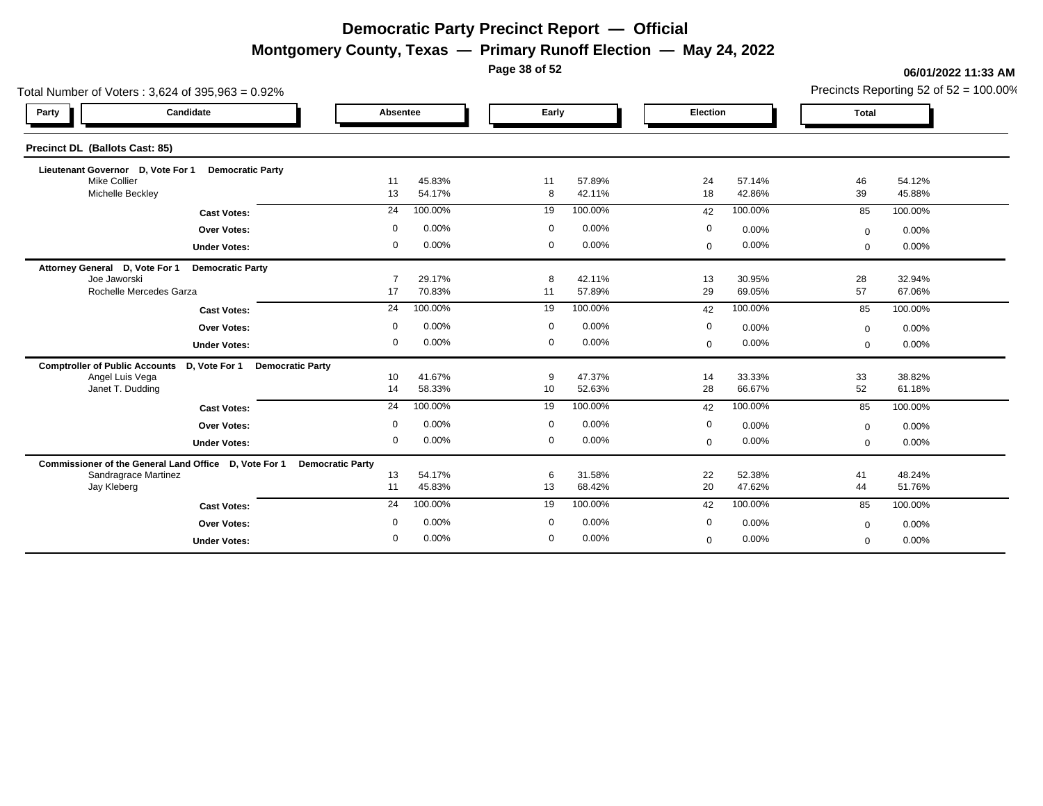# Democratic Party Precinct Report — Official

## Montgomery County, Texas — Primary Runoff Election — May 24, 2022

06/01/2022 11:33 AM

Total Number of Voters : 3,624 of 395,963 = 0.92%

Precincts Reporting 52 of 52 = 100.00%

### Precinct DL (Ballots Cast: 85)

| Party | Candidate | Absentee | | Early | | Election | | Total | |
|---|---|---|---|---|---|---|---|---|---|
| **Lieutenant Governor D, Vote For 1** | **Democratic Party** | | | | | | | | |
| | Mike Collier | 11 | 45.83% | 11 | 57.89% | 24 | 57.14% | 46 | 54.12% |
| | Michelle Beckley | 13 | 54.17% | 8 | 42.11% | 18 | 42.86% | 39 | 45.88% |
| | **Cast Votes:** | 24 | 100.00% | 19 | 100.00% | 42 | 100.00% | 85 | 100.00% |
| | **Over Votes:** | 0 | 0.00% | 0 | 0.00% | 0 | 0.00% | 0 | 0.00% |
| | **Under Votes:** | 0 | 0.00% | 0 | 0.00% | 0 | 0.00% | 0 | 0.00% |
| **Attorney General D, Vote For 1** | **Democratic Party** | | | | | | | | |
| | Joe Jaworski | 7 | 29.17% | 8 | 42.11% | 13 | 30.95% | 28 | 32.94% |
| | Rochelle Mercedes Garza | 17 | 70.83% | 11 | 57.89% | 29 | 69.05% | 57 | 67.06% |
| | **Cast Votes:** | 24 | 100.00% | 19 | 100.00% | 42 | 100.00% | 85 | 100.00% |
| | **Over Votes:** | 0 | 0.00% | 0 | 0.00% | 0 | 0.00% | 0 | 0.00% |
| | **Under Votes:** | 0 | 0.00% | 0 | 0.00% | 0 | 0.00% | 0 | 0.00% |
| **Comptroller of Public Accounts D, Vote For 1** | **Democratic Party** | | | | | | | | |
| | Angel Luis Vega | 10 | 41.67% | 9 | 47.37% | 14 | 33.33% | 33 | 38.82% |
| | Janet T. Dudding | 14 | 58.33% | 10 | 52.63% | 28 | 66.67% | 52 | 61.18% |
| | **Cast Votes:** | 24 | 100.00% | 19 | 100.00% | 42 | 100.00% | 85 | 100.00% |
| | **Over Votes:** | 0 | 0.00% | 0 | 0.00% | 0 | 0.00% | 0 | 0.00% |
| | **Under Votes:** | 0 | 0.00% | 0 | 0.00% | 0 | 0.00% | 0 | 0.00% |
| **Commissioner of the General Land Office D, Vote For 1** | **Democratic Party** | | | | | | | | |
| | Sandragrace Martinez | 13 | 54.17% | 6 | 31.58% | 22 | 52.38% | 41 | 48.24% |
| | Jay Kleberg | 11 | 45.83% | 13 | 68.42% | 20 | 47.62% | 44 | 51.76% |
| | **Cast Votes:** | 24 | 100.00% | 19 | 100.00% | 42 | 100.00% | 85 | 100.00% |
| | **Over Votes:** | 0 | 0.00% | 0 | 0.00% | 0 | 0.00% | 0 | 0.00% |
| | **Under Votes:** | 0 | 0.00% | 0 | 0.00% | 0 | 0.00% | 0 | 0.00% |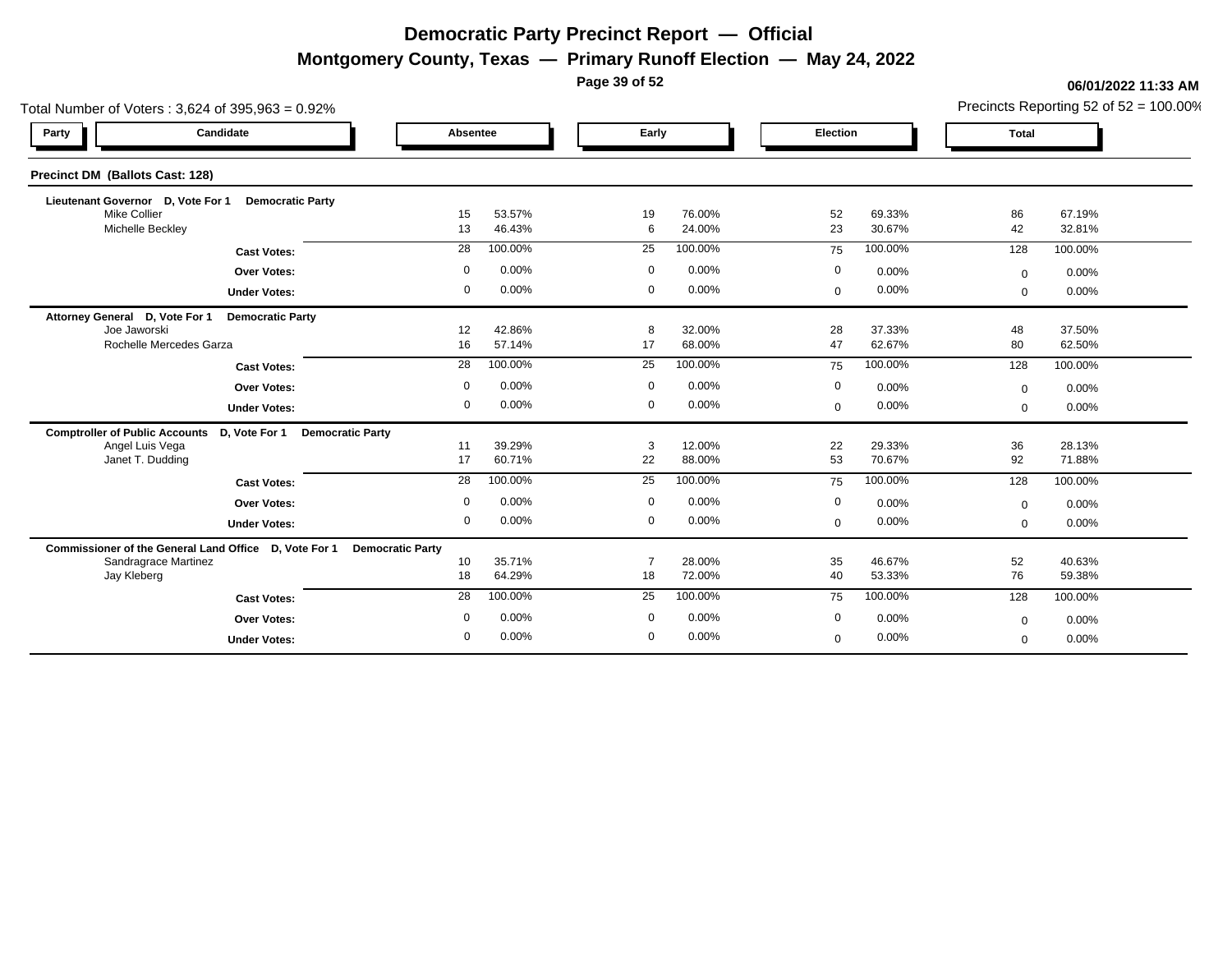# Democratic Party Precinct Report — Official

## Montgomery County, Texas — Primary Runoff Election — May 24, 2022

06/01/2022 11:33 AM

Total Number of Voters : 3,624 of 395,963 = 0.92%

Precincts Reporting 52 of 52 = 100.00%

### Precinct DM (Ballots Cast: 128)

| Party | Candidate | Absentee | | Early | | Election | | Total | |
|---|---|---|---|---|---|---|---|---|---|
| **Lieutenant Governor D, Vote For 1 Democratic Party** | | | | | | | | | |
| | Mike Collier | 15 | 53.57% | 19 | 76.00% | 52 | 69.33% | 86 | 67.19% |
| | Michelle Beckley | 13 | 46.43% | 6 | 24.00% | 23 | 30.67% | 42 | 32.81% |
| | **Cast Votes:** | 28 | 100.00% | 25 | 100.00% | 75 | 100.00% | 128 | 100.00% |
| | **Over Votes:** | 0 | 0.00% | 0 | 0.00% | 0 | 0.00% | 0 | 0.00% |
| | **Under Votes:** | 0 | 0.00% | 0 | 0.00% | 0 | 0.00% | 0 | 0.00% |
| **Attorney General D, Vote For 1 Democratic Party** | | | | | | | | | |
| | Joe Jaworski | 12 | 42.86% | 8 | 32.00% | 28 | 37.33% | 48 | 37.50% |
| | Rochelle Mercedes Garza | 16 | 57.14% | 17 | 68.00% | 47 | 62.67% | 80 | 62.50% |
| | **Cast Votes:** | 28 | 100.00% | 25 | 100.00% | 75 | 100.00% | 128 | 100.00% |
| | **Over Votes:** | 0 | 0.00% | 0 | 0.00% | 0 | 0.00% | 0 | 0.00% |
| | **Under Votes:** | 0 | 0.00% | 0 | 0.00% | 0 | 0.00% | 0 | 0.00% |
| **Comptroller of Public Accounts D, Vote For 1 Democratic Party** | | | | | | | | | |
| | Angel Luis Vega | 11 | 39.29% | 3 | 12.00% | 22 | 29.33% | 36 | 28.13% |
| | Janet T. Dudding | 17 | 60.71% | 22 | 88.00% | 53 | 70.67% | 92 | 71.88% |
| | **Cast Votes:** | 28 | 100.00% | 25 | 100.00% | 75 | 100.00% | 128 | 100.00% |
| | **Over Votes:** | 0 | 0.00% | 0 | 0.00% | 0 | 0.00% | 0 | 0.00% |
| | **Under Votes:** | 0 | 0.00% | 0 | 0.00% | 0 | 0.00% | 0 | 0.00% |
| **Commissioner of the General Land Office D, Vote For 1 Democratic Party** | | | | | | | | | |
| | Sandragrace Martinez | 10 | 35.71% | 7 | 28.00% | 35 | 46.67% | 52 | 40.63% |
| | Jay Kleberg | 18 | 64.29% | 18 | 72.00% | 40 | 53.33% | 76 | 59.38% |
| | **Cast Votes:** | 28 | 100.00% | 25 | 100.00% | 75 | 100.00% | 128 | 100.00% |
| | **Over Votes:** | 0 | 0.00% | 0 | 0.00% | 0 | 0.00% | 0 | 0.00% |
| | **Under Votes:** | 0 | 0.00% | 0 | 0.00% | 0 | 0.00% | 0 | 0.00% |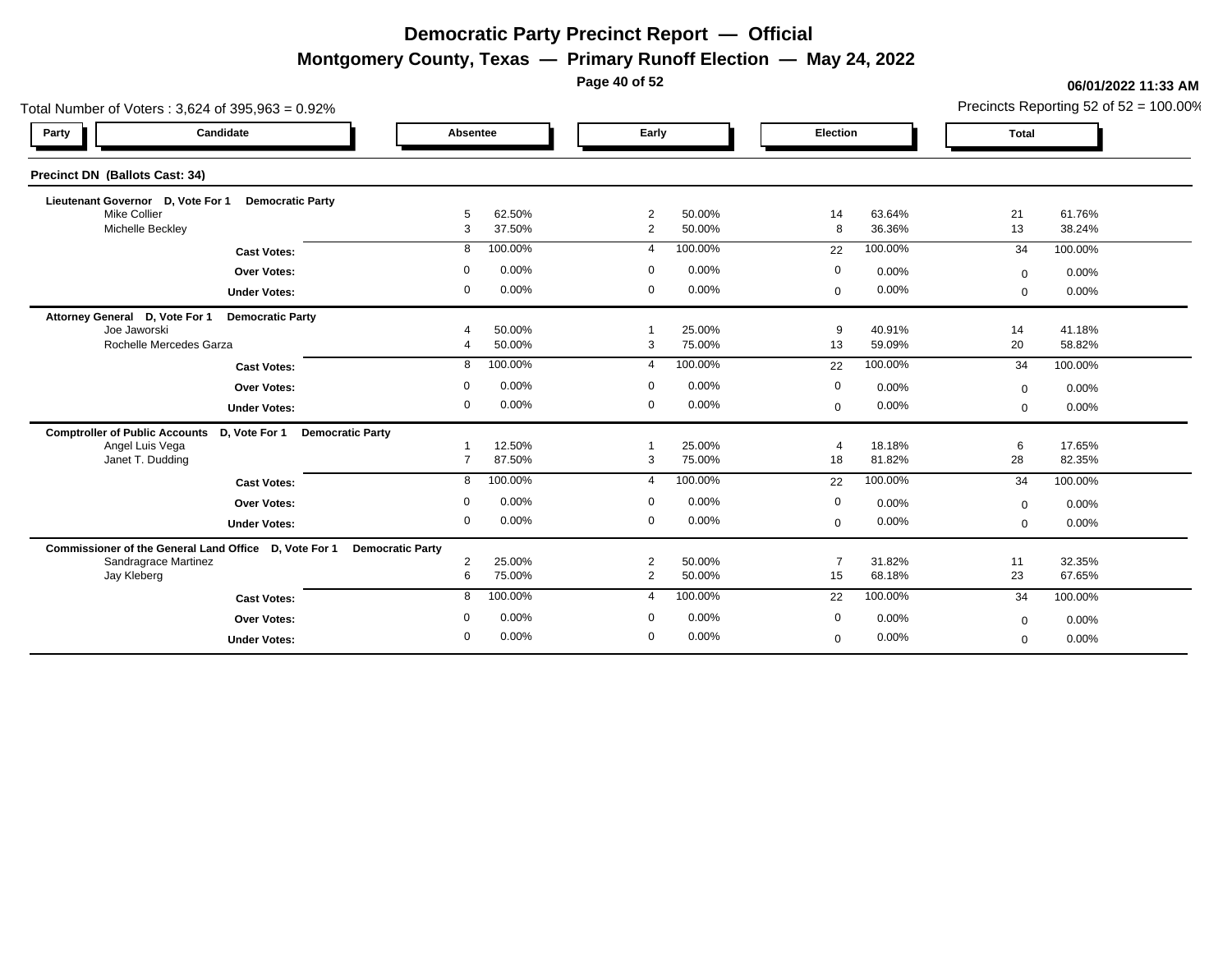# Democratic Party Precinct Report — Official

## Montgomery County, Texas — Primary Runoff Election — May 24, 2022

06/01/2022 11:33 AM

Total Number of Voters : 3,624 of 395,963 = 0.92%

Precincts Reporting 52 of 52 = 100.00%

### Precinct DN (Ballots Cast: 34)

| Party | Candidate | Absentee | | Early | | Election | | Total | |
|---|---|---|---|---|---|---|---|---|---|
| **Lieutenant Governor D, Vote For 1 Democratic Party** | | | | | | | | | |
| | Mike Collier | 5 | 62.50% | 2 | 50.00% | 14 | 63.64% | 21 | 61.76% |
| | Michelle Beckley | 3 | 37.50% | 2 | 50.00% | 8 | 36.36% | 13 | 38.24% |
| | **Cast Votes:** | 8 | 100.00% | 4 | 100.00% | 22 | 100.00% | 34 | 100.00% |
| | **Over Votes:** | 0 | 0.00% | 0 | 0.00% | 0 | 0.00% | 0 | 0.00% |
| | **Under Votes:** | 0 | 0.00% | 0 | 0.00% | 0 | 0.00% | 0 | 0.00% |
| **Attorney General D, Vote For 1 Democratic Party** | | | | | | | | | |
| | Joe Jaworski | 4 | 50.00% | 1 | 25.00% | 9 | 40.91% | 14 | 41.18% |
| | Rochelle Mercedes Garza | 4 | 50.00% | 3 | 75.00% | 13 | 59.09% | 20 | 58.82% |
| | **Cast Votes:** | 8 | 100.00% | 4 | 100.00% | 22 | 100.00% | 34 | 100.00% |
| | **Over Votes:** | 0 | 0.00% | 0 | 0.00% | 0 | 0.00% | 0 | 0.00% |
| | **Under Votes:** | 0 | 0.00% | 0 | 0.00% | 0 | 0.00% | 0 | 0.00% |
| **Comptroller of Public Accounts D, Vote For 1 Democratic Party** | | | | | | | | | |
| | Angel Luis Vega | 1 | 12.50% | 1 | 25.00% | 4 | 18.18% | 6 | 17.65% |
| | Janet T. Dudding | 7 | 87.50% | 3 | 75.00% | 18 | 81.82% | 28 | 82.35% |
| | **Cast Votes:** | 8 | 100.00% | 4 | 100.00% | 22 | 100.00% | 34 | 100.00% |
| | **Over Votes:** | 0 | 0.00% | 0 | 0.00% | 0 | 0.00% | 0 | 0.00% |
| | **Under Votes:** | 0 | 0.00% | 0 | 0.00% | 0 | 0.00% | 0 | 0.00% |
| **Commissioner of the General Land Office D, Vote For 1 Democratic Party** | | | | | | | | | |
| | Sandragrace Martinez | 2 | 25.00% | 2 | 50.00% | 7 | 31.82% | 11 | 32.35% |
| | Jay Kleberg | 6 | 75.00% | 2 | 50.00% | 15 | 68.18% | 23 | 67.65% |
| | **Cast Votes:** | 8 | 100.00% | 4 | 100.00% | 22 | 100.00% | 34 | 100.00% |
| | **Over Votes:** | 0 | 0.00% | 0 | 0.00% | 0 | 0.00% | 0 | 0.00% |
| | **Under Votes:** | 0 | 0.00% | 0 | 0.00% | 0 | 0.00% | 0 | 0.00% |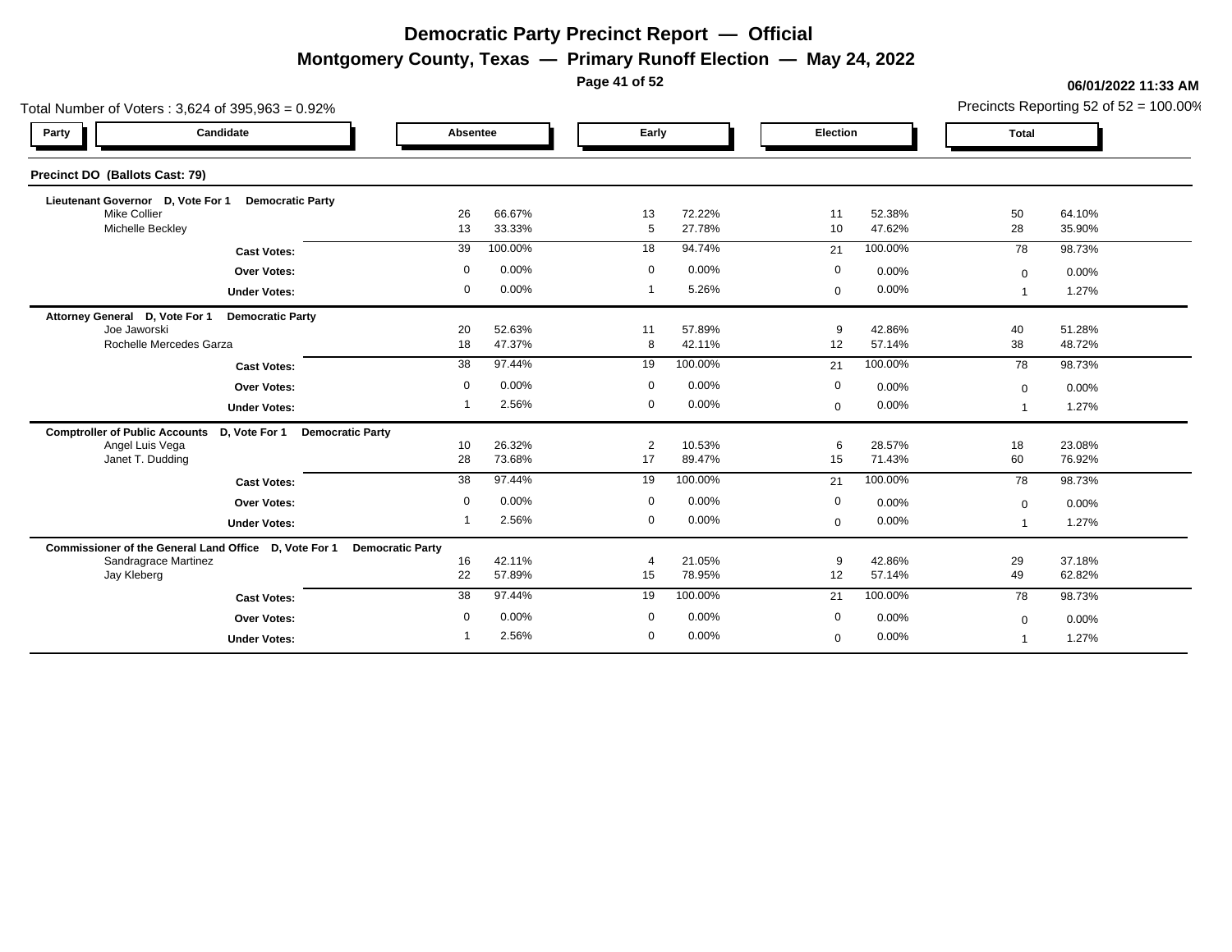# Democratic Party Precinct Report — Official

## Montgomery County, Texas — Primary Runoff Election — May 24, 2022

**06/01/2022 11:33 AM**

Total Number of Voters : 3,624 of 395,963 = 0.92%

Precincts Reporting 52 of 52 = 100.00%

### Precinct DO (Ballots Cast: 79)

| Party | Candidate | Absentee | | Early | | Election | | Total | |
|---|---|---|---|---|---|---|---|---|---|
| **Lieutenant Governor D, Vote For 1 Democratic Party** | | | | | | | | | |
| | Mike Collier | 26 | 66.67% | 13 | 72.22% | 11 | 52.38% | 50 | 64.10% |
| | Michelle Beckley | 13 | 33.33% | 5 | 27.78% | 10 | 47.62% | 28 | 35.90% |
| | **Cast Votes:** | 39 | 100.00% | 18 | 94.74% | 21 | 100.00% | 78 | 98.73% |
| | **Over Votes:** | 0 | 0.00% | 0 | 0.00% | 0 | 0.00% | 0 | 0.00% |
| | **Under Votes:** | 0 | 0.00% | 1 | 5.26% | 0 | 0.00% | 1 | 1.27% |
| **Attorney General D, Vote For 1 Democratic Party** | | | | | | | | | |
| | Joe Jaworski | 20 | 52.63% | 11 | 57.89% | 9 | 42.86% | 40 | 51.28% |
| | Rochelle Mercedes Garza | 18 | 47.37% | 8 | 42.11% | 12 | 57.14% | 38 | 48.72% |
| | **Cast Votes:** | 38 | 97.44% | 19 | 100.00% | 21 | 100.00% | 78 | 98.73% |
| | **Over Votes:** | 0 | 0.00% | 0 | 0.00% | 0 | 0.00% | 0 | 0.00% |
| | **Under Votes:** | 1 | 2.56% | 0 | 0.00% | 0 | 0.00% | 1 | 1.27% |
| **Comptroller of Public Accounts D, Vote For 1 Democratic Party** | | | | | | | | | |
| | Angel Luis Vega | 10 | 26.32% | 2 | 10.53% | 6 | 28.57% | 18 | 23.08% |
| | Janet T. Dudding | 28 | 73.68% | 17 | 89.47% | 15 | 71.43% | 60 | 76.92% |
| | **Cast Votes:** | 38 | 97.44% | 19 | 100.00% | 21 | 100.00% | 78 | 98.73% |
| | **Over Votes:** | 0 | 0.00% | 0 | 0.00% | 0 | 0.00% | 0 | 0.00% |
| | **Under Votes:** | 1 | 2.56% | 0 | 0.00% | 0 | 0.00% | 1 | 1.27% |
| **Commissioner of the General Land Office D, Vote For 1 Democratic Party** | | | | | | | | | |
| | Sandragrace Martinez | 16 | 42.11% | 4 | 21.05% | 9 | 42.86% | 29 | 37.18% |
| | Jay Kleberg | 22 | 57.89% | 15 | 78.95% | 12 | 57.14% | 49 | 62.82% |
| | **Cast Votes:** | 38 | 97.44% | 19 | 100.00% | 21 | 100.00% | 78 | 98.73% |
| | **Over Votes:** | 0 | 0.00% | 0 | 0.00% | 0 | 0.00% | 0 | 0.00% |
| | **Under Votes:** | 1 | 2.56% | 0 | 0.00% | 0 | 0.00% | 1 | 1.27% |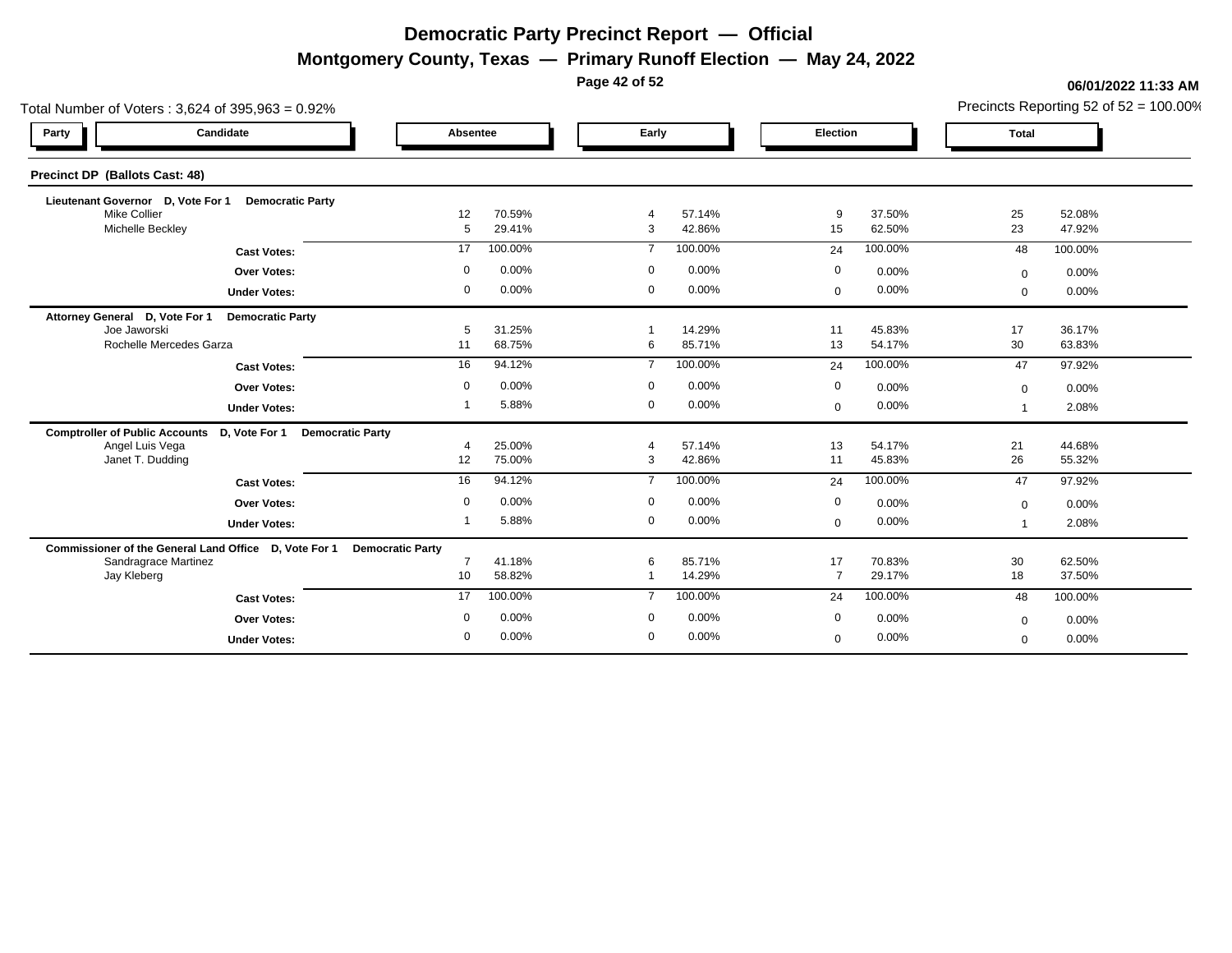# Democratic Party Precinct Report — Official

## Montgomery County, Texas — Primary Runoff Election — May 24, 2022

06/01/2022 11:33 AM

Total Number of Voters : 3,624 of 395,963 = 0.92%

Precincts Reporting 52 of 52 = 100.00%

### Precinct DP (Ballots Cast: 48)

| Party | Candidate | Absentee | | Early | | Election | | Total | |
|---|---|---|---|---|---|---|---|---|---|
| **Lieutenant Governor D, Vote For 1** | **Democratic Party** | | | | | | | | |
| | Mike Collier | 12 | 70.59% | 4 | 57.14% | 9 | 37.50% | 25 | 52.08% |
| | Michelle Beckley | 5 | 29.41% | 3 | 42.86% | 15 | 62.50% | 23 | 47.92% |
| | **Cast Votes:** | 17 | 100.00% | 7 | 100.00% | 24 | 100.00% | 48 | 100.00% |
| | **Over Votes:** | 0 | 0.00% | 0 | 0.00% | 0 | 0.00% | 0 | 0.00% |
| | **Under Votes:** | 0 | 0.00% | 0 | 0.00% | 0 | 0.00% | 0 | 0.00% |
| **Attorney General D, Vote For 1** | **Democratic Party** | | | | | | | | |
| | Joe Jaworski | 5 | 31.25% | 1 | 14.29% | 11 | 45.83% | 17 | 36.17% |
| | Rochelle Mercedes Garza | 11 | 68.75% | 6 | 85.71% | 13 | 54.17% | 30 | 63.83% |
| | **Cast Votes:** | 16 | 94.12% | 7 | 100.00% | 24 | 100.00% | 47 | 97.92% |
| | **Over Votes:** | 0 | 0.00% | 0 | 0.00% | 0 | 0.00% | 0 | 0.00% |
| | **Under Votes:** | 1 | 5.88% | 0 | 0.00% | 0 | 0.00% | 1 | 2.08% |
| **Comptroller of Public Accounts D, Vote For 1** | **Democratic Party** | | | | | | | | |
| | Angel Luis Vega | 4 | 25.00% | 4 | 57.14% | 13 | 54.17% | 21 | 44.68% |
| | Janet T. Dudding | 12 | 75.00% | 3 | 42.86% | 11 | 45.83% | 26 | 55.32% |
| | **Cast Votes:** | 16 | 94.12% | 7 | 100.00% | 24 | 100.00% | 47 | 97.92% |
| | **Over Votes:** | 0 | 0.00% | 0 | 0.00% | 0 | 0.00% | 0 | 0.00% |
| | **Under Votes:** | 1 | 5.88% | 0 | 0.00% | 0 | 0.00% | 1 | 2.08% |
| **Commissioner of the General Land Office D, Vote For 1** | **Democratic Party** | | | | | | | | |
| | Sandragrace Martinez | 7 | 41.18% | 6 | 85.71% | 17 | 70.83% | 30 | 62.50% |
| | Jay Kleberg | 10 | 58.82% | 1 | 14.29% | 7 | 29.17% | 18 | 37.50% |
| | **Cast Votes:** | 17 | 100.00% | 7 | 100.00% | 24 | 100.00% | 48 | 100.00% |
| | **Over Votes:** | 0 | 0.00% | 0 | 0.00% | 0 | 0.00% | 0 | 0.00% |
| | **Under Votes:** | 0 | 0.00% | 0 | 0.00% | 0 | 0.00% | 0 | 0.00% |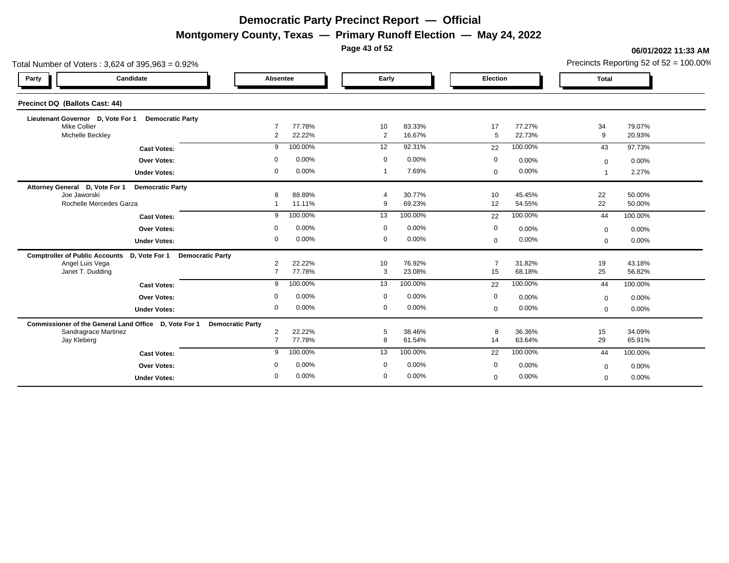# Democratic Party Precinct Report — Official

## Montgomery County, Texas — Primary Runoff Election — May 24, 2022

06/01/2022 11:33 AM

Total Number of Voters : 3,624 of 395,963 = 0.92%

Precincts Reporting 52 of 52 = 100.00%

### Precinct DQ (Ballots Cast: 44)

| Party | Candidate | Absentee | | Early | | Election | | Total | |
|---|---|---|---|---|---|---|---|---|---|
| **Lieutenant Governor D, Vote For 1 Democratic Party** | | | | | | | | | |
| | Mike Collier | 7 | 77.78% | 10 | 83.33% | 17 | 77.27% | 34 | 79.07% |
| | Michelle Beckley | 2 | 22.22% | 2 | 16.67% | 5 | 22.73% | 9 | 20.93% |
| | **Cast Votes:** | 9 | 100.00% | 12 | 92.31% | 22 | 100.00% | 43 | 97.73% |
| | **Over Votes:** | 0 | 0.00% | 0 | 0.00% | 0 | 0.00% | 0 | 0.00% |
| | **Under Votes:** | 0 | 0.00% | 1 | 7.69% | 0 | 0.00% | 1 | 2.27% |
| **Attorney General D, Vote For 1 Democratic Party** | | | | | | | | | |
| | Joe Jaworski | 8 | 88.89% | 4 | 30.77% | 10 | 45.45% | 22 | 50.00% |
| | Rochelle Mercedes Garza | 1 | 11.11% | 9 | 69.23% | 12 | 54.55% | 22 | 50.00% |
| | **Cast Votes:** | 9 | 100.00% | 13 | 100.00% | 22 | 100.00% | 44 | 100.00% |
| | **Over Votes:** | 0 | 0.00% | 0 | 0.00% | 0 | 0.00% | 0 | 0.00% |
| | **Under Votes:** | 0 | 0.00% | 0 | 0.00% | 0 | 0.00% | 0 | 0.00% |
| **Comptroller of Public Accounts D, Vote For 1 Democratic Party** | | | | | | | | | |
| | Angel Luis Vega | 2 | 22.22% | 10 | 76.92% | 7 | 31.82% | 19 | 43.18% |
| | Janet T. Dudding | 7 | 77.78% | 3 | 23.08% | 15 | 68.18% | 25 | 56.82% |
| | **Cast Votes:** | 9 | 100.00% | 13 | 100.00% | 22 | 100.00% | 44 | 100.00% |
| | **Over Votes:** | 0 | 0.00% | 0 | 0.00% | 0 | 0.00% | 0 | 0.00% |
| | **Under Votes:** | 0 | 0.00% | 0 | 0.00% | 0 | 0.00% | 0 | 0.00% |
| **Commissioner of the General Land Office D, Vote For 1 Democratic Party** | | | | | | | | | |
| | Sandragrace Martinez | 2 | 22.22% | 5 | 38.46% | 8 | 36.36% | 15 | 34.09% |
| | Jay Kleberg | 7 | 77.78% | 8 | 61.54% | 14 | 63.64% | 29 | 65.91% |
| | **Cast Votes:** | 9 | 100.00% | 13 | 100.00% | 22 | 100.00% | 44 | 100.00% |
| | **Over Votes:** | 0 | 0.00% | 0 | 0.00% | 0 | 0.00% | 0 | 0.00% |
| | **Under Votes:** | 0 | 0.00% | 0 | 0.00% | 0 | 0.00% | 0 | 0.00% |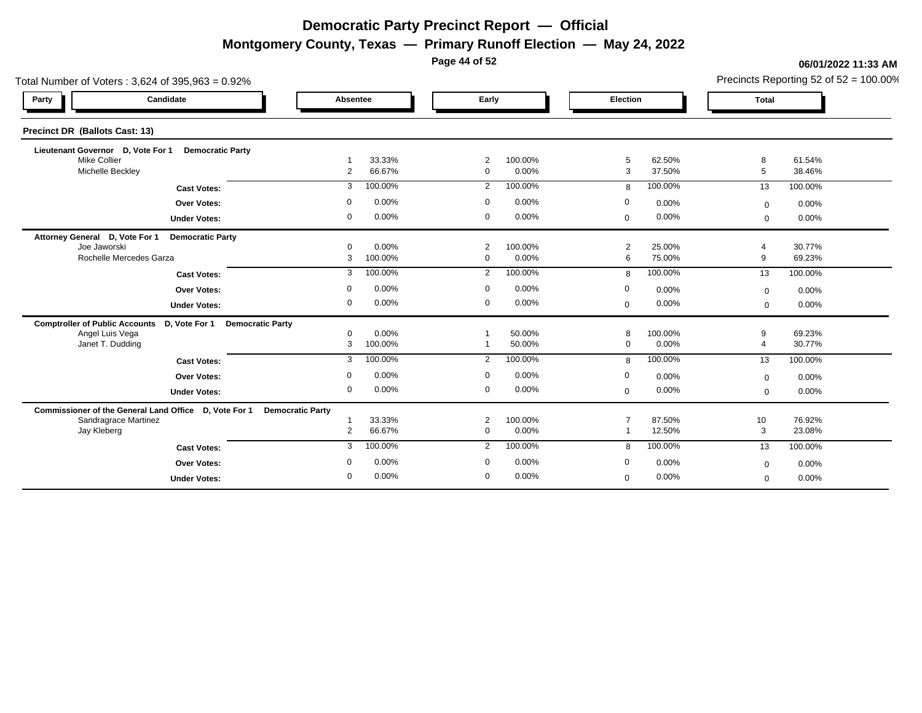# Democratic Party Precinct Report — Official

## Montgomery County, Texas — Primary Runoff Election — May 24, 2022

**06/01/2022 11:33 AM**

Total Number of Voters : 3,624 of 395,963 = 0.92%

Precincts Reporting 52 of 52 = 100.00%

### Precinct DR (Ballots Cast: 13)

**Lieutenant Governor D, Vote For 1 Democratic Party**

| Candidate | Absentee | | Early | | Election | | Total | |
|---|---|---|---|---|---|---|---|---|
| Mike Collier | 1 | 33.33% | 2 | 100.00% | 5 | 62.50% | 8 | 61.54% |
| Michelle Beckley | 2 | 66.67% | 0 | 0.00% | 3 | 37.50% | 5 | 38.46% |
| **Cast Votes:** | 3 | 100.00% | 2 | 100.00% | 8 | 100.00% | 13 | 100.00% |
| **Over Votes:** | 0 | 0.00% | 0 | 0.00% | 0 | 0.00% | 0 | 0.00% |
| **Under Votes:** | 0 | 0.00% | 0 | 0.00% | 0 | 0.00% | 0 | 0.00% |

**Attorney General D, Vote For 1 Democratic Party**

| Candidate | Absentee | | Early | | Election | | Total | |
|---|---|---|---|---|---|---|---|---|
| Joe Jaworski | 0 | 0.00% | 2 | 100.00% | 2 | 25.00% | 4 | 30.77% |
| Rochelle Mercedes Garza | 3 | 100.00% | 0 | 0.00% | 6 | 75.00% | 9 | 69.23% |
| **Cast Votes:** | 3 | 100.00% | 2 | 100.00% | 8 | 100.00% | 13 | 100.00% |
| **Over Votes:** | 0 | 0.00% | 0 | 0.00% | 0 | 0.00% | 0 | 0.00% |
| **Under Votes:** | 0 | 0.00% | 0 | 0.00% | 0 | 0.00% | 0 | 0.00% |

**Comptroller of Public Accounts D, Vote For 1 Democratic Party**

| Candidate | Absentee | | Early | | Election | | Total | |
|---|---|---|---|---|---|---|---|---|
| Angel Luis Vega | 0 | 0.00% | 1 | 50.00% | 8 | 100.00% | 9 | 69.23% |
| Janet T. Dudding | 3 | 100.00% | 1 | 50.00% | 0 | 0.00% | 4 | 30.77% |
| **Cast Votes:** | 3 | 100.00% | 2 | 100.00% | 8 | 100.00% | 13 | 100.00% |
| **Over Votes:** | 0 | 0.00% | 0 | 0.00% | 0 | 0.00% | 0 | 0.00% |
| **Under Votes:** | 0 | 0.00% | 0 | 0.00% | 0 | 0.00% | 0 | 0.00% |

**Commissioner of the General Land Office D, Vote For 1 Democratic Party**

| Candidate | Absentee | | Early | | Election | | Total | |
|---|---|---|---|---|---|---|---|---|
| Sandragrace Martinez | 1 | 33.33% | 2 | 100.00% | 7 | 87.50% | 10 | 76.92% |
| Jay Kleberg | 2 | 66.67% | 0 | 0.00% | 1 | 12.50% | 3 | 23.08% |
| **Cast Votes:** | 3 | 100.00% | 2 | 100.00% | 8 | 100.00% | 13 | 100.00% |
| **Over Votes:** | 0 | 0.00% | 0 | 0.00% | 0 | 0.00% | 0 | 0.00% |
| **Under Votes:** | 0 | 0.00% | 0 | 0.00% | 0 | 0.00% | 0 | 0.00% |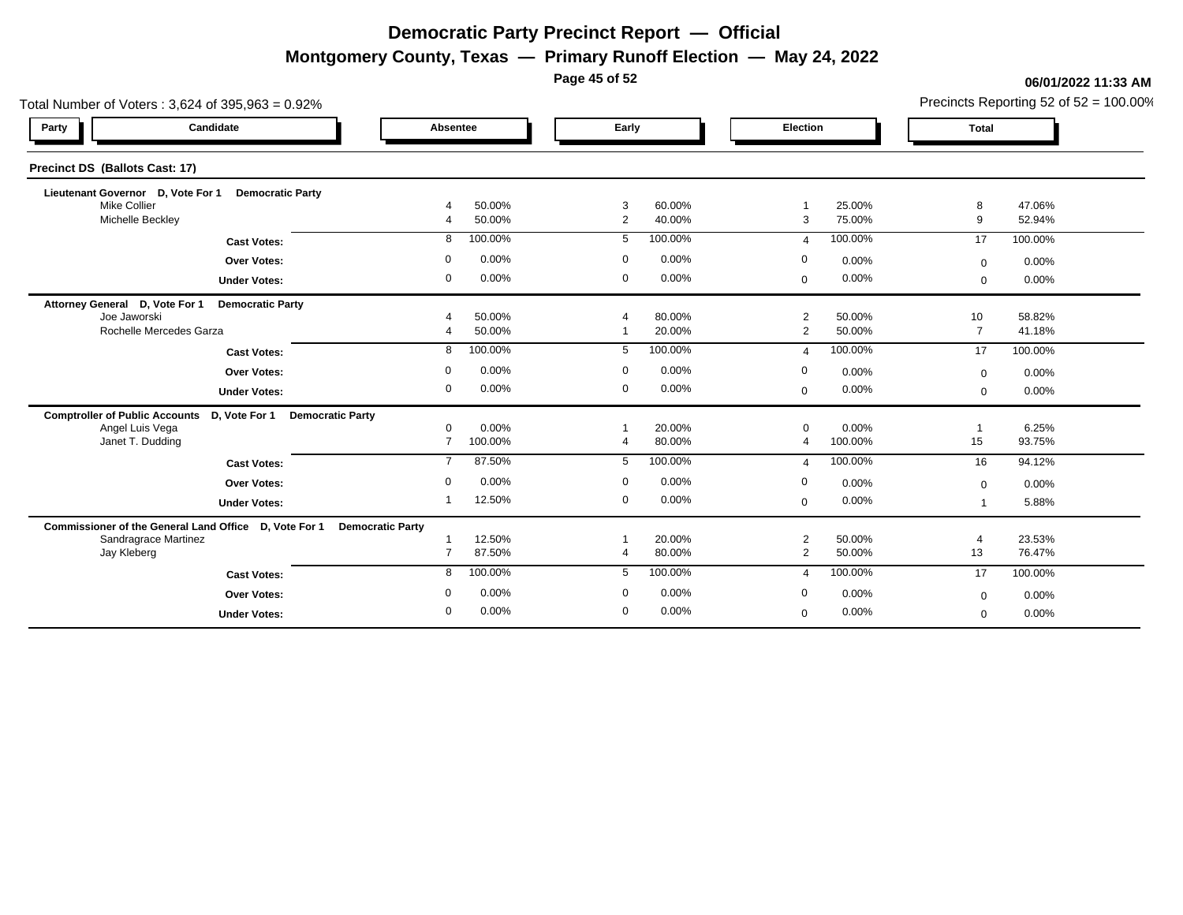# Democratic Party Precinct Report — Official

## Montgomery County, Texas — Primary Runoff Election — May 24, 2022

06/01/2022 11:33 AM

Total Number of Voters : 3,624 of 395,963 = 0.92%

Precincts Reporting 52 of 52 = 100.00%

### Precinct DS (Ballots Cast: 17)

| Party | Candidate | Absentee | | Early | | Election | | Total | |
|---|---|---|---|---|---|---|---|---|---|
| **Lieutenant Governor D, Vote For 1 Democratic Party** | | | | | | | | | |
| | Mike Collier | 4 | 50.00% | 3 | 60.00% | 1 | 25.00% | 8 | 47.06% |
| | Michelle Beckley | 4 | 50.00% | 2 | 40.00% | 3 | 75.00% | 9 | 52.94% |
| | **Cast Votes:** | 8 | 100.00% | 5 | 100.00% | 4 | 100.00% | 17 | 100.00% |
| | **Over Votes:** | 0 | 0.00% | 0 | 0.00% | 0 | 0.00% | 0 | 0.00% |
| | **Under Votes:** | 0 | 0.00% | 0 | 0.00% | 0 | 0.00% | 0 | 0.00% |
| **Attorney General D, Vote For 1 Democratic Party** | | | | | | | | | |
| | Joe Jaworski | 4 | 50.00% | 4 | 80.00% | 2 | 50.00% | 10 | 58.82% |
| | Rochelle Mercedes Garza | 4 | 50.00% | 1 | 20.00% | 2 | 50.00% | 7 | 41.18% |
| | **Cast Votes:** | 8 | 100.00% | 5 | 100.00% | 4 | 100.00% | 17 | 100.00% |
| | **Over Votes:** | 0 | 0.00% | 0 | 0.00% | 0 | 0.00% | 0 | 0.00% |
| | **Under Votes:** | 0 | 0.00% | 0 | 0.00% | 0 | 0.00% | 0 | 0.00% |
| **Comptroller of Public Accounts D, Vote For 1 Democratic Party** | | | | | | | | | |
| | Angel Luis Vega | 0 | 0.00% | 1 | 20.00% | 0 | 0.00% | 1 | 6.25% |
| | Janet T. Dudding | 7 | 100.00% | 4 | 80.00% | 4 | 100.00% | 15 | 93.75% |
| | **Cast Votes:** | 7 | 87.50% | 5 | 100.00% | 4 | 100.00% | 16 | 94.12% |
| | **Over Votes:** | 0 | 0.00% | 0 | 0.00% | 0 | 0.00% | 0 | 0.00% |
| | **Under Votes:** | 1 | 12.50% | 0 | 0.00% | 0 | 0.00% | 1 | 5.88% |
| **Commissioner of the General Land Office D, Vote For 1 Democratic Party** | | | | | | | | | |
| | Sandragrace Martinez | 1 | 12.50% | 1 | 20.00% | 2 | 50.00% | 4 | 23.53% |
| | Jay Kleberg | 7 | 87.50% | 4 | 80.00% | 2 | 50.00% | 13 | 76.47% |
| | **Cast Votes:** | 8 | 100.00% | 5 | 100.00% | 4 | 100.00% | 17 | 100.00% |
| | **Over Votes:** | 0 | 0.00% | 0 | 0.00% | 0 | 0.00% | 0 | 0.00% |
| | **Under Votes:** | 0 | 0.00% | 0 | 0.00% | 0 | 0.00% | 0 | 0.00% |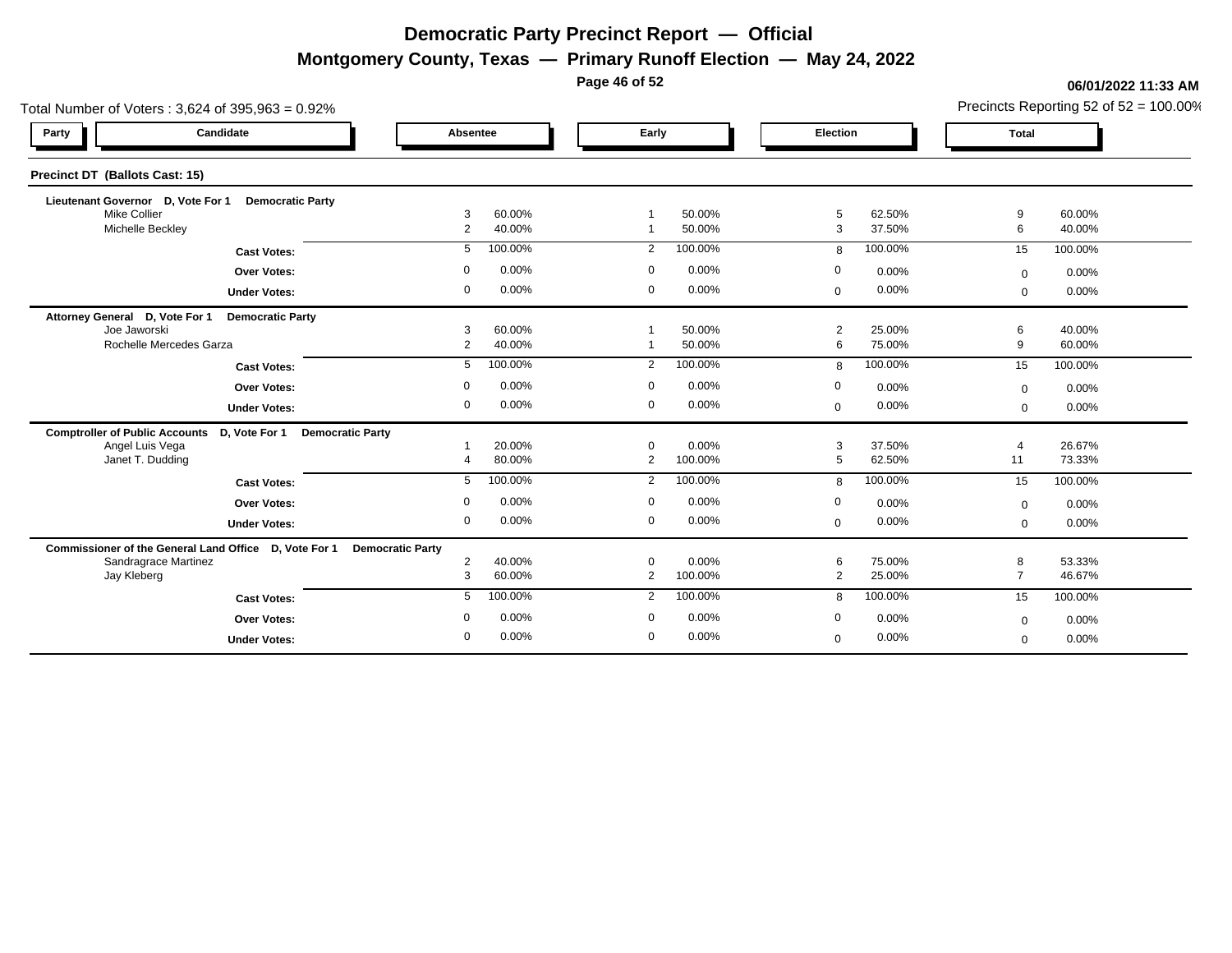# Democratic Party Precinct Report — Official

## Montgomery County, Texas — Primary Runoff Election — May 24, 2022

06/01/2022 11:33 AM

Total Number of Voters : 3,624 of 395,963 = 0.92%

Precincts Reporting 52 of 52 = 100.00%

### Precinct DT (Ballots Cast: 15)

| Party | Candidate | Absentee | | Early | | Election | | Total | |
|---|---|---|---|---|---|---|---|---|---|
| **Lieutenant Governor D, Vote For 1** | **Democratic Party** | | | | | | | | |
| | Mike Collier | 3 | 60.00% | 1 | 50.00% | 5 | 62.50% | 9 | 60.00% |
| | Michelle Beckley | 2 | 40.00% | 1 | 50.00% | 3 | 37.50% | 6 | 40.00% |
| | **Cast Votes:** | 5 | 100.00% | 2 | 100.00% | 8 | 100.00% | 15 | 100.00% |
| | **Over Votes:** | 0 | 0.00% | 0 | 0.00% | 0 | 0.00% | 0 | 0.00% |
| | **Under Votes:** | 0 | 0.00% | 0 | 0.00% | 0 | 0.00% | 0 | 0.00% |
| **Attorney General D, Vote For 1** | **Democratic Party** | | | | | | | | |
| | Joe Jaworski | 3 | 60.00% | 1 | 50.00% | 2 | 25.00% | 6 | 40.00% |
| | Rochelle Mercedes Garza | 2 | 40.00% | 1 | 50.00% | 6 | 75.00% | 9 | 60.00% |
| | **Cast Votes:** | 5 | 100.00% | 2 | 100.00% | 8 | 100.00% | 15 | 100.00% |
| | **Over Votes:** | 0 | 0.00% | 0 | 0.00% | 0 | 0.00% | 0 | 0.00% |
| | **Under Votes:** | 0 | 0.00% | 0 | 0.00% | 0 | 0.00% | 0 | 0.00% |
| **Comptroller of Public Accounts D, Vote For 1** | **Democratic Party** | | | | | | | | |
| | Angel Luis Vega | 1 | 20.00% | 0 | 0.00% | 3 | 37.50% | 4 | 26.67% |
| | Janet T. Dudding | 4 | 80.00% | 2 | 100.00% | 5 | 62.50% | 11 | 73.33% |
| | **Cast Votes:** | 5 | 100.00% | 2 | 100.00% | 8 | 100.00% | 15 | 100.00% |
| | **Over Votes:** | 0 | 0.00% | 0 | 0.00% | 0 | 0.00% | 0 | 0.00% |
| | **Under Votes:** | 0 | 0.00% | 0 | 0.00% | 0 | 0.00% | 0 | 0.00% |
| **Commissioner of the General Land Office D, Vote For 1** | **Democratic Party** | | | | | | | | |
| | Sandragrace Martinez | 2 | 40.00% | 0 | 0.00% | 6 | 75.00% | 8 | 53.33% |
| | Jay Kleberg | 3 | 60.00% | 2 | 100.00% | 2 | 25.00% | 7 | 46.67% |
| | **Cast Votes:** | 5 | 100.00% | 2 | 100.00% | 8 | 100.00% | 15 | 100.00% |
| | **Over Votes:** | 0 | 0.00% | 0 | 0.00% | 0 | 0.00% | 0 | 0.00% |
| | **Under Votes:** | 0 | 0.00% | 0 | 0.00% | 0 | 0.00% | 0 | 0.00% |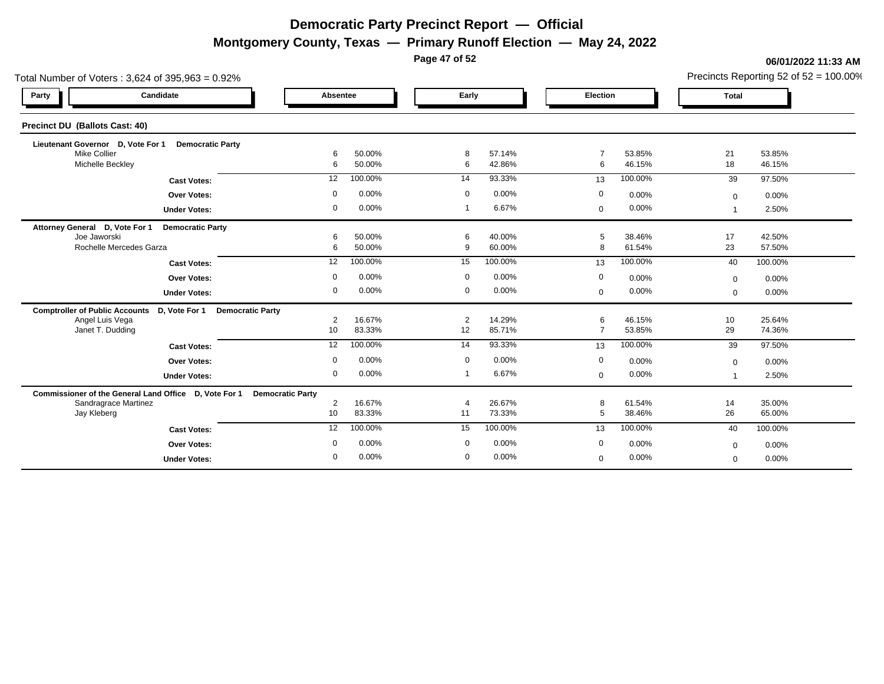# Democratic Party Precinct Report — Official

## Montgomery County, Texas — Primary Runoff Election — May 24, 2022

06/01/2022 11:33 AM

Total Number of Voters : 3,624 of 395,963 = 0.92%

Precincts Reporting 52 of 52 = 100.00%

### Precinct DU (Ballots Cast: 40)

| Party | Candidate | Absentee | | Early | | Election | | Total | |
|---|---|---|---|---|---|---|---|---|---|
| **Lieutenant Governor D, Vote For 1** | **Democratic Party** | | | | | | | | |
| | Mike Collier | 6 | 50.00% | 8 | 57.14% | 7 | 53.85% | 21 | 53.85% |
| | Michelle Beckley | 6 | 50.00% | 6 | 42.86% | 6 | 46.15% | 18 | 46.15% |
| | **Cast Votes:** | 12 | 100.00% | 14 | 93.33% | 13 | 100.00% | 39 | 97.50% |
| | **Over Votes:** | 0 | 0.00% | 0 | 0.00% | 0 | 0.00% | 0 | 0.00% |
| | **Under Votes:** | 0 | 0.00% | 1 | 6.67% | 0 | 0.00% | 1 | 2.50% |
| **Attorney General D, Vote For 1** | **Democratic Party** | | | | | | | | |
| | Joe Jaworski | 6 | 50.00% | 6 | 40.00% | 5 | 38.46% | 17 | 42.50% |
| | Rochelle Mercedes Garza | 6 | 50.00% | 9 | 60.00% | 8 | 61.54% | 23 | 57.50% |
| | **Cast Votes:** | 12 | 100.00% | 15 | 100.00% | 13 | 100.00% | 40 | 100.00% |
| | **Over Votes:** | 0 | 0.00% | 0 | 0.00% | 0 | 0.00% | 0 | 0.00% |
| | **Under Votes:** | 0 | 0.00% | 0 | 0.00% | 0 | 0.00% | 0 | 0.00% |
| **Comptroller of Public Accounts D, Vote For 1** | **Democratic Party** | | | | | | | | |
| | Angel Luis Vega | 2 | 16.67% | 2 | 14.29% | 6 | 46.15% | 10 | 25.64% |
| | Janet T. Dudding | 10 | 83.33% | 12 | 85.71% | 7 | 53.85% | 29 | 74.36% |
| | **Cast Votes:** | 12 | 100.00% | 14 | 93.33% | 13 | 100.00% | 39 | 97.50% |
| | **Over Votes:** | 0 | 0.00% | 0 | 0.00% | 0 | 0.00% | 0 | 0.00% |
| | **Under Votes:** | 0 | 0.00% | 1 | 6.67% | 0 | 0.00% | 1 | 2.50% |
| **Commissioner of the General Land Office D, Vote For 1** | **Democratic Party** | | | | | | | | |
| | Sandragrace Martinez | 2 | 16.67% | 4 | 26.67% | 8 | 61.54% | 14 | 35.00% |
| | Jay Kleberg | 10 | 83.33% | 11 | 73.33% | 5 | 38.46% | 26 | 65.00% |
| | **Cast Votes:** | 12 | 100.00% | 15 | 100.00% | 13 | 100.00% | 40 | 100.00% |
| | **Over Votes:** | 0 | 0.00% | 0 | 0.00% | 0 | 0.00% | 0 | 0.00% |
| | **Under Votes:** | 0 | 0.00% | 0 | 0.00% | 0 | 0.00% | 0 | 0.00% |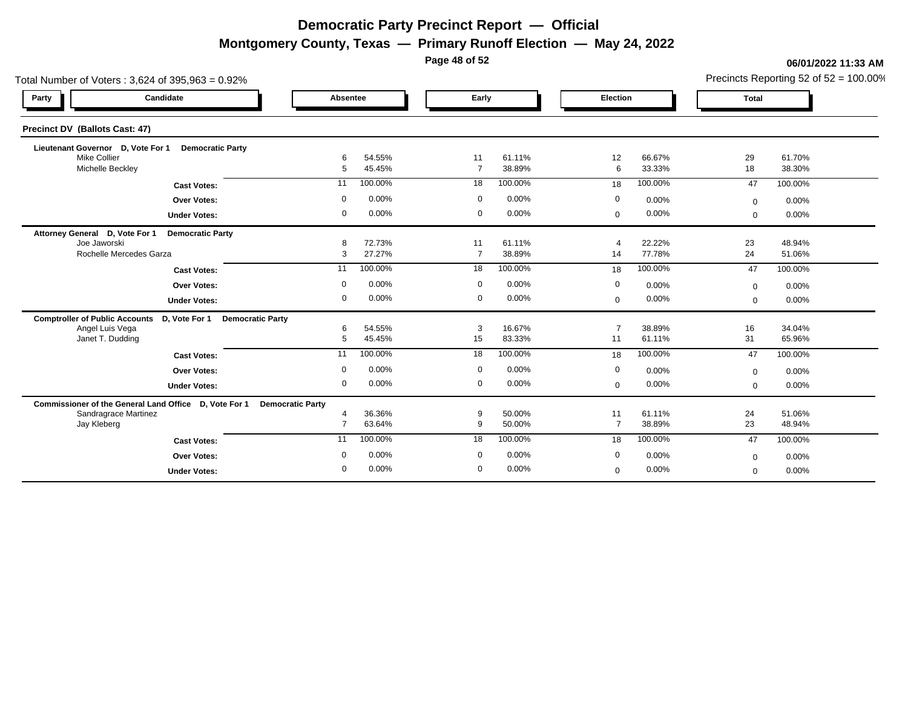# Democratic Party Precinct Report — Official

## Montgomery County, Texas — Primary Runoff Election — May 24, 2022

06/01/2022 11:33 AM

Total Number of Voters : 3,624 of 395,963 = 0.92%

Precincts Reporting 52 of 52 = 100.00%

### Precinct DV (Ballots Cast: 47)

| Party | Candidate | Absentee | | Early | | Election | | Total | |
|---|---|---|---|---|---|---|---|---|---|
| **Lieutenant Governor D, Vote For 1** | **Democratic Party** | | | | | | | | |
| | Mike Collier | 6 | 54.55% | 11 | 61.11% | 12 | 66.67% | 29 | 61.70% |
| | Michelle Beckley | 5 | 45.45% | 7 | 38.89% | 6 | 33.33% | 18 | 38.30% |
| | **Cast Votes:** | 11 | 100.00% | 18 | 100.00% | 18 | 100.00% | 47 | 100.00% |
| | **Over Votes:** | 0 | 0.00% | 0 | 0.00% | 0 | 0.00% | 0 | 0.00% |
| | **Under Votes:** | 0 | 0.00% | 0 | 0.00% | 0 | 0.00% | 0 | 0.00% |
| **Attorney General D, Vote For 1** | **Democratic Party** | | | | | | | | |
| | Joe Jaworski | 8 | 72.73% | 11 | 61.11% | 4 | 22.22% | 23 | 48.94% |
| | Rochelle Mercedes Garza | 3 | 27.27% | 7 | 38.89% | 14 | 77.78% | 24 | 51.06% |
| | **Cast Votes:** | 11 | 100.00% | 18 | 100.00% | 18 | 100.00% | 47 | 100.00% |
| | **Over Votes:** | 0 | 0.00% | 0 | 0.00% | 0 | 0.00% | 0 | 0.00% |
| | **Under Votes:** | 0 | 0.00% | 0 | 0.00% | 0 | 0.00% | 0 | 0.00% |
| **Comptroller of Public Accounts D, Vote For 1** | **Democratic Party** | | | | | | | | |
| | Angel Luis Vega | 6 | 54.55% | 3 | 16.67% | 7 | 38.89% | 16 | 34.04% |
| | Janet T. Dudding | 5 | 45.45% | 15 | 83.33% | 11 | 61.11% | 31 | 65.96% |
| | **Cast Votes:** | 11 | 100.00% | 18 | 100.00% | 18 | 100.00% | 47 | 100.00% |
| | **Over Votes:** | 0 | 0.00% | 0 | 0.00% | 0 | 0.00% | 0 | 0.00% |
| | **Under Votes:** | 0 | 0.00% | 0 | 0.00% | 0 | 0.00% | 0 | 0.00% |
| **Commissioner of the General Land Office D, Vote For 1** | **Democratic Party** | | | | | | | | |
| | Sandragrace Martinez | 4 | 36.36% | 9 | 50.00% | 11 | 61.11% | 24 | 51.06% |
| | Jay Kleberg | 7 | 63.64% | 9 | 50.00% | 7 | 38.89% | 23 | 48.94% |
| | **Cast Votes:** | 11 | 100.00% | 18 | 100.00% | 18 | 100.00% | 47 | 100.00% |
| | **Over Votes:** | 0 | 0.00% | 0 | 0.00% | 0 | 0.00% | 0 | 0.00% |
| | **Under Votes:** | 0 | 0.00% | 0 | 0.00% | 0 | 0.00% | 0 | 0.00% |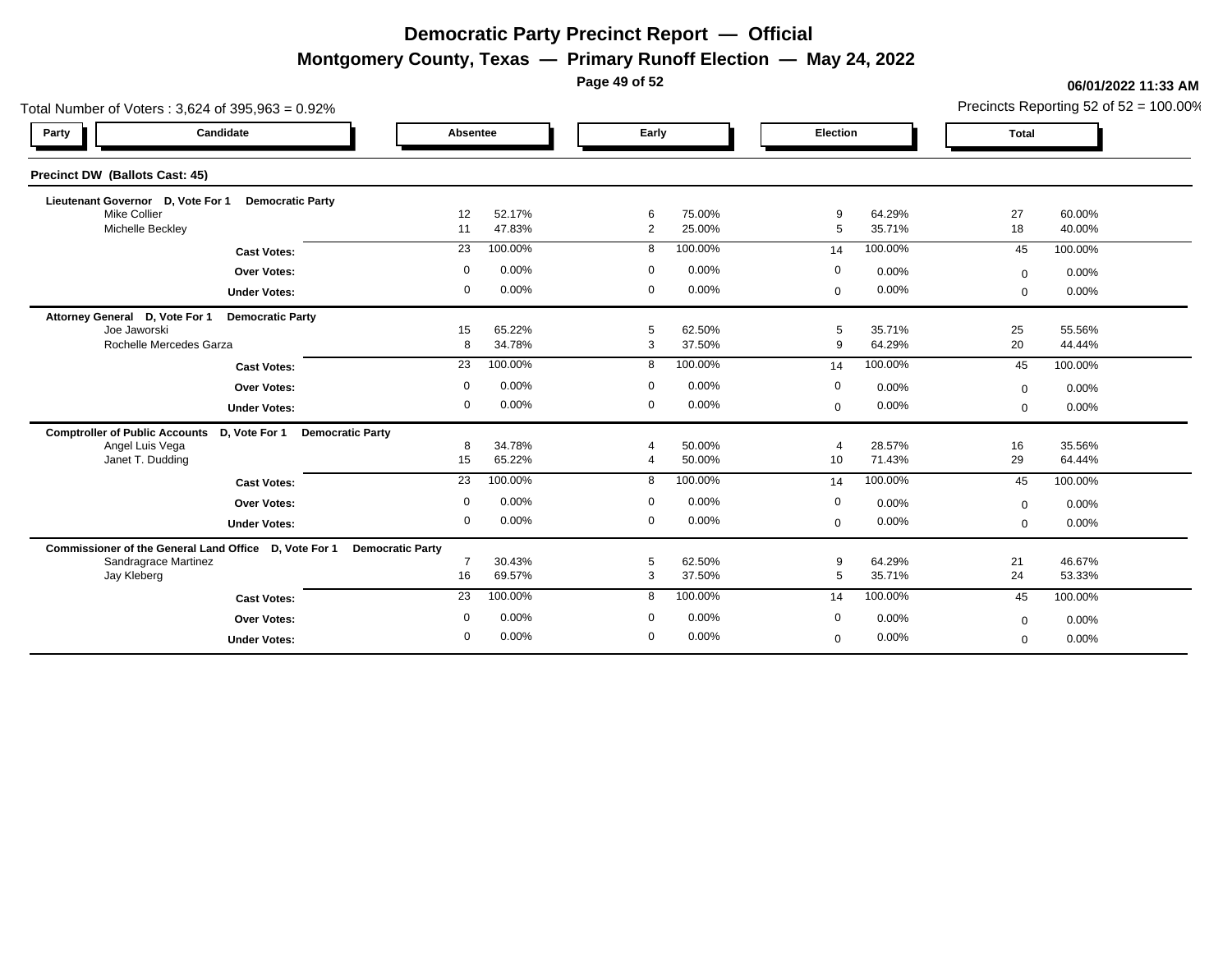# Democratic Party Precinct Report — Official

## Montgomery County, Texas — Primary Runoff Election — May 24, 2022

**06/01/2022 11:33 AM**

Total Number of Voters : 3,624 of 395,963 = 0.92%

Precincts Reporting 52 of 52 = 100.00%

### Precinct DW (Ballots Cast: 45)

| Party / Candidate | Absentee | | Early | | Election | | Total | |
|---|---|---|---|---|---|---|---|---|
| **Lieutenant Governor D, Vote For 1 Democratic Party** | | | | | | | | |
| Mike Collier | 12 | 52.17% | 6 | 75.00% | 9 | 64.29% | 27 | 60.00% |
| Michelle Beckley | 11 | 47.83% | 2 | 25.00% | 5 | 35.71% | 18 | 40.00% |
| **Cast Votes:** | 23 | 100.00% | 8 | 100.00% | 14 | 100.00% | 45 | 100.00% |
| **Over Votes:** | 0 | 0.00% | 0 | 0.00% | 0 | 0.00% | 0 | 0.00% |
| **Under Votes:** | 0 | 0.00% | 0 | 0.00% | 0 | 0.00% | 0 | 0.00% |
| **Attorney General D, Vote For 1 Democratic Party** | | | | | | | | |
| Joe Jaworski | 15 | 65.22% | 5 | 62.50% | 5 | 35.71% | 25 | 55.56% |
| Rochelle Mercedes Garza | 8 | 34.78% | 3 | 37.50% | 9 | 64.29% | 20 | 44.44% |
| **Cast Votes:** | 23 | 100.00% | 8 | 100.00% | 14 | 100.00% | 45 | 100.00% |
| **Over Votes:** | 0 | 0.00% | 0 | 0.00% | 0 | 0.00% | 0 | 0.00% |
| **Under Votes:** | 0 | 0.00% | 0 | 0.00% | 0 | 0.00% | 0 | 0.00% |
| **Comptroller of Public Accounts D, Vote For 1 Democratic Party** | | | | | | | | |
| Angel Luis Vega | 8 | 34.78% | 4 | 50.00% | 4 | 28.57% | 16 | 35.56% |
| Janet T. Dudding | 15 | 65.22% | 4 | 50.00% | 10 | 71.43% | 29 | 64.44% |
| **Cast Votes:** | 23 | 100.00% | 8 | 100.00% | 14 | 100.00% | 45 | 100.00% |
| **Over Votes:** | 0 | 0.00% | 0 | 0.00% | 0 | 0.00% | 0 | 0.00% |
| **Under Votes:** | 0 | 0.00% | 0 | 0.00% | 0 | 0.00% | 0 | 0.00% |
| **Commissioner of the General Land Office D, Vote For 1 Democratic Party** | | | | | | | | |
| Sandragrace Martinez | 7 | 30.43% | 5 | 62.50% | 9 | 64.29% | 21 | 46.67% |
| Jay Kleberg | 16 | 69.57% | 3 | 37.50% | 5 | 35.71% | 24 | 53.33% |
| **Cast Votes:** | 23 | 100.00% | 8 | 100.00% | 14 | 100.00% | 45 | 100.00% |
| **Over Votes:** | 0 | 0.00% | 0 | 0.00% | 0 | 0.00% | 0 | 0.00% |
| **Under Votes:** | 0 | 0.00% | 0 | 0.00% | 0 | 0.00% | 0 | 0.00% |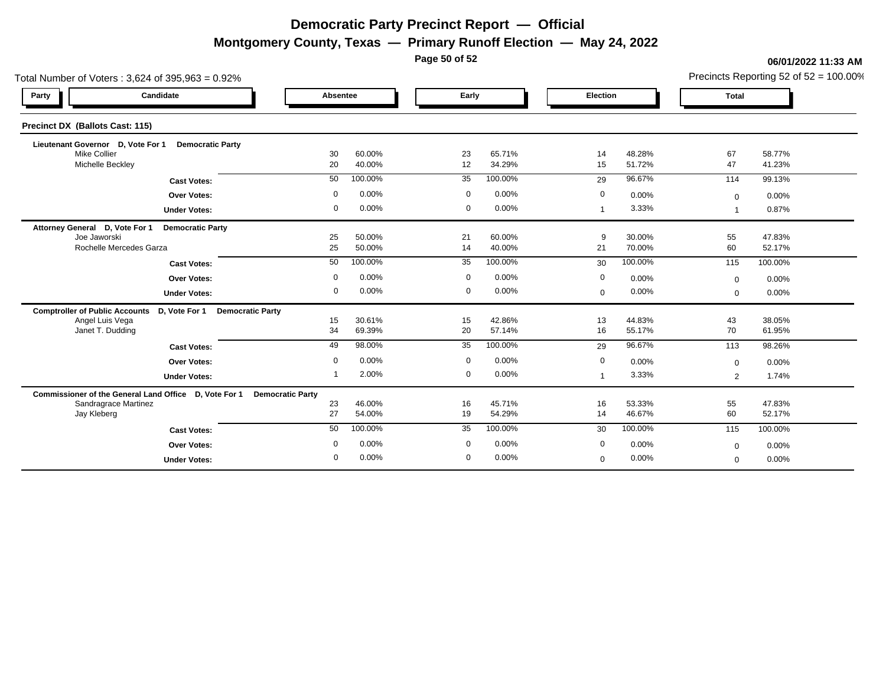# Democratic Party Precinct Report — Official

## Montgomery County, Texas — Primary Runoff Election — May 24, 2022

**06/01/2022 11:33 AM**

Total Number of Voters : 3,624 of 395,963 = 0.92%

Precincts Reporting 52 of 52 = 100.00%

### Precinct DX (Ballots Cast: 115)

| Party | Candidate | Absentee | | Early | | Election | | Total | |
|---|---|---|---|---|---|---|---|---|---|
| **Lieutenant Governor D, Vote For 1** | **Democratic Party** | | | | | | | | |
| | Mike Collier | 30 | 60.00% | 23 | 65.71% | 14 | 48.28% | 67 | 58.77% |
| | Michelle Beckley | 20 | 40.00% | 12 | 34.29% | 15 | 51.72% | 47 | 41.23% |
| | **Cast Votes:** | 50 | 100.00% | 35 | 100.00% | 29 | 96.67% | 114 | 99.13% |
| | **Over Votes:** | 0 | 0.00% | 0 | 0.00% | 0 | 0.00% | 0 | 0.00% |
| | **Under Votes:** | 0 | 0.00% | 0 | 0.00% | 1 | 3.33% | 1 | 0.87% |
| **Attorney General D, Vote For 1** | **Democratic Party** | | | | | | | | |
| | Joe Jaworski | 25 | 50.00% | 21 | 60.00% | 9 | 30.00% | 55 | 47.83% |
| | Rochelle Mercedes Garza | 25 | 50.00% | 14 | 40.00% | 21 | 70.00% | 60 | 52.17% |
| | **Cast Votes:** | 50 | 100.00% | 35 | 100.00% | 30 | 100.00% | 115 | 100.00% |
| | **Over Votes:** | 0 | 0.00% | 0 | 0.00% | 0 | 0.00% | 0 | 0.00% |
| | **Under Votes:** | 0 | 0.00% | 0 | 0.00% | 0 | 0.00% | 0 | 0.00% |
| **Comptroller of Public Accounts D, Vote For 1** | **Democratic Party** | | | | | | | | |
| | Angel Luis Vega | 15 | 30.61% | 15 | 42.86% | 13 | 44.83% | 43 | 38.05% |
| | Janet T. Dudding | 34 | 69.39% | 20 | 57.14% | 16 | 55.17% | 70 | 61.95% |
| | **Cast Votes:** | 49 | 98.00% | 35 | 100.00% | 29 | 96.67% | 113 | 98.26% |
| | **Over Votes:** | 0 | 0.00% | 0 | 0.00% | 0 | 0.00% | 0 | 0.00% |
| | **Under Votes:** | 1 | 2.00% | 0 | 0.00% | 1 | 3.33% | 2 | 1.74% |
| **Commissioner of the General Land Office D, Vote For 1** | **Democratic Party** | | | | | | | | |
| | Sandragrace Martinez | 23 | 46.00% | 16 | 45.71% | 16 | 53.33% | 55 | 47.83% |
| | Jay Kleberg | 27 | 54.00% | 19 | 54.29% | 14 | 46.67% | 60 | 52.17% |
| | **Cast Votes:** | 50 | 100.00% | 35 | 100.00% | 30 | 100.00% | 115 | 100.00% |
| | **Over Votes:** | 0 | 0.00% | 0 | 0.00% | 0 | 0.00% | 0 | 0.00% |
| | **Under Votes:** | 0 | 0.00% | 0 | 0.00% | 0 | 0.00% | 0 | 0.00% |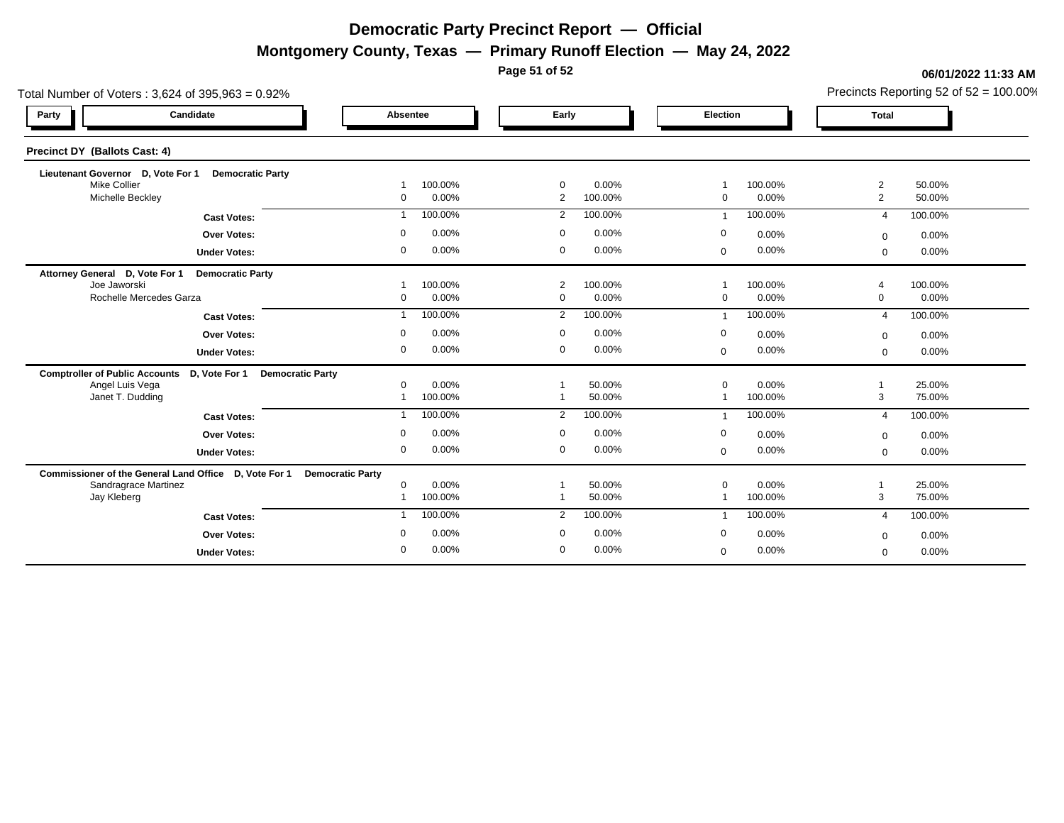# Democratic Party Precinct Report — Official

## Montgomery County, Texas — Primary Runoff Election — May 24, 2022

**06/01/2022 11:33 AM**

Total Number of Voters : 3,624 of 395,963 = 0.92%

Precincts Reporting 52 of 52 = 100.00%

### Precinct DY (Ballots Cast: 4)

| Party | Candidate | Absentee | | Early | | Election | | Total | |
|---|---|---|---|---|---|---|---|---|---|
| **Lieutenant Governor D, Vote For 1 Democratic Party** | | | | | | | | | |
| | Mike Collier | 1 | 100.00% | 0 | 0.00% | 1 | 100.00% | 2 | 50.00% |
| | Michelle Beckley | 0 | 0.00% | 2 | 100.00% | 0 | 0.00% | 2 | 50.00% |
| | **Cast Votes:** | 1 | 100.00% | 2 | 100.00% | 1 | 100.00% | 4 | 100.00% |
| | **Over Votes:** | 0 | 0.00% | 0 | 0.00% | 0 | 0.00% | 0 | 0.00% |
| | **Under Votes:** | 0 | 0.00% | 0 | 0.00% | 0 | 0.00% | 0 | 0.00% |
| **Attorney General D, Vote For 1 Democratic Party** | | | | | | | | | |
| | Joe Jaworski | 1 | 100.00% | 2 | 100.00% | 1 | 100.00% | 4 | 100.00% |
| | Rochelle Mercedes Garza | 0 | 0.00% | 0 | 0.00% | 0 | 0.00% | 0 | 0.00% |
| | **Cast Votes:** | 1 | 100.00% | 2 | 100.00% | 1 | 100.00% | 4 | 100.00% |
| | **Over Votes:** | 0 | 0.00% | 0 | 0.00% | 0 | 0.00% | 0 | 0.00% |
| | **Under Votes:** | 0 | 0.00% | 0 | 0.00% | 0 | 0.00% | 0 | 0.00% |
| **Comptroller of Public Accounts D, Vote For 1 Democratic Party** | | | | | | | | | |
| | Angel Luis Vega | 0 | 0.00% | 1 | 50.00% | 0 | 0.00% | 1 | 25.00% |
| | Janet T. Dudding | 1 | 100.00% | 1 | 50.00% | 1 | 100.00% | 3 | 75.00% |
| | **Cast Votes:** | 1 | 100.00% | 2 | 100.00% | 1 | 100.00% | 4 | 100.00% |
| | **Over Votes:** | 0 | 0.00% | 0 | 0.00% | 0 | 0.00% | 0 | 0.00% |
| | **Under Votes:** | 0 | 0.00% | 0 | 0.00% | 0 | 0.00% | 0 | 0.00% |
| **Commissioner of the General Land Office D, Vote For 1 Democratic Party** | | | | | | | | | |
| | Sandragrace Martinez | 0 | 0.00% | 1 | 50.00% | 0 | 0.00% | 1 | 25.00% |
| | Jay Kleberg | 1 | 100.00% | 1 | 50.00% | 1 | 100.00% | 3 | 75.00% |
| | **Cast Votes:** | 1 | 100.00% | 2 | 100.00% | 1 | 100.00% | 4 | 100.00% |
| | **Over Votes:** | 0 | 0.00% | 0 | 0.00% | 0 | 0.00% | 0 | 0.00% |
| | **Under Votes:** | 0 | 0.00% | 0 | 0.00% | 0 | 0.00% | 0 | 0.00% |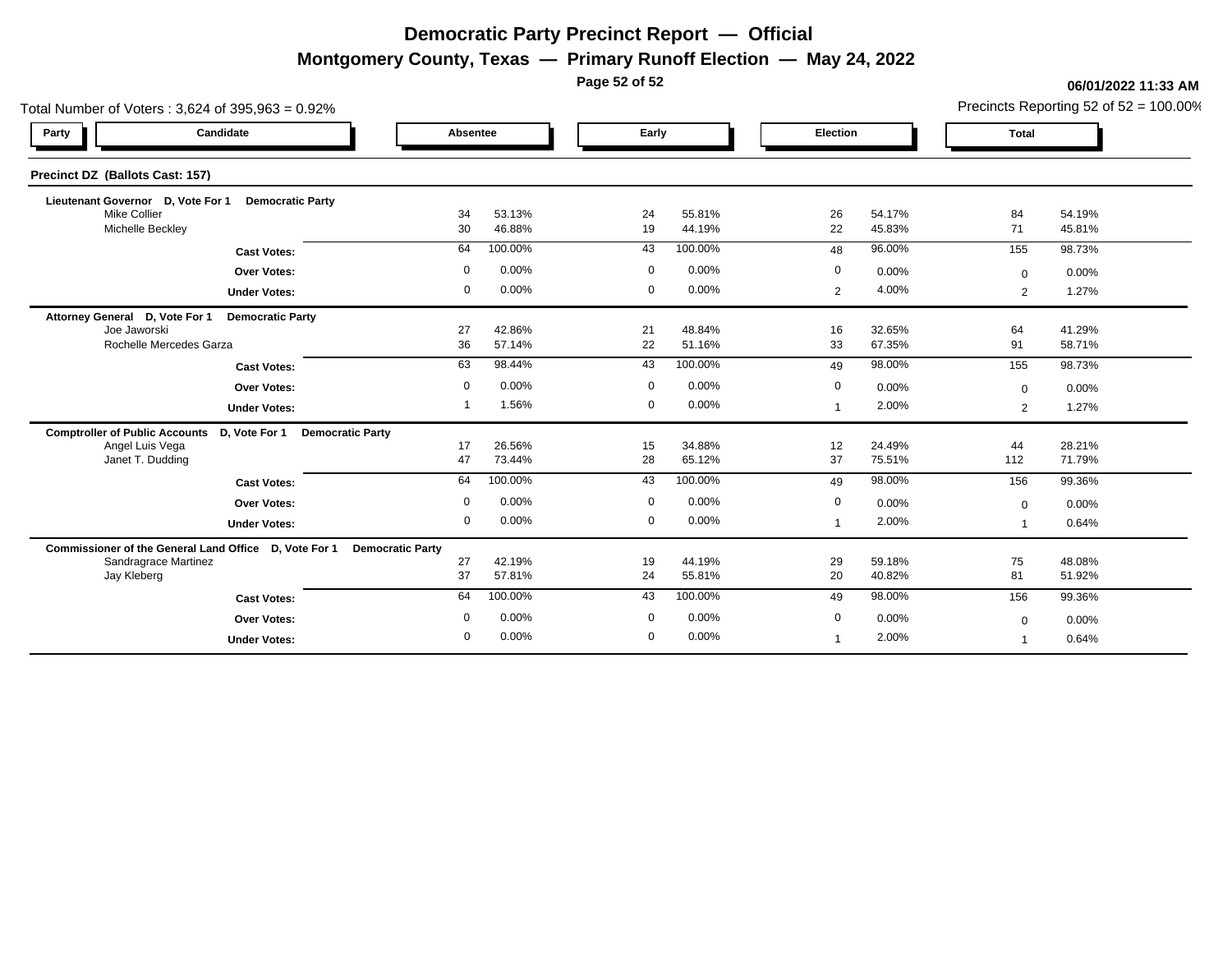# Democratic Party Precinct Report — Official

## Montgomery County, Texas — Primary Runoff Election — May 24, 2022

**06/01/2022 11:33 AM**

Total Number of Voters : 3,624 of 395,963 = 0.92%

Precincts Reporting 52 of 52 = 100.00%

| Party | Candidate | Absentee | | Early | | Election | | Total | |
|---|---|---|---|---|---|---|---|---|---|
| **Precinct DZ (Ballots Cast: 157)** | | | | | | | | | |
| **Lieutenant Governor D, Vote For 1 Democratic Party** | | | | | | | | | |
| | Mike Collier | 34 | 53.13% | 24 | 55.81% | 26 | 54.17% | 84 | 54.19% |
| | Michelle Beckley | 30 | 46.88% | 19 | 44.19% | 22 | 45.83% | 71 | 45.81% |
| | **Cast Votes:** | 64 | 100.00% | 43 | 100.00% | 48 | 96.00% | 155 | 98.73% |
| | **Over Votes:** | 0 | 0.00% | 0 | 0.00% | 0 | 0.00% | 0 | 0.00% |
| | **Under Votes:** | 0 | 0.00% | 0 | 0.00% | 2 | 4.00% | 2 | 1.27% |
| **Attorney General D, Vote For 1 Democratic Party** | | | | | | | | | |
| | Joe Jaworski | 27 | 42.86% | 21 | 48.84% | 16 | 32.65% | 64 | 41.29% |
| | Rochelle Mercedes Garza | 36 | 57.14% | 22 | 51.16% | 33 | 67.35% | 91 | 58.71% |
| | **Cast Votes:** | 63 | 98.44% | 43 | 100.00% | 49 | 98.00% | 155 | 98.73% |
| | **Over Votes:** | 0 | 0.00% | 0 | 0.00% | 0 | 0.00% | 0 | 0.00% |
| | **Under Votes:** | 1 | 1.56% | 0 | 0.00% | 1 | 2.00% | 2 | 1.27% |
| **Comptroller of Public Accounts D, Vote For 1 Democratic Party** | | | | | | | | | |
| | Angel Luis Vega | 17 | 26.56% | 15 | 34.88% | 12 | 24.49% | 44 | 28.21% |
| | Janet T. Dudding | 47 | 73.44% | 28 | 65.12% | 37 | 75.51% | 112 | 71.79% |
| | **Cast Votes:** | 64 | 100.00% | 43 | 100.00% | 49 | 98.00% | 156 | 99.36% |
| | **Over Votes:** | 0 | 0.00% | 0 | 0.00% | 0 | 0.00% | 0 | 0.00% |
| | **Under Votes:** | 0 | 0.00% | 0 | 0.00% | 1 | 2.00% | 1 | 0.64% |
| **Commissioner of the General Land Office D, Vote For 1 Democratic Party** | | | | | | | | | |
| | Sandragrace Martinez | 27 | 42.19% | 19 | 44.19% | 29 | 59.18% | 75 | 48.08% |
| | Jay Kleberg | 37 | 57.81% | 24 | 55.81% | 20 | 40.82% | 81 | 51.92% |
| | **Cast Votes:** | 64 | 100.00% | 43 | 100.00% | 49 | 98.00% | 156 | 99.36% |
| | **Over Votes:** | 0 | 0.00% | 0 | 0.00% | 0 | 0.00% | 0 | 0.00% |
| | **Under Votes:** | 0 | 0.00% | 0 | 0.00% | 1 | 2.00% | 1 | 0.64% |